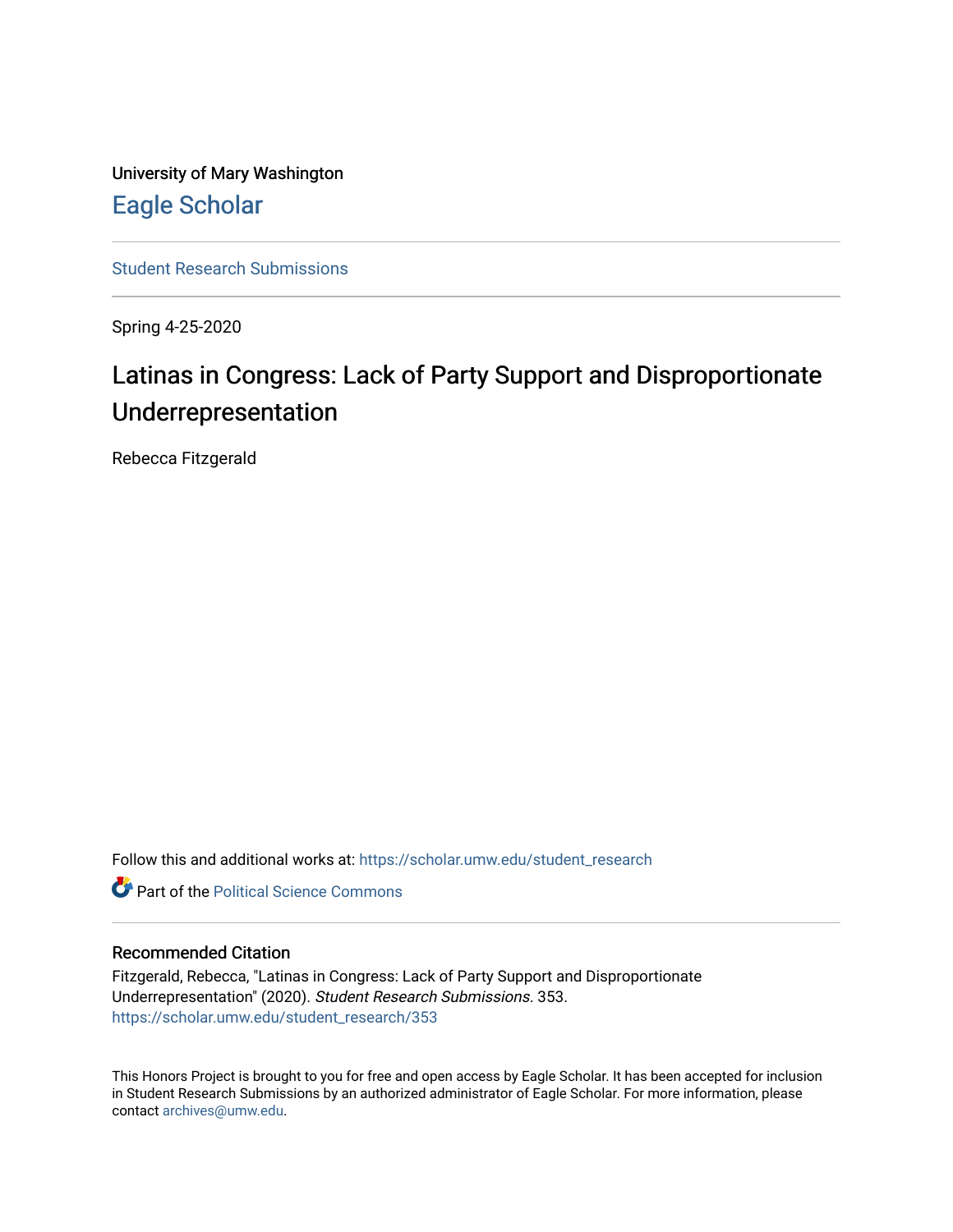University of Mary Washington

Eagle Scholar

Student Research Submissions

---

Spring 4-25-2020

# Latinas in Congress: Lack of Party Support and Disproportionate Underrepresentation

Rebecca Fitzgerald

Follow this and additional works at: https://scholar.umw.edu/student_research

Part of the Political Science Commons

---

### Recommended Citation

Fitzgerald, Rebecca, "Latinas in Congress: Lack of Party Support and Disproportionate Underrepresentation" (2020). *Student Research Submissions*. 353.
https://scholar.umw.edu/student_research/353

This Honors Project is brought to you for free and open access by Eagle Scholar. It has been accepted for inclusion in Student Research Submissions by an authorized administrator of Eagle Scholar. For more information, please contact archives@umw.edu.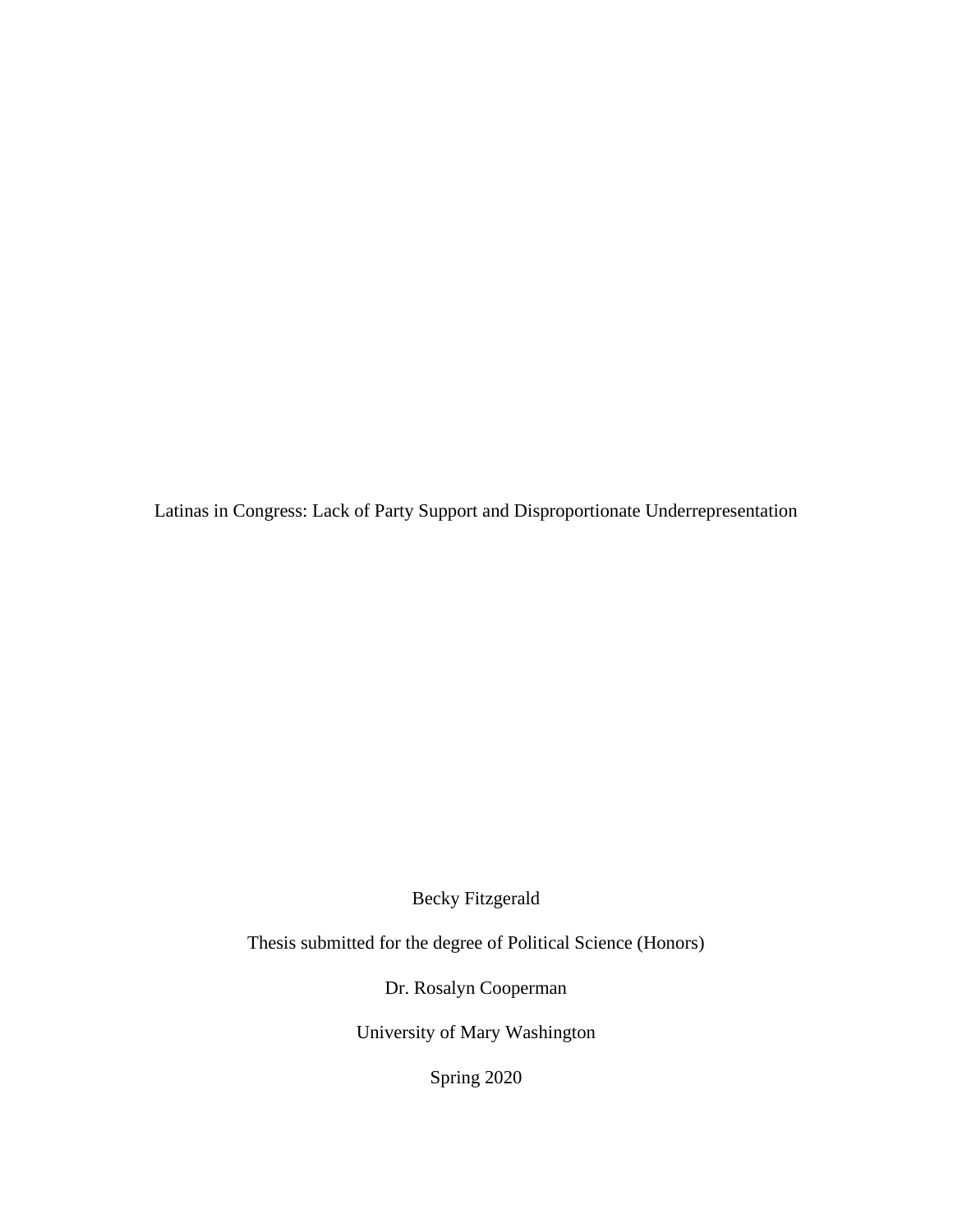Latinas in Congress: Lack of Party Support and Disproportionate Underrepresentation

Becky Fitzgerald

Thesis submitted for the degree of Political Science (Honors)

Dr. Rosalyn Cooperman

University of Mary Washington

Spring 2020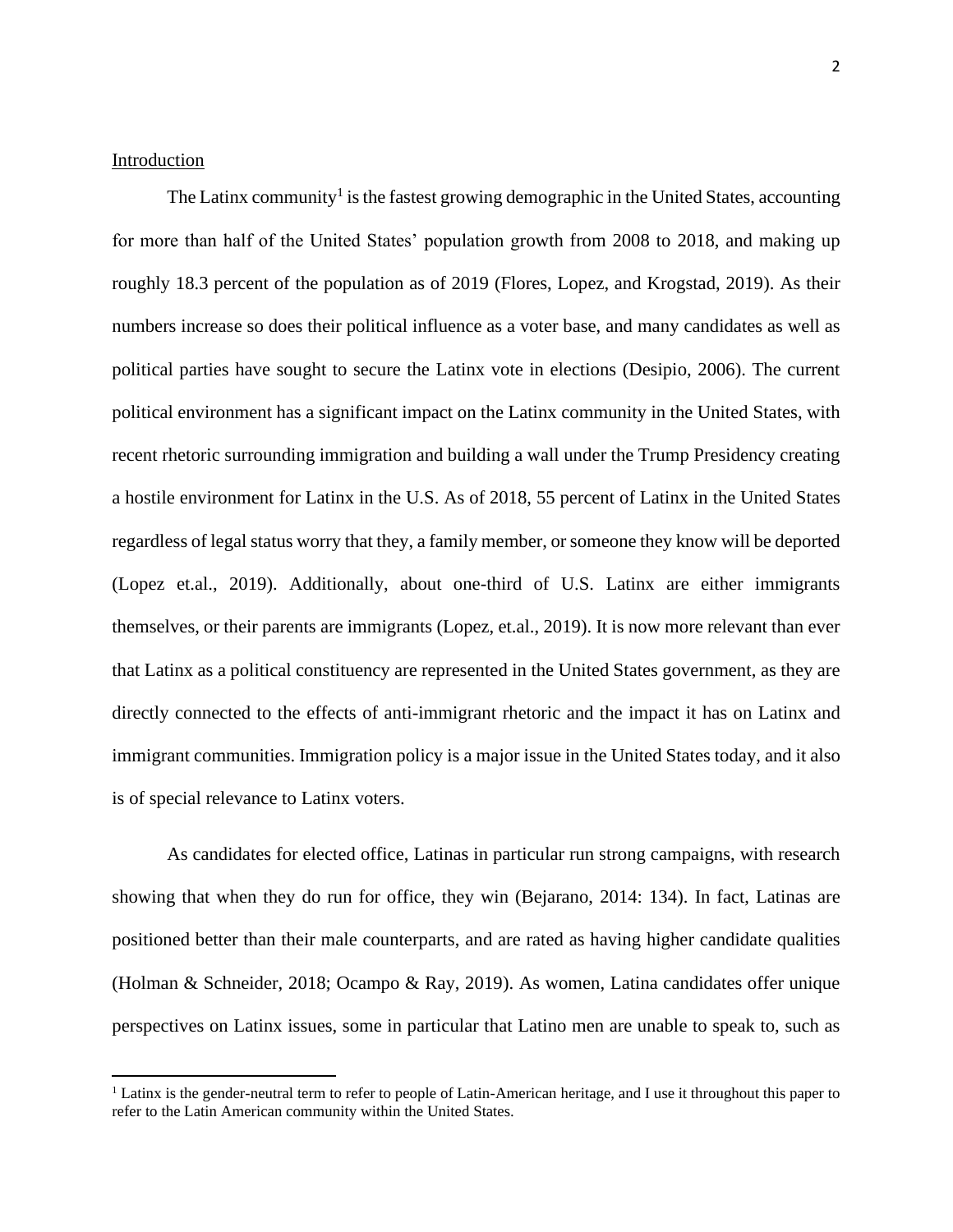Introduction

The Latinx community[1] is the fastest growing demographic in the United States, accounting for more than half of the United States' population growth from 2008 to 2018, and making up roughly 18.3 percent of the population as of 2019 (Flores, Lopez, and Krogstad, 2019). As their numbers increase so does their political influence as a voter base, and many candidates as well as political parties have sought to secure the Latinx vote in elections (Desipio, 2006). The current political environment has a significant impact on the Latinx community in the United States, with recent rhetoric surrounding immigration and building a wall under the Trump Presidency creating a hostile environment for Latinx in the U.S. As of 2018, 55 percent of Latinx in the United States regardless of legal status worry that they, a family member, or someone they know will be deported (Lopez et.al., 2019). Additionally, about one-third of U.S. Latinx are either immigrants themselves, or their parents are immigrants (Lopez, et.al., 2019). It is now more relevant than ever that Latinx as a political constituency are represented in the United States government, as they are directly connected to the effects of anti-immigrant rhetoric and the impact it has on Latinx and immigrant communities. Immigration policy is a major issue in the United States today, and it also is of special relevance to Latinx voters.

As candidates for elected office, Latinas in particular run strong campaigns, with research showing that when they do run for office, they win (Bejarano, 2014: 134). In fact, Latinas are positioned better than their male counterparts, and are rated as having higher candidate qualities (Holman & Schneider, 2018; Ocampo & Ray, 2019). As women, Latina candidates offer unique perspectives on Latinx issues, some in particular that Latino men are unable to speak to, such as

[1] Latinx is the gender-neutral term to refer to people of Latin-American heritage, and I use it throughout this paper to refer to the Latin American community within the United States.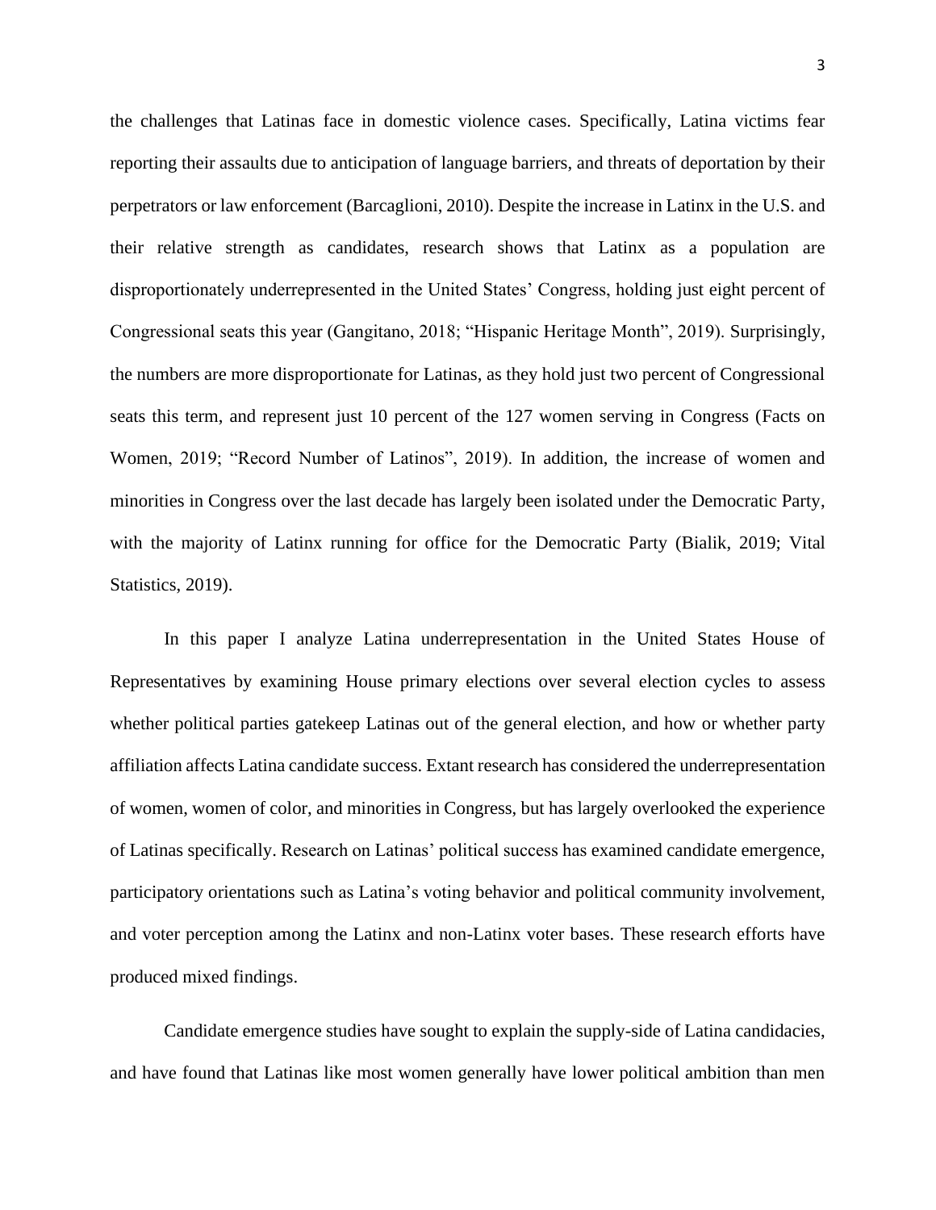the challenges that Latinas face in domestic violence cases. Specifically, Latina victims fear reporting their assaults due to anticipation of language barriers, and threats of deportation by their perpetrators or law enforcement (Barcaglioni, 2010). Despite the increase in Latinx in the U.S. and their relative strength as candidates, research shows that Latinx as a population are disproportionately underrepresented in the United States' Congress, holding just eight percent of Congressional seats this year (Gangitano, 2018; "Hispanic Heritage Month", 2019). Surprisingly, the numbers are more disproportionate for Latinas, as they hold just two percent of Congressional seats this term, and represent just 10 percent of the 127 women serving in Congress (Facts on Women, 2019; "Record Number of Latinos", 2019). In addition, the increase of women and minorities in Congress over the last decade has largely been isolated under the Democratic Party, with the majority of Latinx running for office for the Democratic Party (Bialik, 2019; Vital Statistics, 2019).

In this paper I analyze Latina underrepresentation in the United States House of Representatives by examining House primary elections over several election cycles to assess whether political parties gatekeep Latinas out of the general election, and how or whether party affiliation affects Latina candidate success. Extant research has considered the underrepresentation of women, women of color, and minorities in Congress, but has largely overlooked the experience of Latinas specifically. Research on Latinas' political success has examined candidate emergence, participatory orientations such as Latina's voting behavior and political community involvement, and voter perception among the Latinx and non-Latinx voter bases. These research efforts have produced mixed findings.

Candidate emergence studies have sought to explain the supply-side of Latina candidacies, and have found that Latinas like most women generally have lower political ambition than men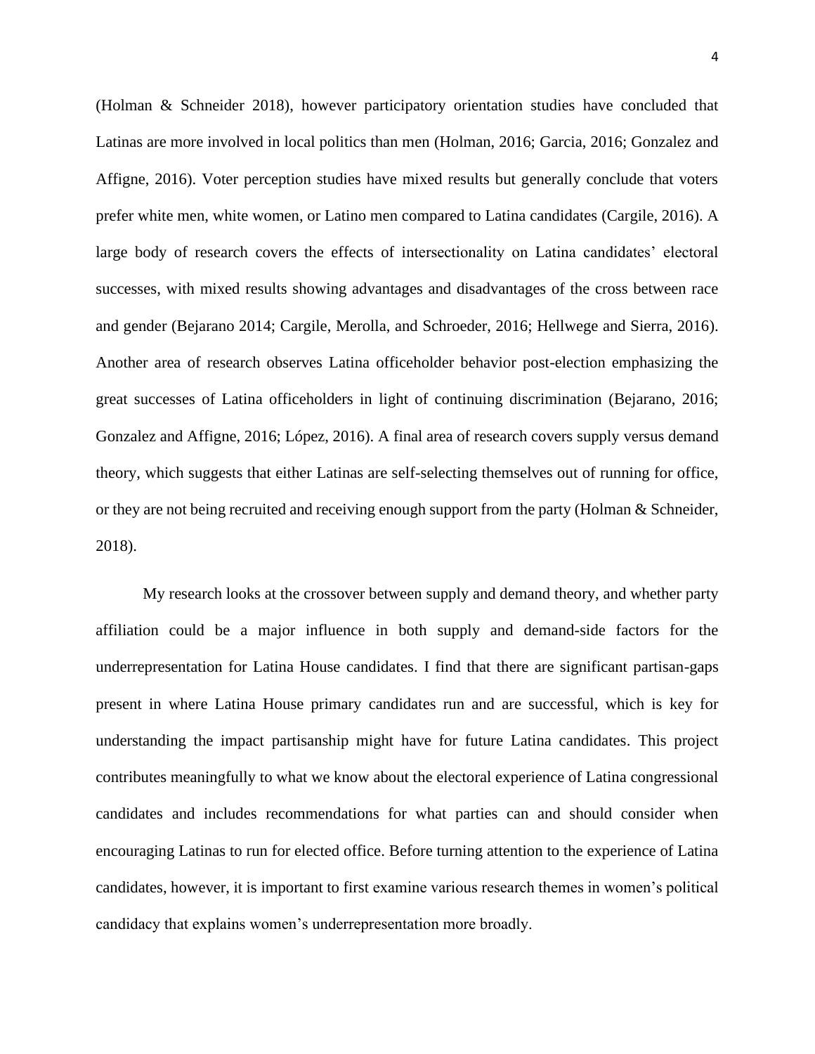(Holman & Schneider 2018), however participatory orientation studies have concluded that Latinas are more involved in local politics than men (Holman, 2016; Garcia, 2016; Gonzalez and Affigne, 2016). Voter perception studies have mixed results but generally conclude that voters prefer white men, white women, or Latino men compared to Latina candidates (Cargile, 2016). A large body of research covers the effects of intersectionality on Latina candidates' electoral successes, with mixed results showing advantages and disadvantages of the cross between race and gender (Bejarano 2014; Cargile, Merolla, and Schroeder, 2016; Hellwege and Sierra, 2016). Another area of research observes Latina officeholder behavior post-election emphasizing the great successes of Latina officeholders in light of continuing discrimination (Bejarano, 2016; Gonzalez and Affigne, 2016; López, 2016). A final area of research covers supply versus demand theory, which suggests that either Latinas are self-selecting themselves out of running for office, or they are not being recruited and receiving enough support from the party (Holman & Schneider, 2018).

My research looks at the crossover between supply and demand theory, and whether party affiliation could be a major influence in both supply and demand-side factors for the underrepresentation for Latina House candidates. I find that there are significant partisan-gaps present in where Latina House primary candidates run and are successful, which is key for understanding the impact partisanship might have for future Latina candidates. This project contributes meaningfully to what we know about the electoral experience of Latina congressional candidates and includes recommendations for what parties can and should consider when encouraging Latinas to run for elected office. Before turning attention to the experience of Latina candidates, however, it is important to first examine various research themes in women's political candidacy that explains women's underrepresentation more broadly.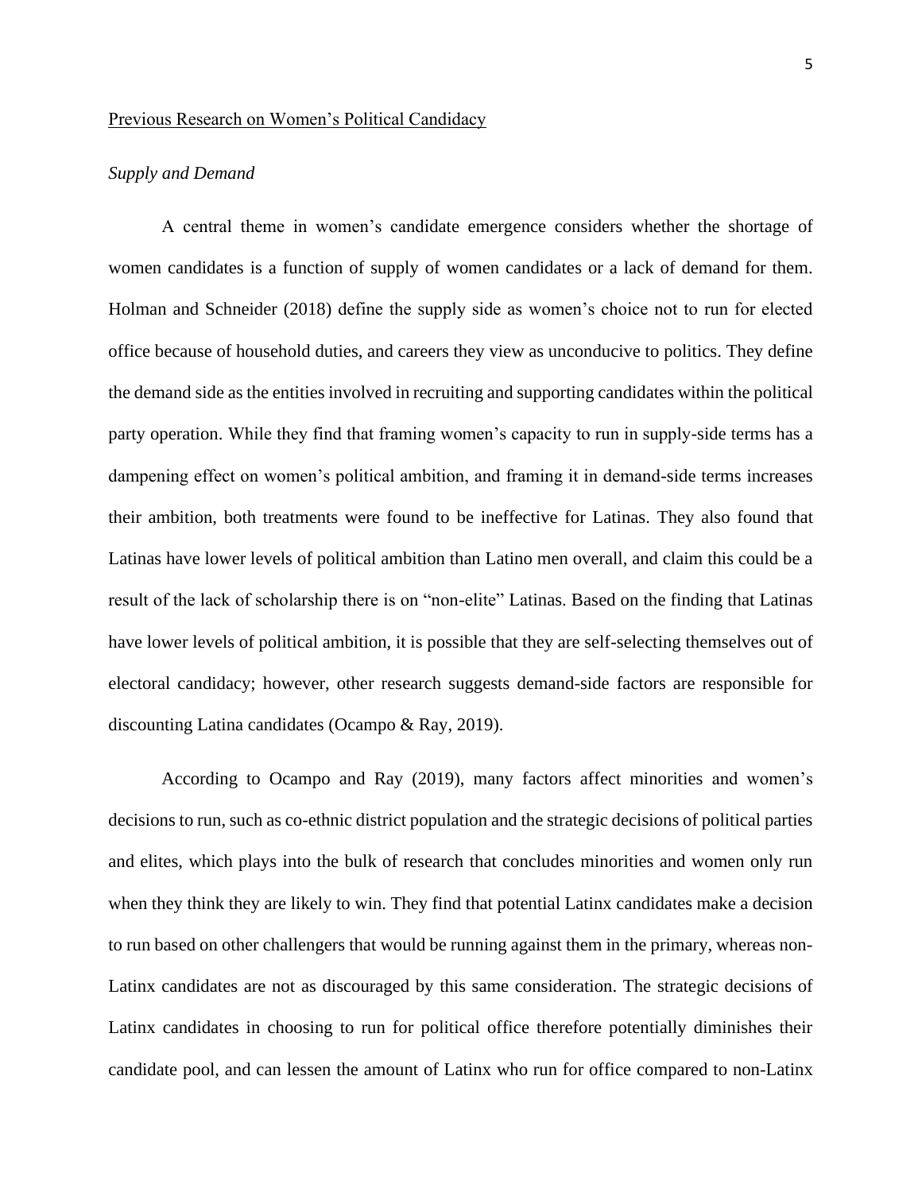## Previous Research on Women's Political Candidacy

### *Supply and Demand*

A central theme in women's candidate emergence considers whether the shortage of women candidates is a function of supply of women candidates or a lack of demand for them. Holman and Schneider (2018) define the supply side as women's choice not to run for elected office because of household duties, and careers they view as unconducive to politics. They define the demand side as the entities involved in recruiting and supporting candidates within the political party operation. While they find that framing women's capacity to run in supply-side terms has a dampening effect on women's political ambition, and framing it in demand-side terms increases their ambition, both treatments were found to be ineffective for Latinas. They also found that Latinas have lower levels of political ambition than Latino men overall, and claim this could be a result of the lack of scholarship there is on "non-elite" Latinas. Based on the finding that Latinas have lower levels of political ambition, it is possible that they are self-selecting themselves out of electoral candidacy; however, other research suggests demand-side factors are responsible for discounting Latina candidates (Ocampo & Ray, 2019).

According to Ocampo and Ray (2019), many factors affect minorities and women's decisions to run, such as co-ethnic district population and the strategic decisions of political parties and elites, which plays into the bulk of research that concludes minorities and women only run when they think they are likely to win. They find that potential Latinx candidates make a decision to run based on other challengers that would be running against them in the primary, whereas non-Latinx candidates are not as discouraged by this same consideration. The strategic decisions of Latinx candidates in choosing to run for political office therefore potentially diminishes their candidate pool, and can lessen the amount of Latinx who run for office compared to non-Latinx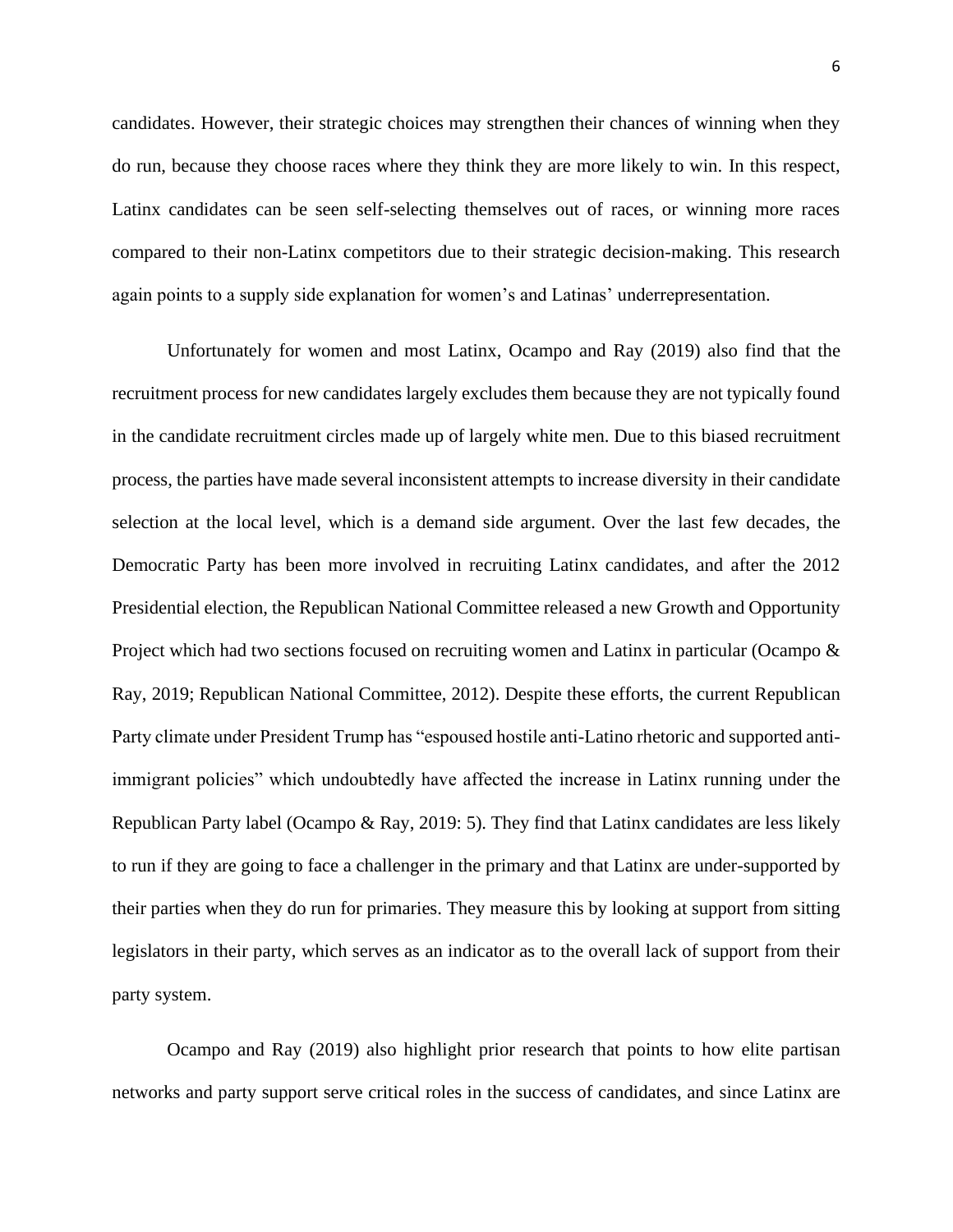candidates. However, their strategic choices may strengthen their chances of winning when they do run, because they choose races where they think they are more likely to win. In this respect, Latinx candidates can be seen self-selecting themselves out of races, or winning more races compared to their non-Latinx competitors due to their strategic decision-making. This research again points to a supply side explanation for women's and Latinas' underrepresentation.

Unfortunately for women and most Latinx, Ocampo and Ray (2019) also find that the recruitment process for new candidates largely excludes them because they are not typically found in the candidate recruitment circles made up of largely white men. Due to this biased recruitment process, the parties have made several inconsistent attempts to increase diversity in their candidate selection at the local level, which is a demand side argument. Over the last few decades, the Democratic Party has been more involved in recruiting Latinx candidates, and after the 2012 Presidential election, the Republican National Committee released a new Growth and Opportunity Project which had two sections focused on recruiting women and Latinx in particular (Ocampo & Ray, 2019; Republican National Committee, 2012). Despite these efforts, the current Republican Party climate under President Trump has "espoused hostile anti-Latino rhetoric and supported anti-immigrant policies" which undoubtedly have affected the increase in Latinx running under the Republican Party label (Ocampo & Ray, 2019: 5). They find that Latinx candidates are less likely to run if they are going to face a challenger in the primary and that Latinx are under-supported by their parties when they do run for primaries. They measure this by looking at support from sitting legislators in their party, which serves as an indicator as to the overall lack of support from their party system.

Ocampo and Ray (2019) also highlight prior research that points to how elite partisan networks and party support serve critical roles in the success of candidates, and since Latinx are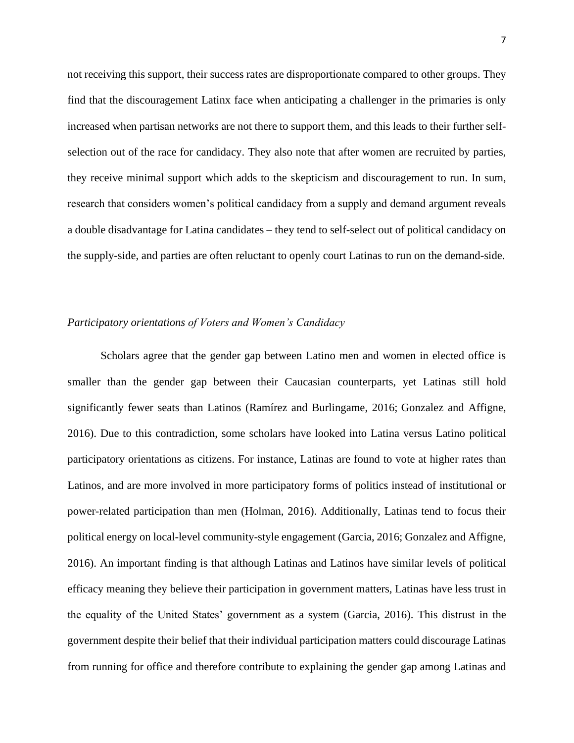not receiving this support, their success rates are disproportionate compared to other groups. They find that the discouragement Latinx face when anticipating a challenger in the primaries is only increased when partisan networks are not there to support them, and this leads to their further self-selection out of the race for candidacy. They also note that after women are recruited by parties, they receive minimal support which adds to the skepticism and discouragement to run. In sum, research that considers women's political candidacy from a supply and demand argument reveals a double disadvantage for Latina candidates – they tend to self-select out of political candidacy on the supply-side, and parties are often reluctant to openly court Latinas to run on the demand-side.

### *Participatory orientations of Voters and Women's Candidacy*

Scholars agree that the gender gap between Latino men and women in elected office is smaller than the gender gap between their Caucasian counterparts, yet Latinas still hold significantly fewer seats than Latinos (Ramírez and Burlingame, 2016; Gonzalez and Affigne, 2016). Due to this contradiction, some scholars have looked into Latina versus Latino political participatory orientations as citizens. For instance, Latinas are found to vote at higher rates than Latinos, and are more involved in more participatory forms of politics instead of institutional or power-related participation than men (Holman, 2016). Additionally, Latinas tend to focus their political energy on local-level community-style engagement (Garcia, 2016; Gonzalez and Affigne, 2016). An important finding is that although Latinas and Latinos have similar levels of political efficacy meaning they believe their participation in government matters, Latinas have less trust in the equality of the United States' government as a system (Garcia, 2016). This distrust in the government despite their belief that their individual participation matters could discourage Latinas from running for office and therefore contribute to explaining the gender gap among Latinas and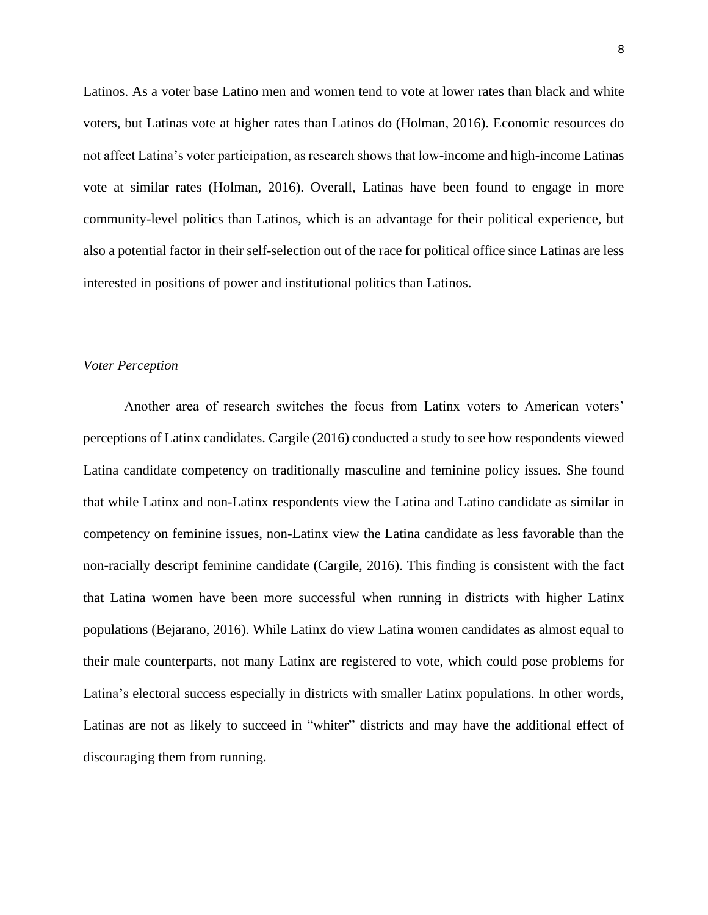Latinos. As a voter base Latino men and women tend to vote at lower rates than black and white voters, but Latinas vote at higher rates than Latinos do (Holman, 2016). Economic resources do not affect Latina's voter participation, as research shows that low-income and high-income Latinas vote at similar rates (Holman, 2016). Overall, Latinas have been found to engage in more community-level politics than Latinos, which is an advantage for their political experience, but also a potential factor in their self-selection out of the race for political office since Latinas are less interested in positions of power and institutional politics than Latinos.

### *Voter Perception*

Another area of research switches the focus from Latinx voters to American voters' perceptions of Latinx candidates. Cargile (2016) conducted a study to see how respondents viewed Latina candidate competency on traditionally masculine and feminine policy issues. She found that while Latinx and non-Latinx respondents view the Latina and Latino candidate as similar in competency on feminine issues, non-Latinx view the Latina candidate as less favorable than the non-racially descript feminine candidate (Cargile, 2016). This finding is consistent with the fact that Latina women have been more successful when running in districts with higher Latinx populations (Bejarano, 2016). While Latinx do view Latina women candidates as almost equal to their male counterparts, not many Latinx are registered to vote, which could pose problems for Latina's electoral success especially in districts with smaller Latinx populations. In other words, Latinas are not as likely to succeed in "whiter" districts and may have the additional effect of discouraging them from running.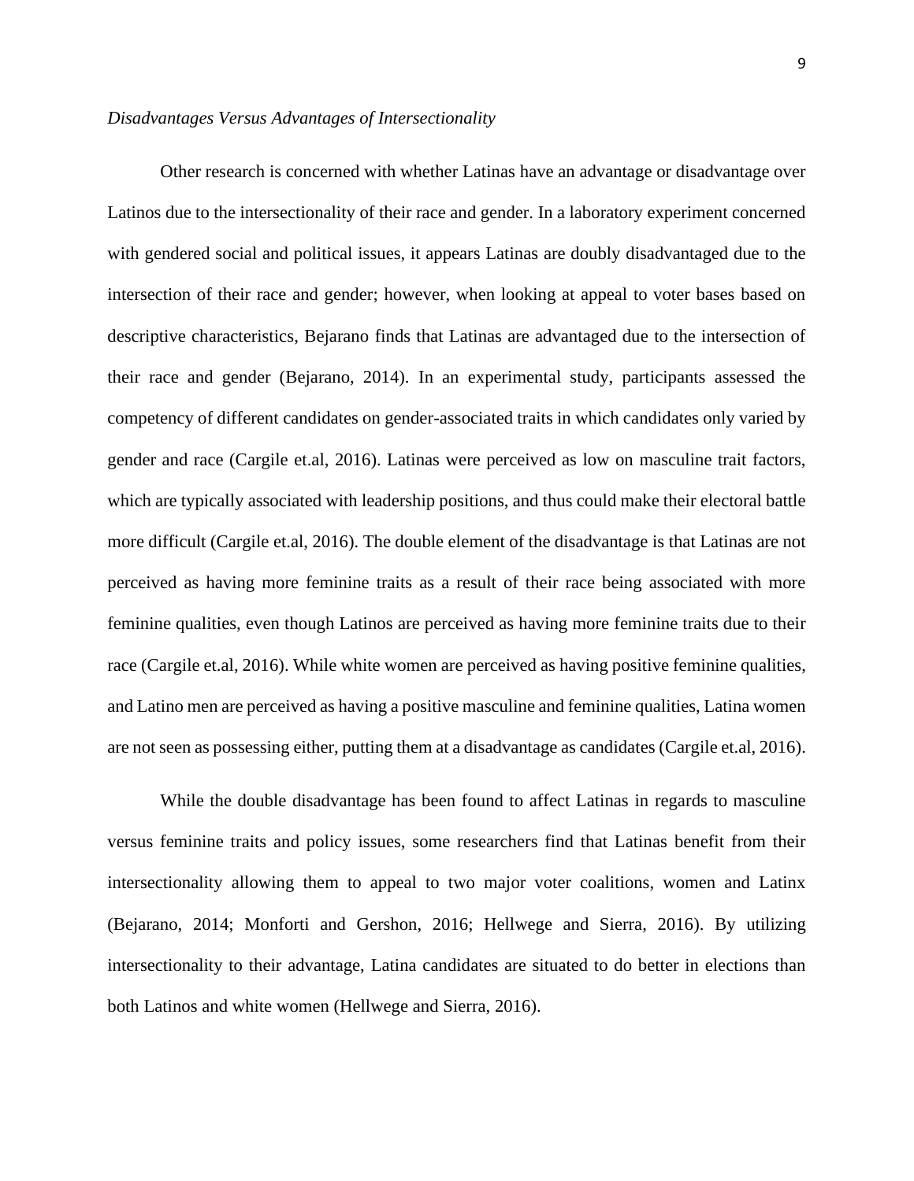*Disadvantages Versus Advantages of Intersectionality*

Other research is concerned with whether Latinas have an advantage or disadvantage over Latinos due to the intersectionality of their race and gender. In a laboratory experiment concerned with gendered social and political issues, it appears Latinas are doubly disadvantaged due to the intersection of their race and gender; however, when looking at appeal to voter bases based on descriptive characteristics, Bejarano finds that Latinas are advantaged due to the intersection of their race and gender (Bejarano, 2014). In an experimental study, participants assessed the competency of different candidates on gender-associated traits in which candidates only varied by gender and race (Cargile et.al, 2016). Latinas were perceived as low on masculine trait factors, which are typically associated with leadership positions, and thus could make their electoral battle more difficult (Cargile et.al, 2016). The double element of the disadvantage is that Latinas are not perceived as having more feminine traits as a result of their race being associated with more feminine qualities, even though Latinos are perceived as having more feminine traits due to their race (Cargile et.al, 2016). While white women are perceived as having positive feminine qualities, and Latino men are perceived as having a positive masculine and feminine qualities, Latina women are not seen as possessing either, putting them at a disadvantage as candidates (Cargile et.al, 2016).

While the double disadvantage has been found to affect Latinas in regards to masculine versus feminine traits and policy issues, some researchers find that Latinas benefit from their intersectionality allowing them to appeal to two major voter coalitions, women and Latinx (Bejarano, 2014; Monforti and Gershon, 2016; Hellwege and Sierra, 2016). By utilizing intersectionality to their advantage, Latina candidates are situated to do better in elections than both Latinos and white women (Hellwege and Sierra, 2016).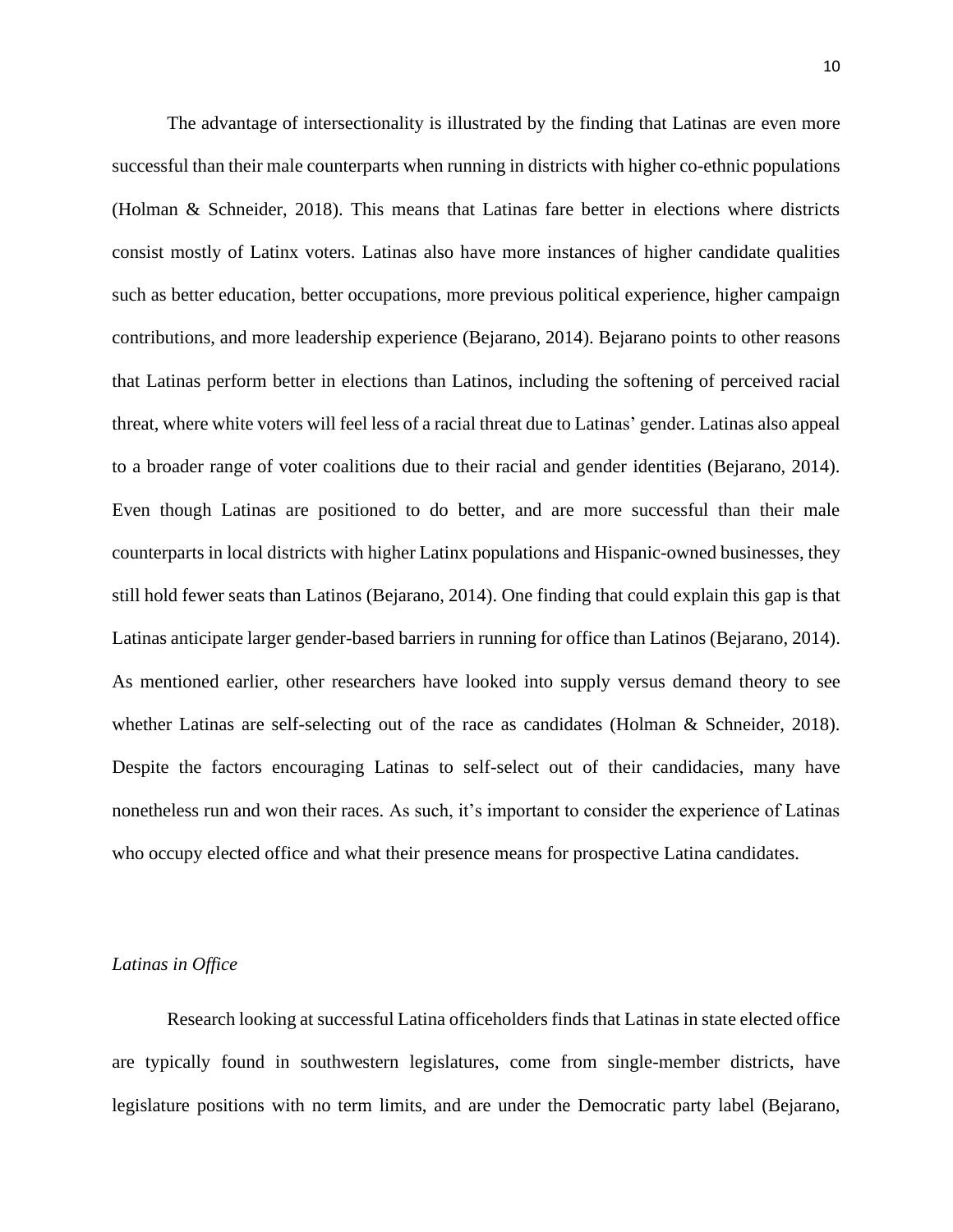The advantage of intersectionality is illustrated by the finding that Latinas are even more successful than their male counterparts when running in districts with higher co-ethnic populations (Holman & Schneider, 2018). This means that Latinas fare better in elections where districts consist mostly of Latinx voters. Latinas also have more instances of higher candidate qualities such as better education, better occupations, more previous political experience, higher campaign contributions, and more leadership experience (Bejarano, 2014). Bejarano points to other reasons that Latinas perform better in elections than Latinos, including the softening of perceived racial threat, where white voters will feel less of a racial threat due to Latinas' gender. Latinas also appeal to a broader range of voter coalitions due to their racial and gender identities (Bejarano, 2014). Even though Latinas are positioned to do better, and are more successful than their male counterparts in local districts with higher Latinx populations and Hispanic-owned businesses, they still hold fewer seats than Latinos (Bejarano, 2014). One finding that could explain this gap is that Latinas anticipate larger gender-based barriers in running for office than Latinos (Bejarano, 2014). As mentioned earlier, other researchers have looked into supply versus demand theory to see whether Latinas are self-selecting out of the race as candidates (Holman & Schneider, 2018). Despite the factors encouraging Latinas to self-select out of their candidacies, many have nonetheless run and won their races. As such, it's important to consider the experience of Latinas who occupy elected office and what their presence means for prospective Latina candidates.

*Latinas in Office*

Research looking at successful Latina officeholders finds that Latinas in state elected office are typically found in southwestern legislatures, come from single-member districts, have legislature positions with no term limits, and are under the Democratic party label (Bejarano,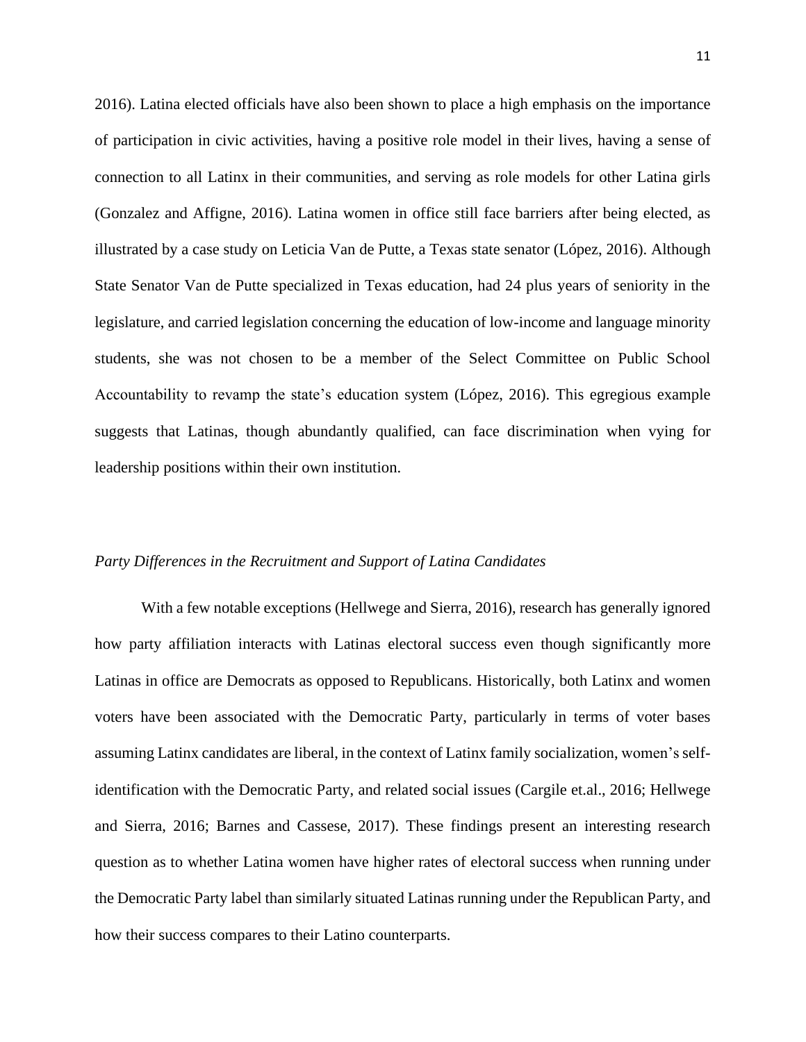2016). Latina elected officials have also been shown to place a high emphasis on the importance of participation in civic activities, having a positive role model in their lives, having a sense of connection to all Latinx in their communities, and serving as role models for other Latina girls (Gonzalez and Affigne, 2016). Latina women in office still face barriers after being elected, as illustrated by a case study on Leticia Van de Putte, a Texas state senator (López, 2016). Although State Senator Van de Putte specialized in Texas education, had 24 plus years of seniority in the legislature, and carried legislation concerning the education of low-income and language minority students, she was not chosen to be a member of the Select Committee on Public School Accountability to revamp the state's education system (López, 2016). This egregious example suggests that Latinas, though abundantly qualified, can face discrimination when vying for leadership positions within their own institution.

*Party Differences in the Recruitment and Support of Latina Candidates*

With a few notable exceptions (Hellwege and Sierra, 2016), research has generally ignored how party affiliation interacts with Latinas electoral success even though significantly more Latinas in office are Democrats as opposed to Republicans. Historically, both Latinx and women voters have been associated with the Democratic Party, particularly in terms of voter bases assuming Latinx candidates are liberal, in the context of Latinx family socialization, women's self-identification with the Democratic Party, and related social issues (Cargile et.al., 2016; Hellwege and Sierra, 2016; Barnes and Cassese, 2017). These findings present an interesting research question as to whether Latina women have higher rates of electoral success when running under the Democratic Party label than similarly situated Latinas running under the Republican Party, and how their success compares to their Latino counterparts.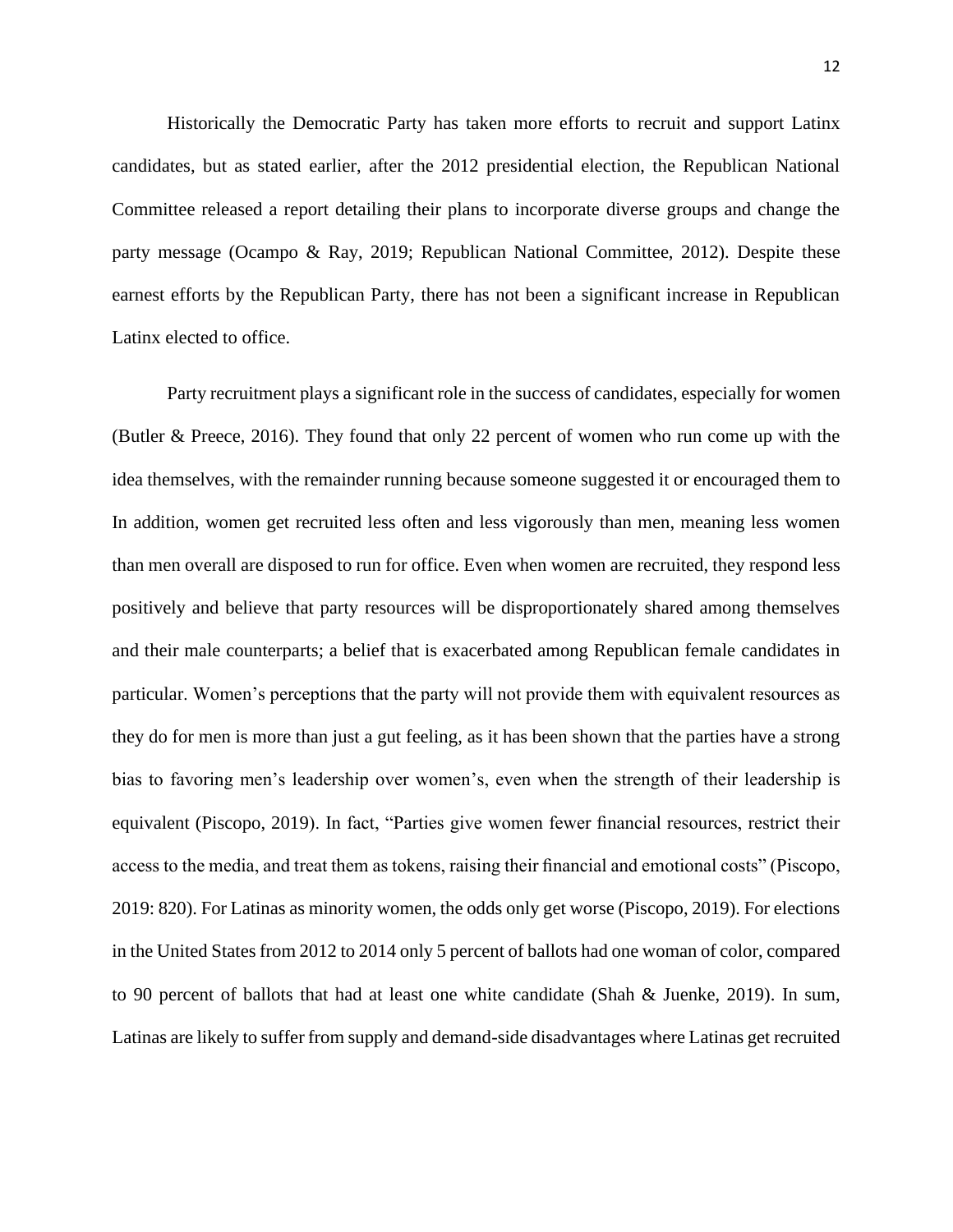Historically the Democratic Party has taken more efforts to recruit and support Latinx candidates, but as stated earlier, after the 2012 presidential election, the Republican National Committee released a report detailing their plans to incorporate diverse groups and change the party message (Ocampo & Ray, 2019; Republican National Committee, 2012). Despite these earnest efforts by the Republican Party, there has not been a significant increase in Republican Latinx elected to office.

Party recruitment plays a significant role in the success of candidates, especially for women (Butler & Preece, 2016). They found that only 22 percent of women who run come up with the idea themselves, with the remainder running because someone suggested it or encouraged them to In addition, women get recruited less often and less vigorously than men, meaning less women than men overall are disposed to run for office. Even when women are recruited, they respond less positively and believe that party resources will be disproportionately shared among themselves and their male counterparts; a belief that is exacerbated among Republican female candidates in particular. Women's perceptions that the party will not provide them with equivalent resources as they do for men is more than just a gut feeling, as it has been shown that the parties have a strong bias to favoring men's leadership over women's, even when the strength of their leadership is equivalent (Piscopo, 2019). In fact, "Parties give women fewer financial resources, restrict their access to the media, and treat them as tokens, raising their financial and emotional costs" (Piscopo, 2019: 820). For Latinas as minority women, the odds only get worse (Piscopo, 2019). For elections in the United States from 2012 to 2014 only 5 percent of ballots had one woman of color, compared to 90 percent of ballots that had at least one white candidate (Shah & Juenke, 2019). In sum, Latinas are likely to suffer from supply and demand-side disadvantages where Latinas get recruited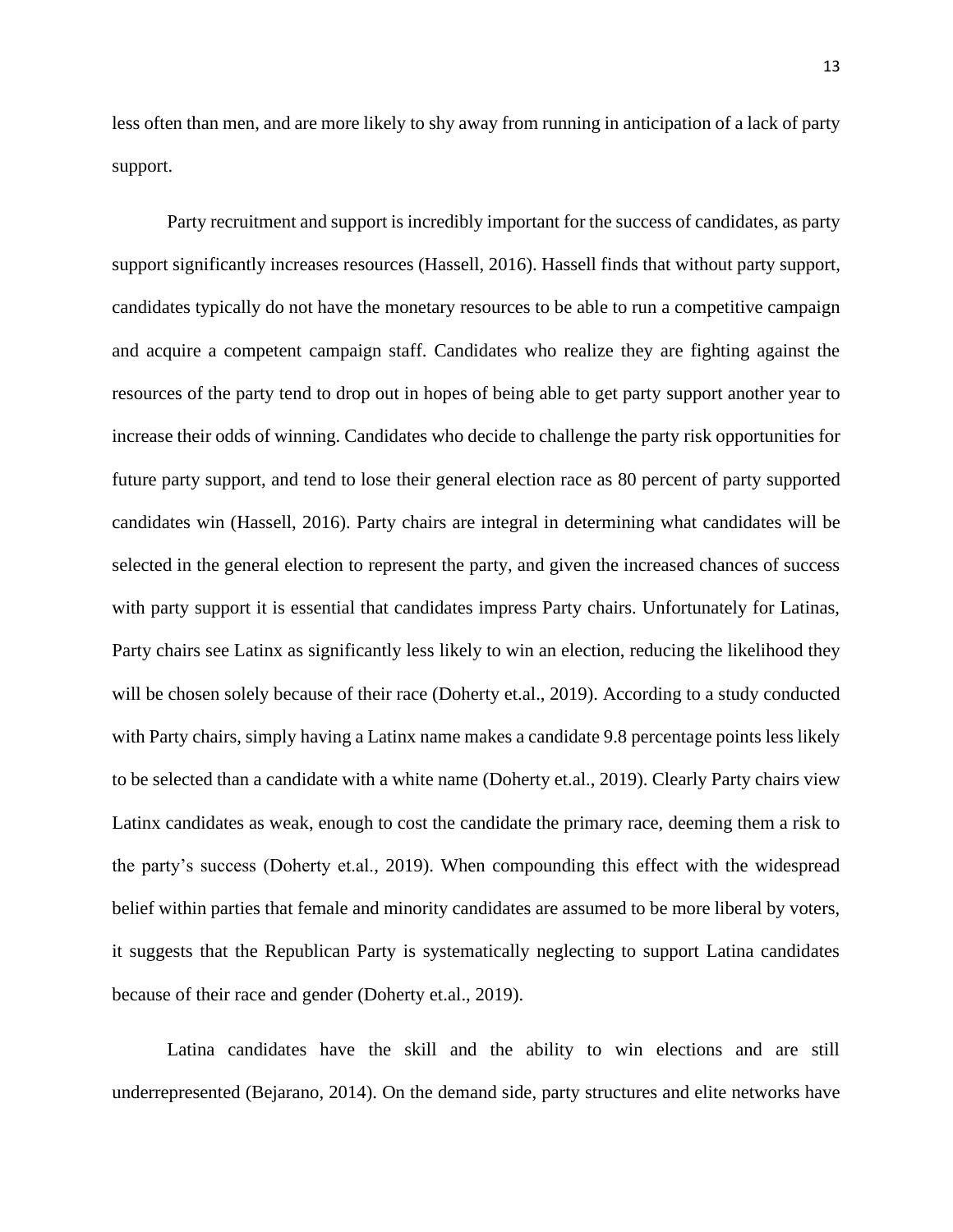less often than men, and are more likely to shy away from running in anticipation of a lack of party support.

Party recruitment and support is incredibly important for the success of candidates, as party support significantly increases resources (Hassell, 2016). Hassell finds that without party support, candidates typically do not have the monetary resources to be able to run a competitive campaign and acquire a competent campaign staff. Candidates who realize they are fighting against the resources of the party tend to drop out in hopes of being able to get party support another year to increase their odds of winning. Candidates who decide to challenge the party risk opportunities for future party support, and tend to lose their general election race as 80 percent of party supported candidates win (Hassell, 2016). Party chairs are integral in determining what candidates will be selected in the general election to represent the party, and given the increased chances of success with party support it is essential that candidates impress Party chairs. Unfortunately for Latinas, Party chairs see Latinx as significantly less likely to win an election, reducing the likelihood they will be chosen solely because of their race (Doherty et.al., 2019). According to a study conducted with Party chairs, simply having a Latinx name makes a candidate 9.8 percentage points less likely to be selected than a candidate with a white name (Doherty et.al., 2019). Clearly Party chairs view Latinx candidates as weak, enough to cost the candidate the primary race, deeming them a risk to the party's success (Doherty et.al., 2019). When compounding this effect with the widespread belief within parties that female and minority candidates are assumed to be more liberal by voters, it suggests that the Republican Party is systematically neglecting to support Latina candidates because of their race and gender (Doherty et.al., 2019).

Latina candidates have the skill and the ability to win elections and are still underrepresented (Bejarano, 2014). On the demand side, party structures and elite networks have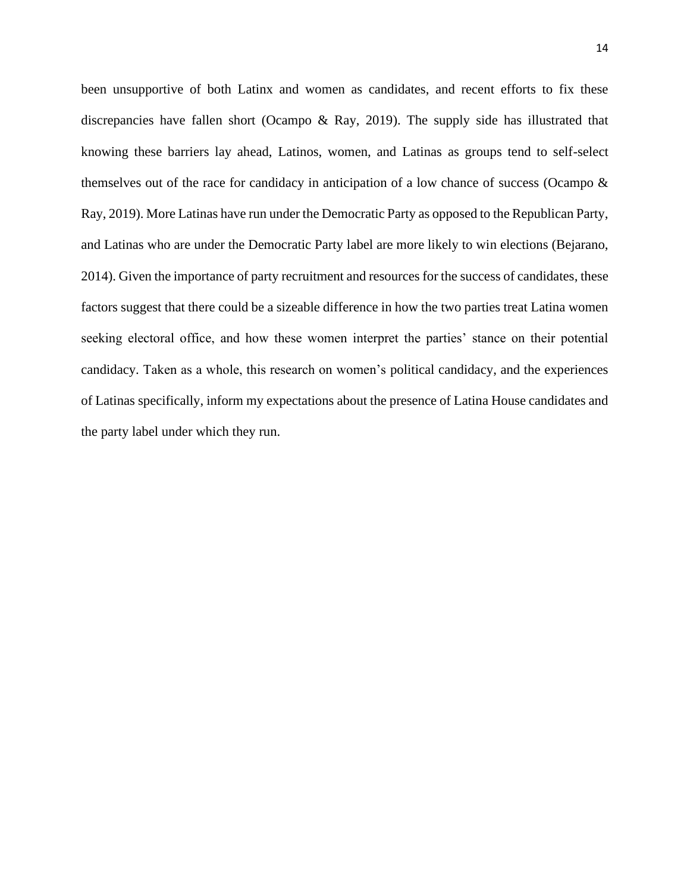been unsupportive of both Latinx and women as candidates, and recent efforts to fix these discrepancies have fallen short (Ocampo & Ray, 2019). The supply side has illustrated that knowing these barriers lay ahead, Latinos, women, and Latinas as groups tend to self-select themselves out of the race for candidacy in anticipation of a low chance of success (Ocampo & Ray, 2019). More Latinas have run under the Democratic Party as opposed to the Republican Party, and Latinas who are under the Democratic Party label are more likely to win elections (Bejarano, 2014). Given the importance of party recruitment and resources for the success of candidates, these factors suggest that there could be a sizeable difference in how the two parties treat Latina women seeking electoral office, and how these women interpret the parties' stance on their potential candidacy. Taken as a whole, this research on women's political candidacy, and the experiences of Latinas specifically, inform my expectations about the presence of Latina House candidates and the party label under which they run.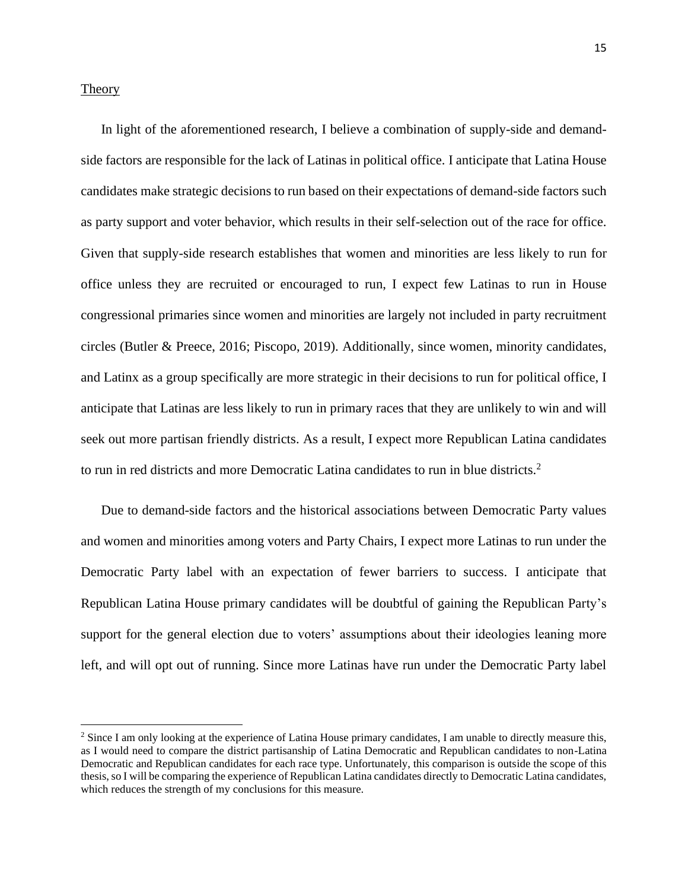Theory

In light of the aforementioned research, I believe a combination of supply-side and demand-side factors are responsible for the lack of Latinas in political office. I anticipate that Latina House candidates make strategic decisions to run based on their expectations of demand-side factors such as party support and voter behavior, which results in their self-selection out of the race for office. Given that supply-side research establishes that women and minorities are less likely to run for office unless they are recruited or encouraged to run, I expect few Latinas to run in House congressional primaries since women and minorities are largely not included in party recruitment circles (Butler & Preece, 2016; Piscopo, 2019). Additionally, since women, minority candidates, and Latinx as a group specifically are more strategic in their decisions to run for political office, I anticipate that Latinas are less likely to run in primary races that they are unlikely to win and will seek out more partisan friendly districts. As a result, I expect more Republican Latina candidates to run in red districts and more Democratic Latina candidates to run in blue districts.[2]

Due to demand-side factors and the historical associations between Democratic Party values and women and minorities among voters and Party Chairs, I expect more Latinas to run under the Democratic Party label with an expectation of fewer barriers to success. I anticipate that Republican Latina House primary candidates will be doubtful of gaining the Republican Party's support for the general election due to voters' assumptions about their ideologies leaning more left, and will opt out of running. Since more Latinas have run under the Democratic Party label

[2] Since I am only looking at the experience of Latina House primary candidates, I am unable to directly measure this, as I would need to compare the district partisanship of Latina Democratic and Republican candidates to non-Latina Democratic and Republican candidates for each race type. Unfortunately, this comparison is outside the scope of this thesis, so I will be comparing the experience of Republican Latina candidates directly to Democratic Latina candidates, which reduces the strength of my conclusions for this measure.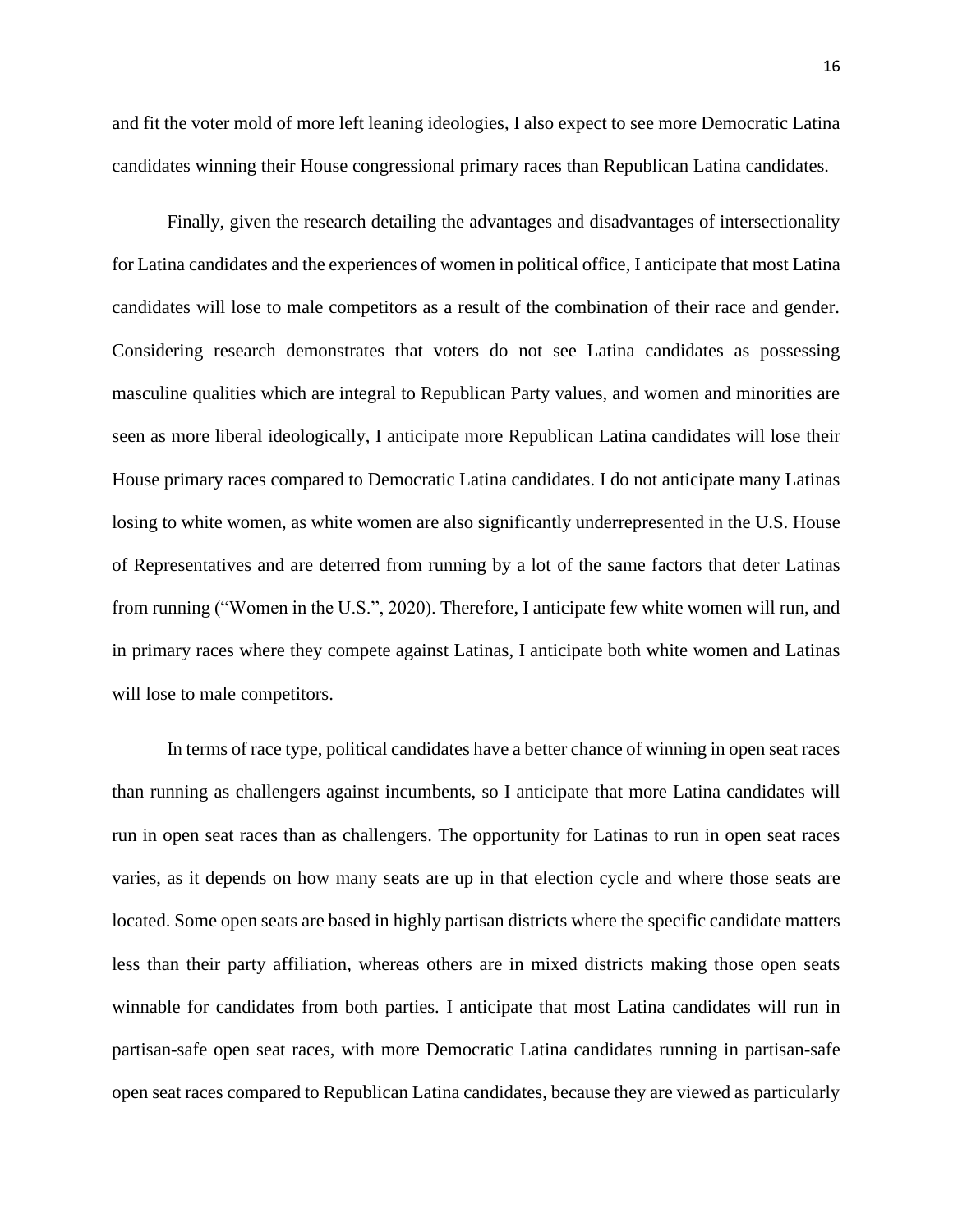and fit the voter mold of more left leaning ideologies, I also expect to see more Democratic Latina candidates winning their House congressional primary races than Republican Latina candidates.

Finally, given the research detailing the advantages and disadvantages of intersectionality for Latina candidates and the experiences of women in political office, I anticipate that most Latina candidates will lose to male competitors as a result of the combination of their race and gender. Considering research demonstrates that voters do not see Latina candidates as possessing masculine qualities which are integral to Republican Party values, and women and minorities are seen as more liberal ideologically, I anticipate more Republican Latina candidates will lose their House primary races compared to Democratic Latina candidates. I do not anticipate many Latinas losing to white women, as white women are also significantly underrepresented in the U.S. House of Representatives and are deterred from running by a lot of the same factors that deter Latinas from running ("Women in the U.S.", 2020). Therefore, I anticipate few white women will run, and in primary races where they compete against Latinas, I anticipate both white women and Latinas will lose to male competitors.

In terms of race type, political candidates have a better chance of winning in open seat races than running as challengers against incumbents, so I anticipate that more Latina candidates will run in open seat races than as challengers. The opportunity for Latinas to run in open seat races varies, as it depends on how many seats are up in that election cycle and where those seats are located. Some open seats are based in highly partisan districts where the specific candidate matters less than their party affiliation, whereas others are in mixed districts making those open seats winnable for candidates from both parties. I anticipate that most Latina candidates will run in partisan-safe open seat races, with more Democratic Latina candidates running in partisan-safe open seat races compared to Republican Latina candidates, because they are viewed as particularly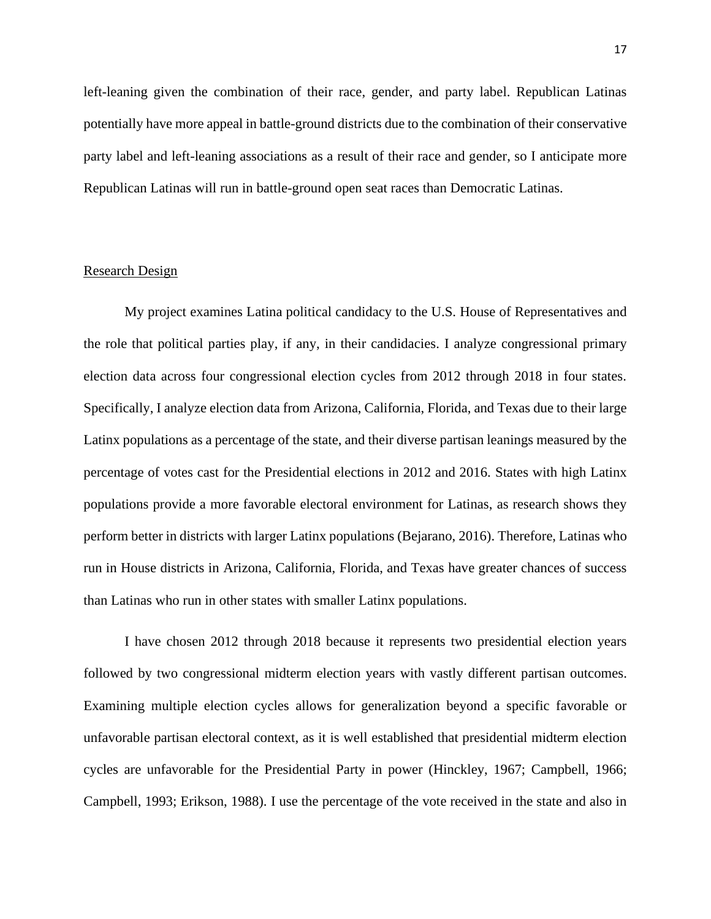left-leaning given the combination of their race, gender, and party label. Republican Latinas potentially have more appeal in battle-ground districts due to the combination of their conservative party label and left-leaning associations as a result of their race and gender, so I anticipate more Republican Latinas will run in battle-ground open seat races than Democratic Latinas.

## Research Design

My project examines Latina political candidacy to the U.S. House of Representatives and the role that political parties play, if any, in their candidacies. I analyze congressional primary election data across four congressional election cycles from 2012 through 2018 in four states. Specifically, I analyze election data from Arizona, California, Florida, and Texas due to their large Latinx populations as a percentage of the state, and their diverse partisan leanings measured by the percentage of votes cast for the Presidential elections in 2012 and 2016. States with high Latinx populations provide a more favorable electoral environment for Latinas, as research shows they perform better in districts with larger Latinx populations (Bejarano, 2016). Therefore, Latinas who run in House districts in Arizona, California, Florida, and Texas have greater chances of success than Latinas who run in other states with smaller Latinx populations.

I have chosen 2012 through 2018 because it represents two presidential election years followed by two congressional midterm election years with vastly different partisan outcomes. Examining multiple election cycles allows for generalization beyond a specific favorable or unfavorable partisan electoral context, as it is well established that presidential midterm election cycles are unfavorable for the Presidential Party in power (Hinckley, 1967; Campbell, 1966; Campbell, 1993; Erikson, 1988). I use the percentage of the vote received in the state and also in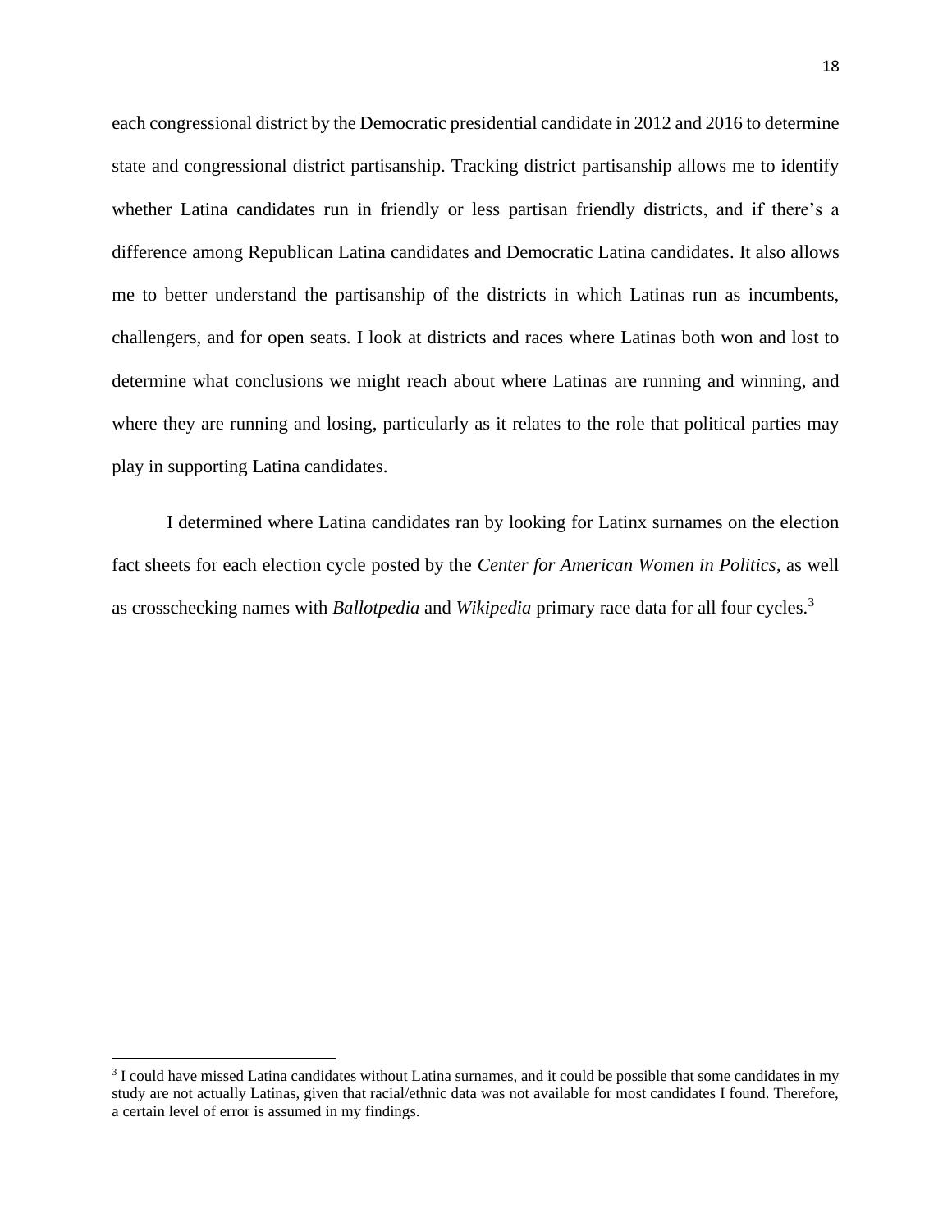each congressional district by the Democratic presidential candidate in 2012 and 2016 to determine state and congressional district partisanship. Tracking district partisanship allows me to identify whether Latina candidates run in friendly or less partisan friendly districts, and if there's a difference among Republican Latina candidates and Democratic Latina candidates. It also allows me to better understand the partisanship of the districts in which Latinas run as incumbents, challengers, and for open seats. I look at districts and races where Latinas both won and lost to determine what conclusions we might reach about where Latinas are running and winning, and where they are running and losing, particularly as it relates to the role that political parties may play in supporting Latina candidates.

I determined where Latina candidates ran by looking for Latinx surnames on the election fact sheets for each election cycle posted by the *Center for American Women in Politics*, as well as crosschecking names with *Ballotpedia* and *Wikipedia* primary race data for all four cycles.[3]

---

[3] I could have missed Latina candidates without Latina surnames, and it could be possible that some candidates in my study are not actually Latinas, given that racial/ethnic data was not available for most candidates I found. Therefore, a certain level of error is assumed in my findings.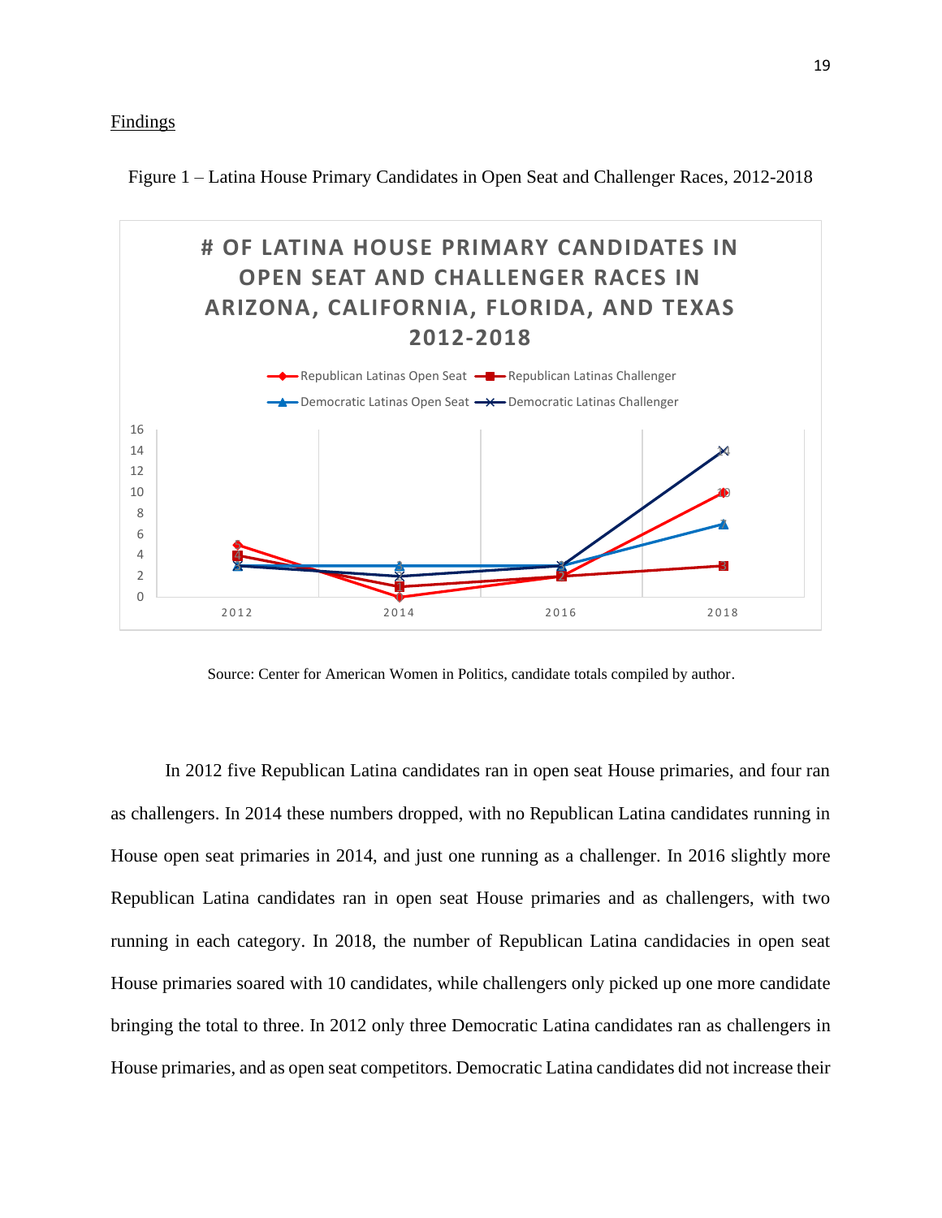Findings

Figure 1 – Latina House Primary Candidates in Open Seat and Challenger Races, 2012-2018

Source: Center for American Women in Politics, candidate totals compiled by author.

In 2012 five Republican Latina candidates ran in open seat House primaries, and four ran as challengers. In 2014 these numbers dropped, with no Republican Latina candidates running in House open seat primaries in 2014, and just one running as a challenger. In 2016 slightly more Republican Latina candidates ran in open seat House primaries and as challengers, with two running in each category. In 2018, the number of Republican Latina candidacies in open seat House primaries soared with 10 candidates, while challengers only picked up one more candidate bringing the total to three. In 2012 only three Democratic Latina candidates ran as challengers in House primaries, and as open seat competitors. Democratic Latina candidates did not increase their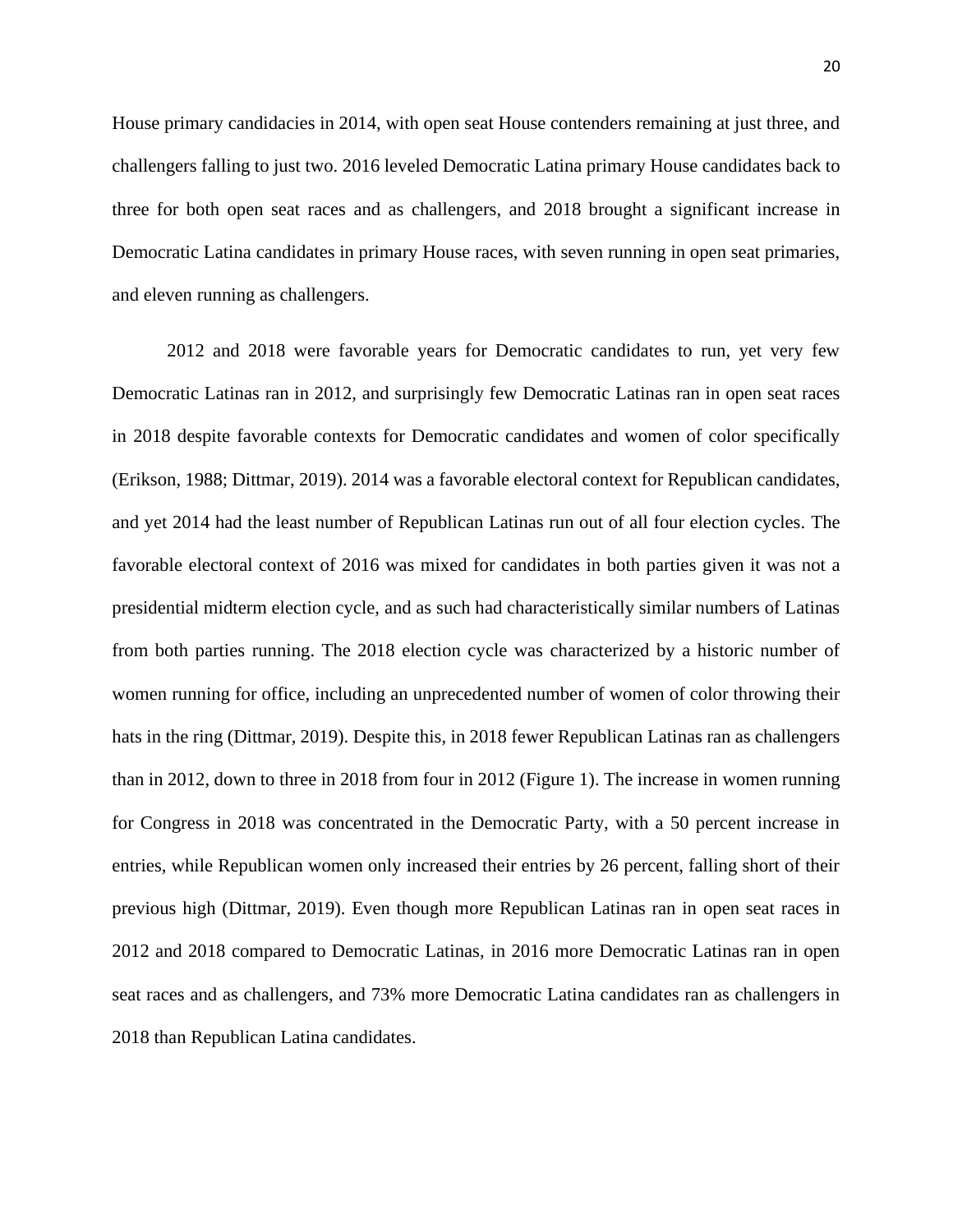House primary candidacies in 2014, with open seat House contenders remaining at just three, and challengers falling to just two. 2016 leveled Democratic Latina primary House candidates back to three for both open seat races and as challengers, and 2018 brought a significant increase in Democratic Latina candidates in primary House races, with seven running in open seat primaries, and eleven running as challengers.

2012 and 2018 were favorable years for Democratic candidates to run, yet very few Democratic Latinas ran in 2012, and surprisingly few Democratic Latinas ran in open seat races in 2018 despite favorable contexts for Democratic candidates and women of color specifically (Erikson, 1988; Dittmar, 2019). 2014 was a favorable electoral context for Republican candidates, and yet 2014 had the least number of Republican Latinas run out of all four election cycles. The favorable electoral context of 2016 was mixed for candidates in both parties given it was not a presidential midterm election cycle, and as such had characteristically similar numbers of Latinas from both parties running. The 2018 election cycle was characterized by a historic number of women running for office, including an unprecedented number of women of color throwing their hats in the ring (Dittmar, 2019). Despite this, in 2018 fewer Republican Latinas ran as challengers than in 2012, down to three in 2018 from four in 2012 (Figure 1). The increase in women running for Congress in 2018 was concentrated in the Democratic Party, with a 50 percent increase in entries, while Republican women only increased their entries by 26 percent, falling short of their previous high (Dittmar, 2019). Even though more Republican Latinas ran in open seat races in 2012 and 2018 compared to Democratic Latinas, in 2016 more Democratic Latinas ran in open seat races and as challengers, and 73% more Democratic Latina candidates ran as challengers in 2018 than Republican Latina candidates.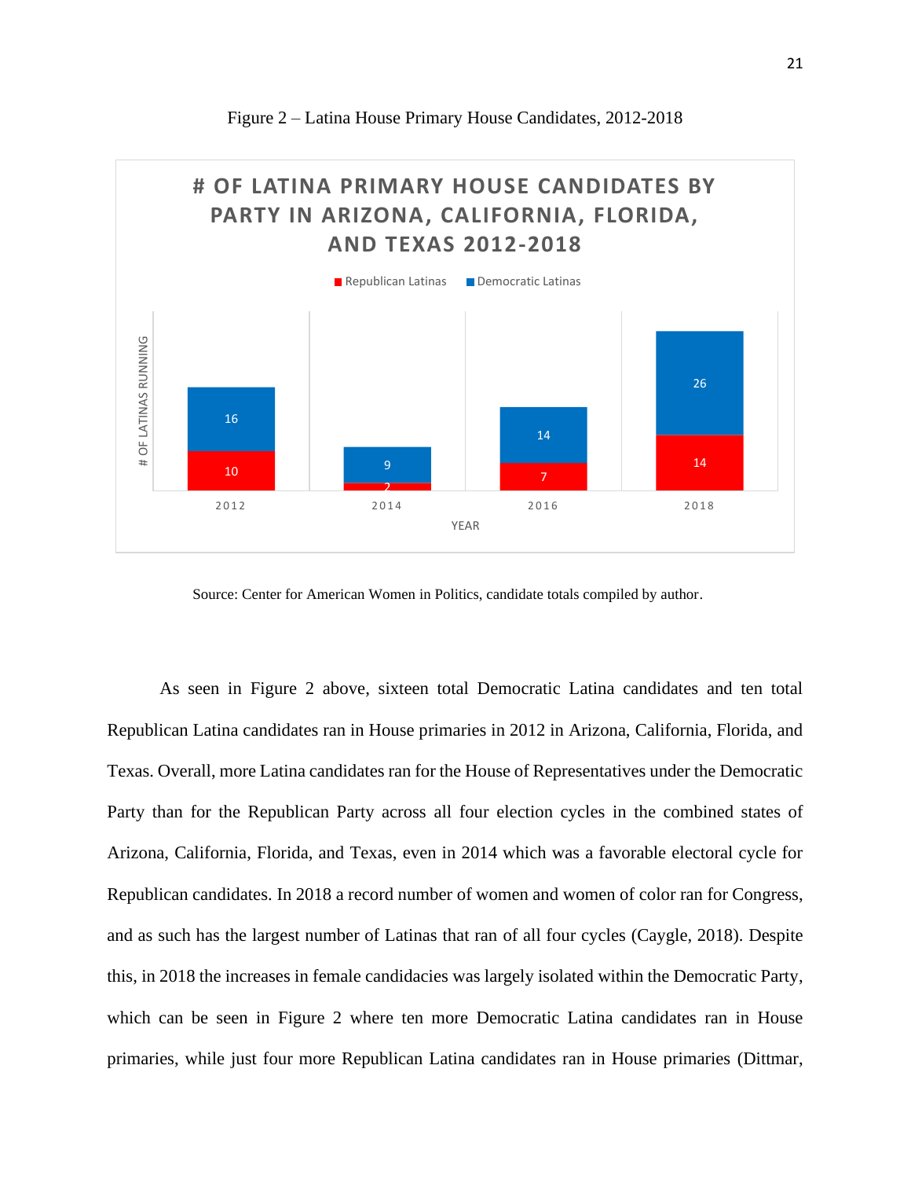Figure 2 – Latina House Primary House Candidates, 2012-2018

**# OF LATINA PRIMARY HOUSE CANDIDATES BY PARTY IN ARIZONA, CALIFORNIA, FLORIDA, AND TEXAS 2012-2018**

| Year | Republican Latinas | Democratic Latinas |
| --- | --- | --- |
| 2012 | 10 | 16 |
| 2014 | 2 | 9 |
| 2016 | 7 | 14 |
| 2018 | 14 | 26 |

Source: Center for American Women in Politics, candidate totals compiled by author.

As seen in Figure 2 above, sixteen total Democratic Latina candidates and ten total Republican Latina candidates ran in House primaries in 2012 in Arizona, California, Florida, and Texas. Overall, more Latina candidates ran for the House of Representatives under the Democratic Party than for the Republican Party across all four election cycles in the combined states of Arizona, California, Florida, and Texas, even in 2014 which was a favorable electoral cycle for Republican candidates. In 2018 a record number of women and women of color ran for Congress, and as such has the largest number of Latinas that ran of all four cycles (Caygle, 2018). Despite this, in 2018 the increases in female candidacies was largely isolated within the Democratic Party, which can be seen in Figure 2 where ten more Democratic Latina candidates ran in House primaries, while just four more Republican Latina candidates ran in House primaries (Dittmar,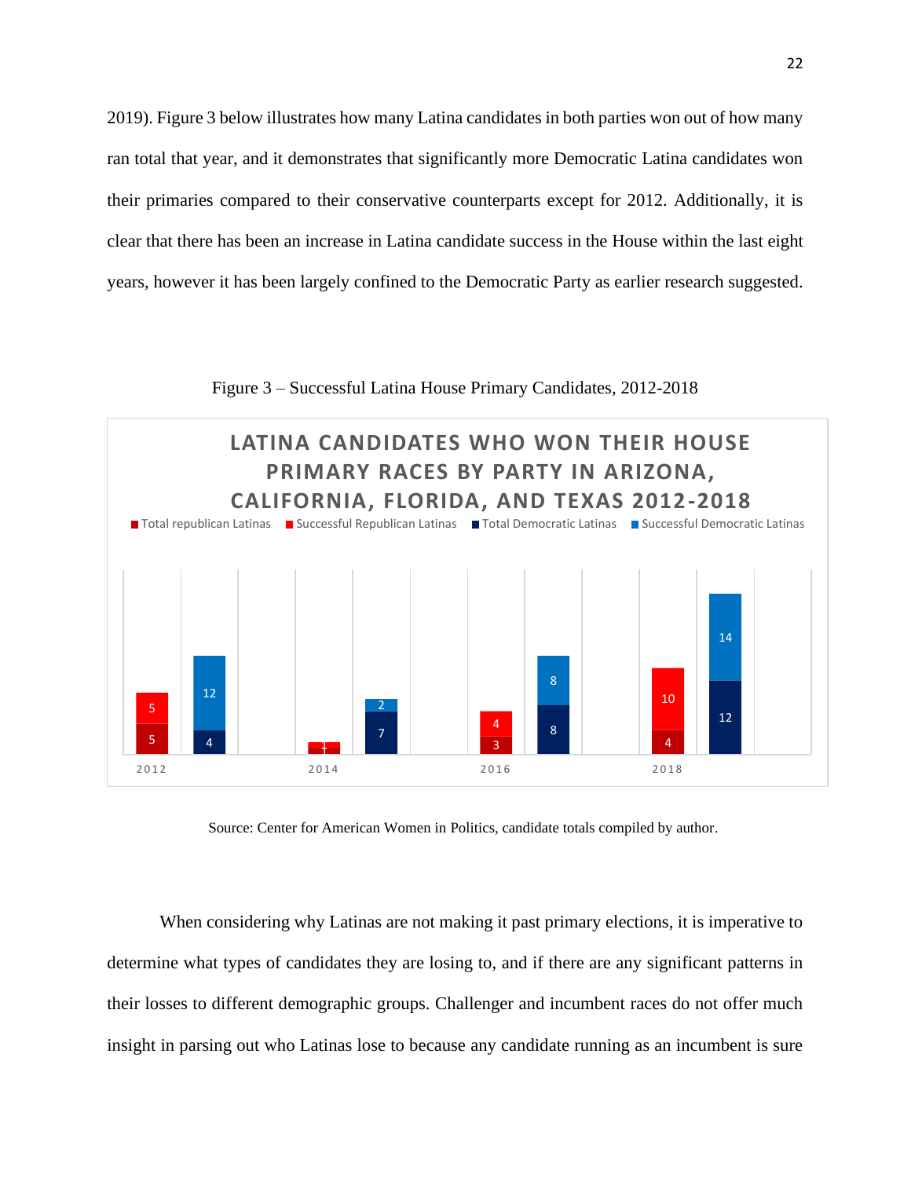2019). Figure 3 below illustrates how many Latina candidates in both parties won out of how many ran total that year, and it demonstrates that significantly more Democratic Latina candidates won their primaries compared to their conservative counterparts except for 2012. Additionally, it is clear that there has been an increase in Latina candidate success in the House within the last eight years, however it has been largely confined to the Democratic Party as earlier research suggested.

Figure 3 – Successful Latina House Primary Candidates, 2012-2018

**LATINA CANDIDATES WHO WON THEIR HOUSE PRIMARY RACES BY PARTY IN ARIZONA, CALIFORNIA, FLORIDA, AND TEXAS 2012-2018**

| Year | Total republican Latinas | Successful Republican Latinas | Total Democratic Latinas | Successful Democratic Latinas |
|---|---|---|---|---|
| 2012 | 5 | 5 | 4 | 12 |
| 2014 | 1 | 1 | 7 | 2 |
| 2016 | 3 | 4 | 8 | 8 |
| 2018 | 4 | 10 | 12 | 14 |

Source: Center for American Women in Politics, candidate totals compiled by author.

When considering why Latinas are not making it past primary elections, it is imperative to determine what types of candidates they are losing to, and if there are any significant patterns in their losses to different demographic groups. Challenger and incumbent races do not offer much insight in parsing out who Latinas lose to because any candidate running as an incumbent is sure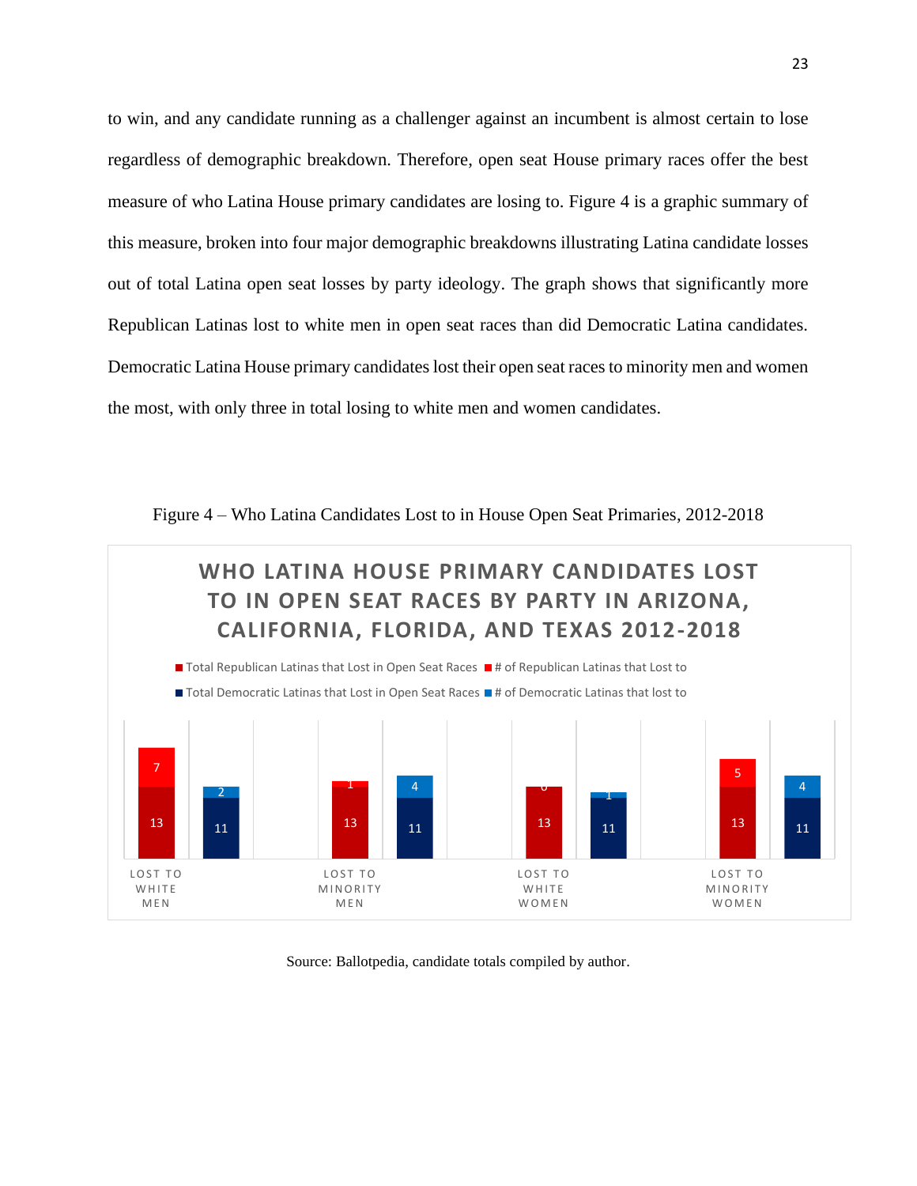to win, and any candidate running as a challenger against an incumbent is almost certain to lose regardless of demographic breakdown. Therefore, open seat House primary races offer the best measure of who Latina House primary candidates are losing to. Figure 4 is a graphic summary of this measure, broken into four major demographic breakdowns illustrating Latina candidate losses out of total Latina open seat losses by party ideology. The graph shows that significantly more Republican Latinas lost to white men in open seat races than did Democratic Latina candidates. Democratic Latina House primary candidates lost their open seat races to minority men and women the most, with only three in total losing to white men and women candidates.

Figure 4 – Who Latina Candidates Lost to in House Open Seat Primaries, 2012-2018

**WHO LATINA HOUSE PRIMARY CANDIDATES LOST TO IN OPEN SEAT RACES BY PARTY IN ARIZONA, CALIFORNIA, FLORIDA, AND TEXAS 2012-2018**

| | Total Republican Latinas that Lost in Open Seat Races | # of Republican Latinas that Lost to | Total Democratic Latinas that Lost in Open Seat Races | # of Democratic Latinas that lost to |
|---|---|---|---|---|
| Lost to White Men | 13 | 7 | 11 | 2 |
| Lost to Minority Men | 13 | 1 | 11 | 4 |
| Lost to White Women | 13 | 0 | 11 | 1 |
| Lost to Minority Women | 13 | 5 | 11 | 4 |

Source: Ballotpedia, candidate totals compiled by author.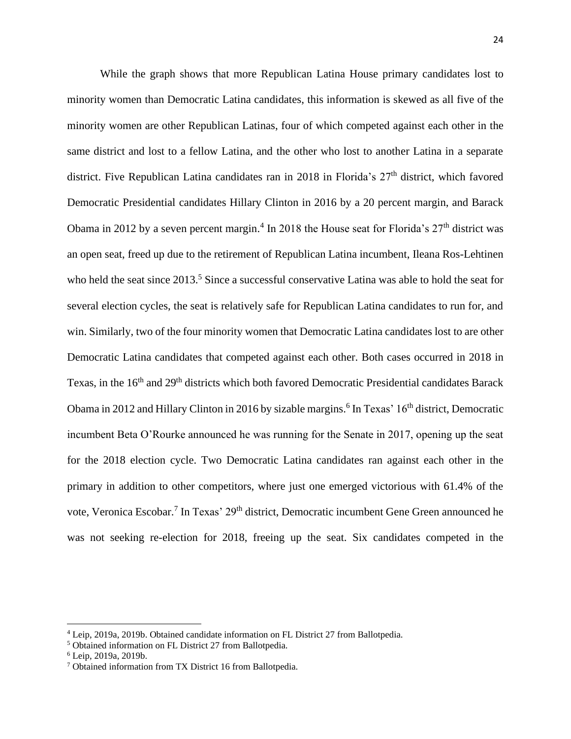While the graph shows that more Republican Latina House primary candidates lost to minority women than Democratic Latina candidates, this information is skewed as all five of the minority women are other Republican Latinas, four of which competed against each other in the same district and lost to a fellow Latina, and the other who lost to another Latina in a separate district. Five Republican Latina candidates ran in 2018 in Florida's 27th district, which favored Democratic Presidential candidates Hillary Clinton in 2016 by a 20 percent margin, and Barack Obama in 2012 by a seven percent margin.[4] In 2018 the House seat for Florida's 27th district was an open seat, freed up due to the retirement of Republican Latina incumbent, Ileana Ros-Lehtinen who held the seat since 2013.[5] Since a successful conservative Latina was able to hold the seat for several election cycles, the seat is relatively safe for Republican Latina candidates to run for, and win. Similarly, two of the four minority women that Democratic Latina candidates lost to are other Democratic Latina candidates that competed against each other. Both cases occurred in 2018 in Texas, in the 16th and 29th districts which both favored Democratic Presidential candidates Barack Obama in 2012 and Hillary Clinton in 2016 by sizable margins.[6] In Texas' 16th district, Democratic incumbent Beta O'Rourke announced he was running for the Senate in 2017, opening up the seat for the 2018 election cycle. Two Democratic Latina candidates ran against each other in the primary in addition to other competitors, where just one emerged victorious with 61.4% of the vote, Veronica Escobar.[7] In Texas' 29th district, Democratic incumbent Gene Green announced he was not seeking re-election for 2018, freeing up the seat. Six candidates competed in the

---

[4] Leip, 2019a, 2019b. Obtained candidate information on FL District 27 from Ballotpedia.

[5] Obtained information on FL District 27 from Ballotpedia.

[6] Leip, 2019a, 2019b.

[7] Obtained information from TX District 16 from Ballotpedia.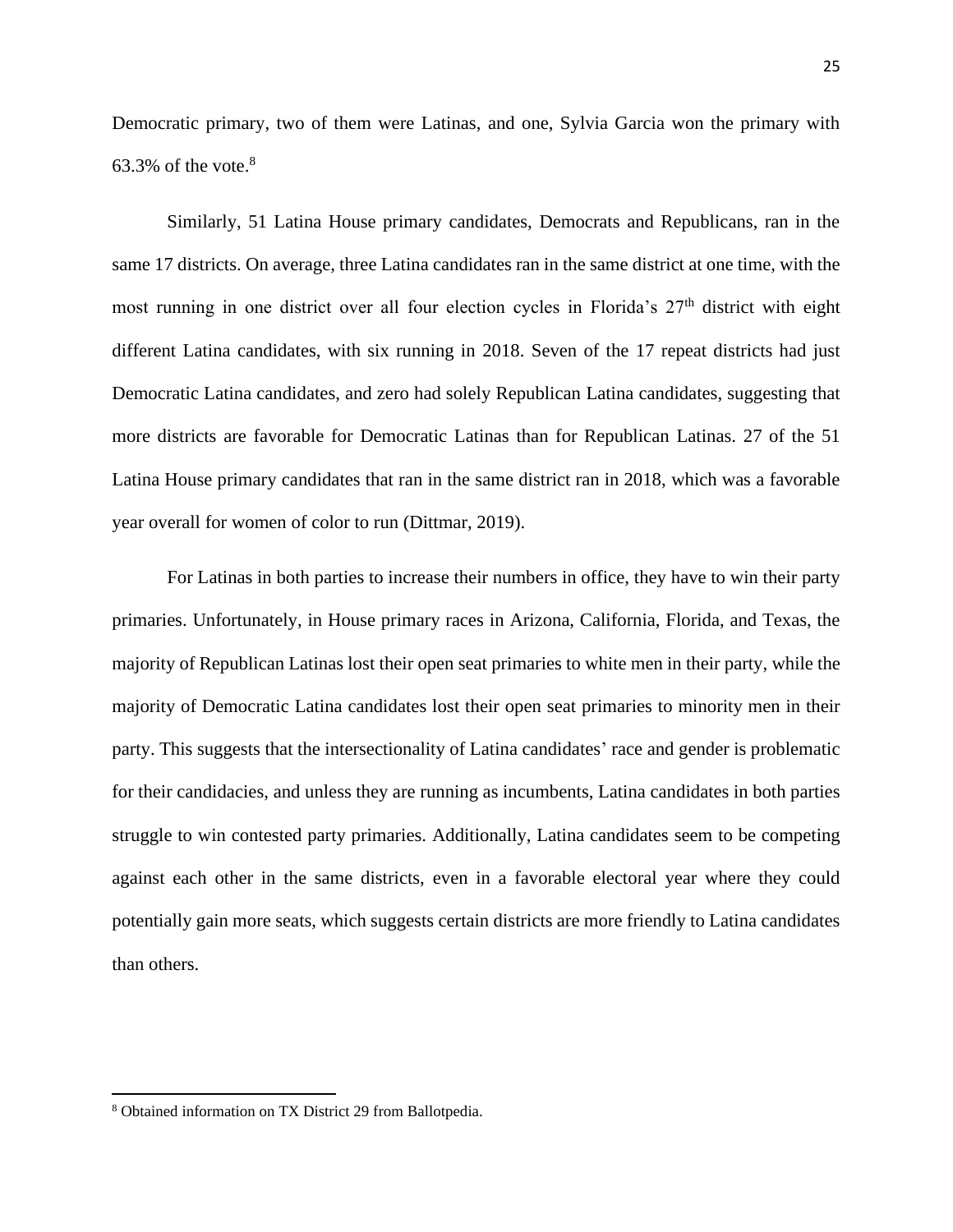Democratic primary, two of them were Latinas, and one, Sylvia Garcia won the primary with 63.3% of the vote.[8]

Similarly, 51 Latina House primary candidates, Democrats and Republicans, ran in the same 17 districts. On average, three Latina candidates ran in the same district at one time, with the most running in one district over all four election cycles in Florida's 27th district with eight different Latina candidates, with six running in 2018. Seven of the 17 repeat districts had just Democratic Latina candidates, and zero had solely Republican Latina candidates, suggesting that more districts are favorable for Democratic Latinas than for Republican Latinas. 27 of the 51 Latina House primary candidates that ran in the same district ran in 2018, which was a favorable year overall for women of color to run (Dittmar, 2019).

For Latinas in both parties to increase their numbers in office, they have to win their party primaries. Unfortunately, in House primary races in Arizona, California, Florida, and Texas, the majority of Republican Latinas lost their open seat primaries to white men in their party, while the majority of Democratic Latina candidates lost their open seat primaries to minority men in their party. This suggests that the intersectionality of Latina candidates' race and gender is problematic for their candidacies, and unless they are running as incumbents, Latina candidates in both parties struggle to win contested party primaries. Additionally, Latina candidates seem to be competing against each other in the same districts, even in a favorable electoral year where they could potentially gain more seats, which suggests certain districts are more friendly to Latina candidates than others.

---

[8] Obtained information on TX District 29 from Ballotpedia.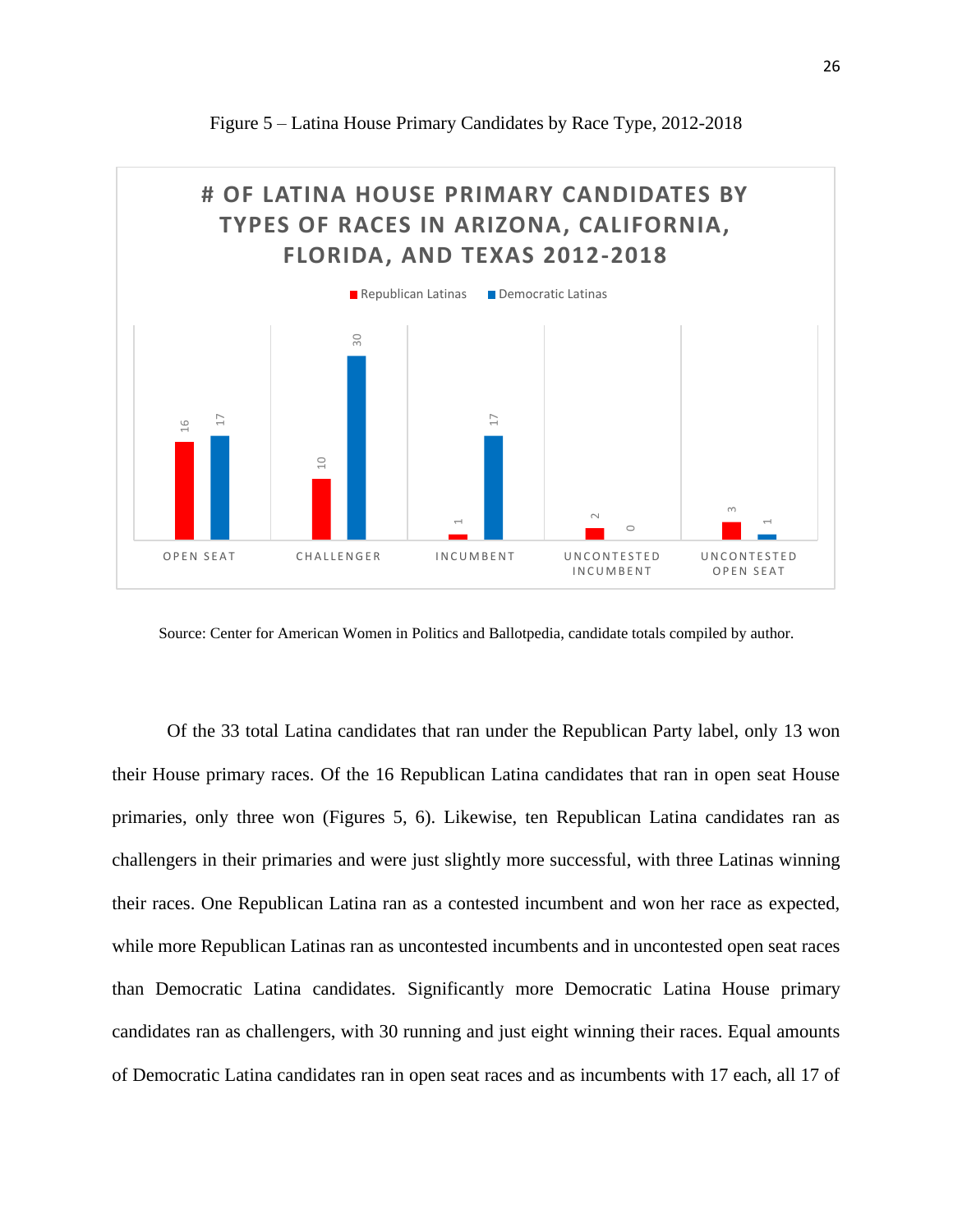Figure 5 – Latina House Primary Candidates by Race Type, 2012-2018

| # of Latina House Primary Candidates by Types of Races in Arizona, California, Florida, and Texas 2012-2018 | Republican Latinas | Democratic Latinas |
| --- | --- | --- |
| Open Seat | 16 | 17 |
| Challenger | 10 | 30 |
| Incumbent | 1 | 17 |
| Uncontested Incumbent | 2 | 0 |
| Uncontested Open Seat | 3 | 1 |

Source: Center for American Women in Politics and Ballotpedia, candidate totals compiled by author.

Of the 33 total Latina candidates that ran under the Republican Party label, only 13 won their House primary races. Of the 16 Republican Latina candidates that ran in open seat House primaries, only three won (Figures 5, 6). Likewise, ten Republican Latina candidates ran as challengers in their primaries and were just slightly more successful, with three Latinas winning their races. One Republican Latina ran as a contested incumbent and won her race as expected, while more Republican Latinas ran as uncontested incumbents and in uncontested open seat races than Democratic Latina candidates. Significantly more Democratic Latina House primary candidates ran as challengers, with 30 running and just eight winning their races. Equal amounts of Democratic Latina candidates ran in open seat races and as incumbents with 17 each, all 17 of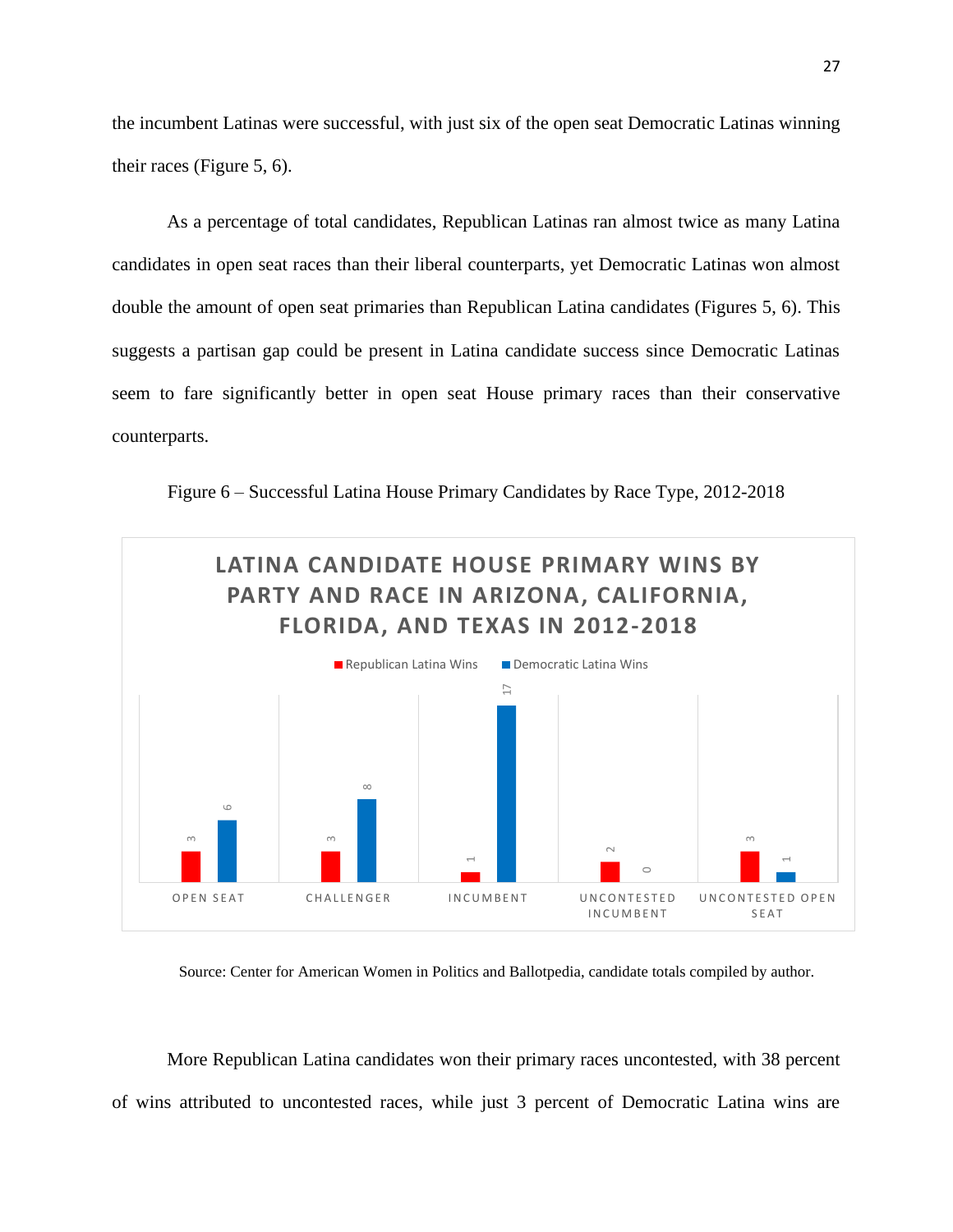the incumbent Latinas were successful, with just six of the open seat Democratic Latinas winning their races (Figure 5, 6).

As a percentage of total candidates, Republican Latinas ran almost twice as many Latina candidates in open seat races than their liberal counterparts, yet Democratic Latinas won almost double the amount of open seat primaries than Republican Latina candidates (Figures 5, 6). This suggests a partisan gap could be present in Latina candidate success since Democratic Latinas seem to fare significantly better in open seat House primary races than their conservative counterparts.

Figure 6 – Successful Latina House Primary Candidates by Race Type, 2012-2018

**LATINA CANDIDATE HOUSE PRIMARY WINS BY PARTY AND RACE IN ARIZONA, CALIFORNIA, FLORIDA, AND TEXAS IN 2012-2018**

| | Republican Latina Wins | Democratic Latina Wins |
|---|---|---|
| OPEN SEAT | 3 | 6 |
| CHALLENGER | 3 | 8 |
| INCUMBENT | 1 | 17 |
| UNCONTESTED INCUMBENT | 2 | 0 |
| UNCONTESTED OPEN SEAT | 3 | 1 |

Source: Center for American Women in Politics and Ballotpedia, candidate totals compiled by author.

More Republican Latina candidates won their primary races uncontested, with 38 percent of wins attributed to uncontested races, while just 3 percent of Democratic Latina wins are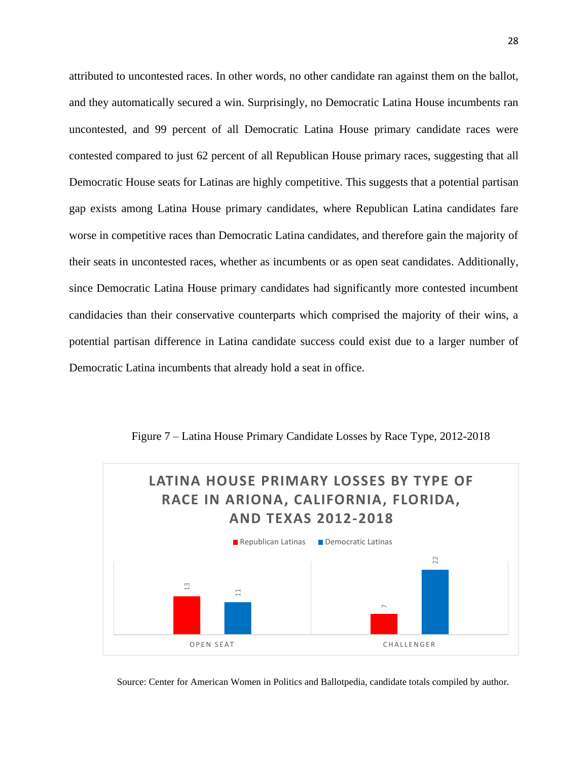attributed to uncontested races. In other words, no other candidate ran against them on the ballot, and they automatically secured a win. Surprisingly, no Democratic Latina House incumbents ran uncontested, and 99 percent of all Democratic Latina House primary candidate races were contested compared to just 62 percent of all Republican House primary races, suggesting that all Democratic House seats for Latinas are highly competitive. This suggests that a potential partisan gap exists among Latina House primary candidates, where Republican Latina candidates fare worse in competitive races than Democratic Latina candidates, and therefore gain the majority of their seats in uncontested races, whether as incumbents or as open seat candidates. Additionally, since Democratic Latina House primary candidates had significantly more contested incumbent candidacies than their conservative counterparts which comprised the majority of their wins, a potential partisan difference in Latina candidate success could exist due to a larger number of Democratic Latina incumbents that already hold a seat in office.

Figure 7 – Latina House Primary Candidate Losses by Race Type, 2012-2018

**LATINA HOUSE PRIMARY LOSSES BY TYPE OF RACE IN ARIONA, CALIFORNIA, FLORIDA, AND TEXAS 2012-2018**

| | Republican Latinas | Democratic Latinas |
|---|---|---|
| OPEN SEAT | 13 | 11 |
| CHALLENGER | 7 | 22 |

Source: Center for American Women in Politics and Ballotpedia, candidate totals compiled by author.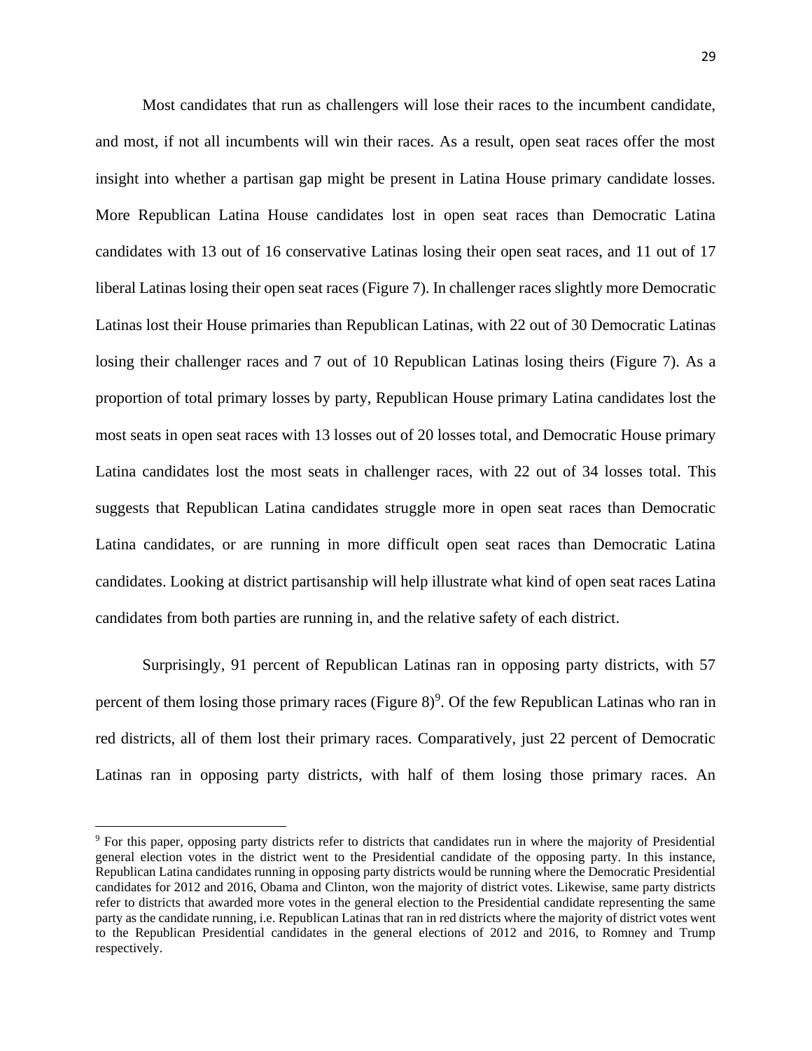Most candidates that run as challengers will lose their races to the incumbent candidate, and most, if not all incumbents will win their races. As a result, open seat races offer the most insight into whether a partisan gap might be present in Latina House primary candidate losses. More Republican Latina House candidates lost in open seat races than Democratic Latina candidates with 13 out of 16 conservative Latinas losing their open seat races, and 11 out of 17 liberal Latinas losing their open seat races (Figure 7). In challenger races slightly more Democratic Latinas lost their House primaries than Republican Latinas, with 22 out of 30 Democratic Latinas losing their challenger races and 7 out of 10 Republican Latinas losing theirs (Figure 7). As a proportion of total primary losses by party, Republican House primary Latina candidates lost the most seats in open seat races with 13 losses out of 20 losses total, and Democratic House primary Latina candidates lost the most seats in challenger races, with 22 out of 34 losses total. This suggests that Republican Latina candidates struggle more in open seat races than Democratic Latina candidates, or are running in more difficult open seat races than Democratic Latina candidates. Looking at district partisanship will help illustrate what kind of open seat races Latina candidates from both parties are running in, and the relative safety of each district.

Surprisingly, 91 percent of Republican Latinas ran in opposing party districts, with 57 percent of them losing those primary races (Figure 8)[9]. Of the few Republican Latinas who ran in red districts, all of them lost their primary races. Comparatively, just 22 percent of Democratic Latinas ran in opposing party districts, with half of them losing those primary races. An

[9] For this paper, opposing party districts refer to districts that candidates run in where the majority of Presidential general election votes in the district went to the Presidential candidate of the opposing party. In this instance, Republican Latina candidates running in opposing party districts would be running where the Democratic Presidential candidates for 2012 and 2016, Obama and Clinton, won the majority of district votes. Likewise, same party districts refer to districts that awarded more votes in the general election to the Presidential candidate representing the same party as the candidate running, i.e. Republican Latinas that ran in red districts where the majority of district votes went to the Republican Presidential candidates in the general elections of 2012 and 2016, to Romney and Trump respectively.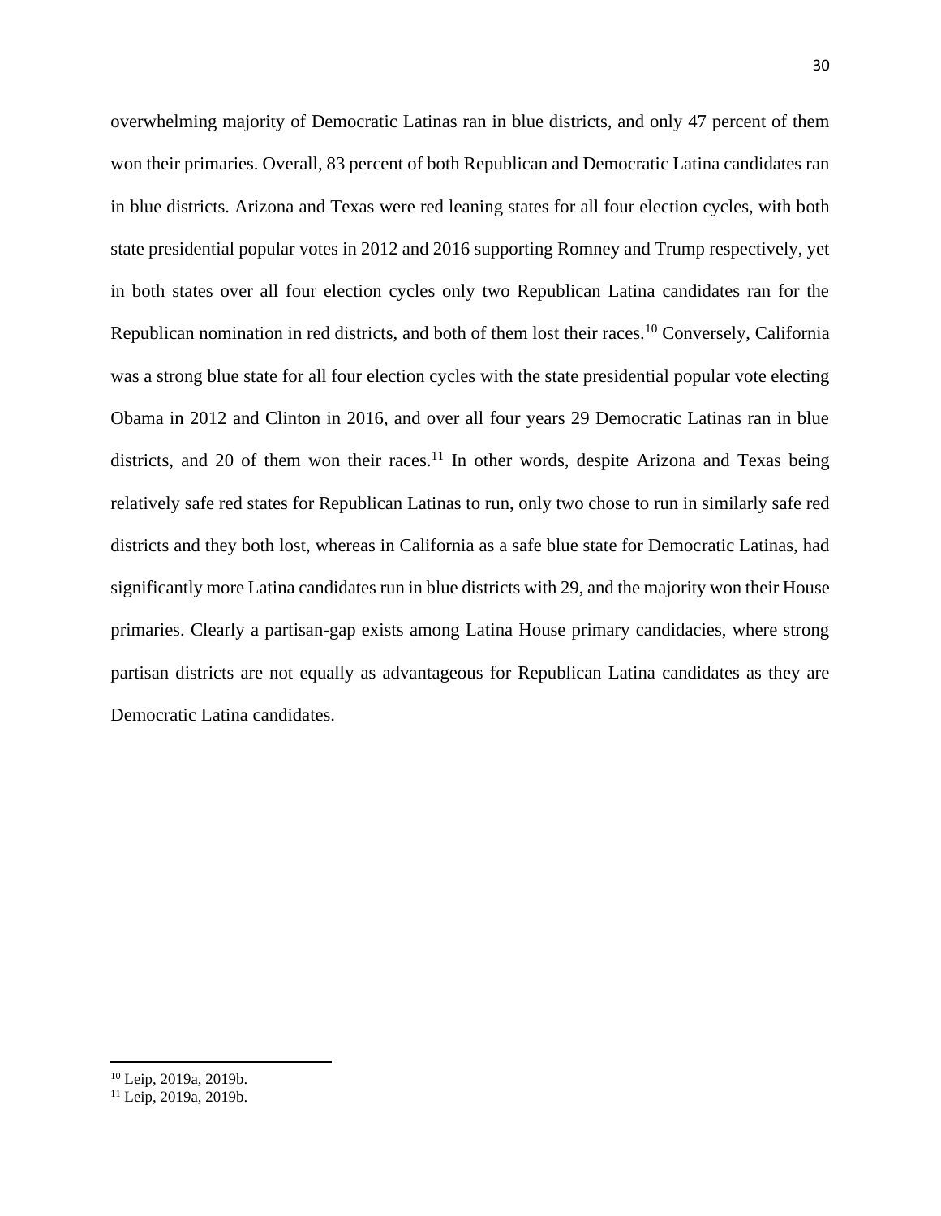overwhelming majority of Democratic Latinas ran in blue districts, and only 47 percent of them won their primaries. Overall, 83 percent of both Republican and Democratic Latina candidates ran in blue districts. Arizona and Texas were red leaning states for all four election cycles, with both state presidential popular votes in 2012 and 2016 supporting Romney and Trump respectively, yet in both states over all four election cycles only two Republican Latina candidates ran for the Republican nomination in red districts, and both of them lost their races.[10] Conversely, California was a strong blue state for all four election cycles with the state presidential popular vote electing Obama in 2012 and Clinton in 2016, and over all four years 29 Democratic Latinas ran in blue districts, and 20 of them won their races.[11] In other words, despite Arizona and Texas being relatively safe red states for Republican Latinas to run, only two chose to run in similarly safe red districts and they both lost, whereas in California as a safe blue state for Democratic Latinas, had significantly more Latina candidates run in blue districts with 29, and the majority won their House primaries. Clearly a partisan-gap exists among Latina House primary candidacies, where strong partisan districts are not equally as advantageous for Republican Latina candidates as they are Democratic Latina candidates.

---

[10] Leip, 2019a, 2019b.

[11] Leip, 2019a, 2019b.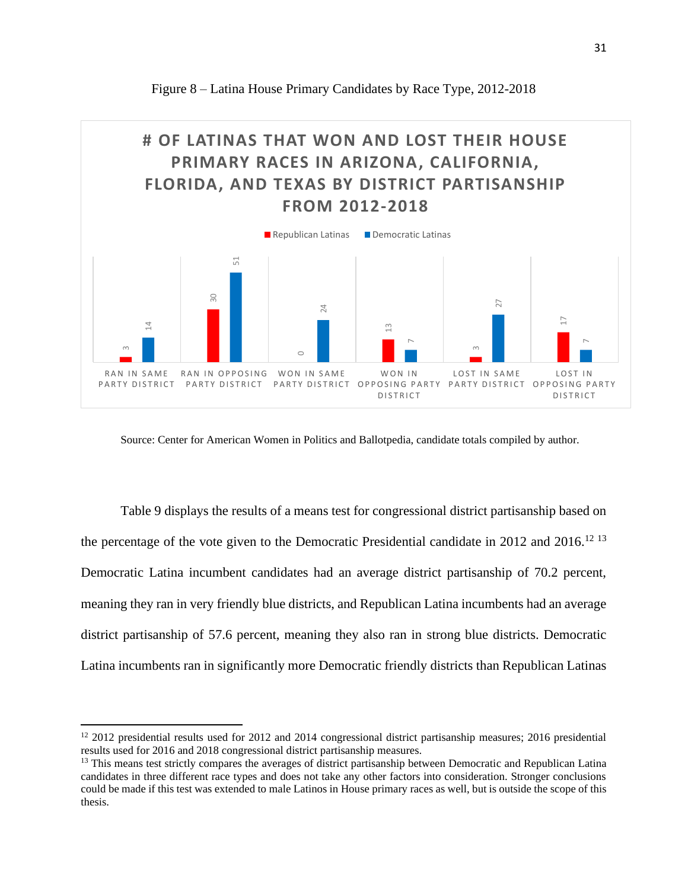Figure 8 – Latina House Primary Candidates by Race Type, 2012-2018

**# OF LATINAS THAT WON AND LOST THEIR HOUSE PRIMARY RACES IN ARIZONA, CALIFORNIA, FLORIDA, AND TEXAS BY DISTRICT PARTISANSHIP FROM 2012-2018**

| | Republican Latinas | Democratic Latinas |
|---|---|---|
| Ran in Same Party District | 3 | 14 |
| Ran in Opposing Party District | 30 | 51 |
| Won in Same Party District | 0 | 24 |
| Won in Opposing Party District | 13 | 7 |
| Lost in Same Party District | 3 | 27 |
| Lost in Opposing Party District | 17 | 7 |

Source: Center for American Women in Politics and Ballotpedia, candidate totals compiled by author.

Table 9 displays the results of a means test for congressional district partisanship based on the percentage of the vote given to the Democratic Presidential candidate in 2012 and 2016.[12] [13] Democratic Latina incumbent candidates had an average district partisanship of 70.2 percent, meaning they ran in very friendly blue districts, and Republican Latina incumbents had an average district partisanship of 57.6 percent, meaning they also ran in strong blue districts. Democratic Latina incumbents ran in significantly more Democratic friendly districts than Republican Latinas

[12] 2012 presidential results used for 2012 and 2014 congressional district partisanship measures; 2016 presidential results used for 2016 and 2018 congressional district partisanship measures.

[13] This means test strictly compares the averages of district partisanship between Democratic and Republican Latina candidates in three different race types and does not take any other factors into consideration. Stronger conclusions could be made if this test was extended to male Latinos in House primary races as well, but is outside the scope of this thesis.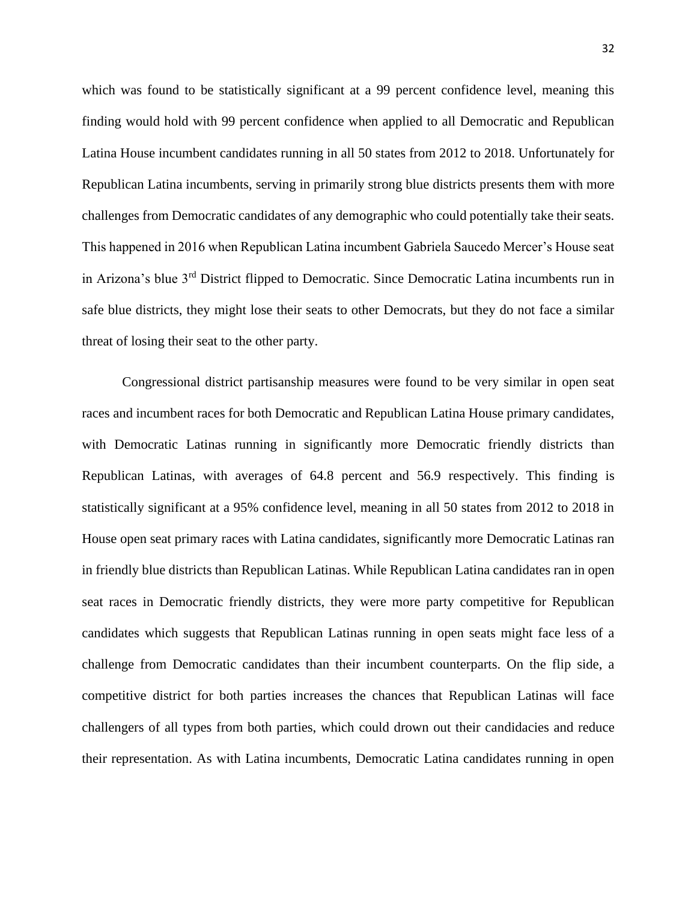which was found to be statistically significant at a 99 percent confidence level, meaning this finding would hold with 99 percent confidence when applied to all Democratic and Republican Latina House incumbent candidates running in all 50 states from 2012 to 2018. Unfortunately for Republican Latina incumbents, serving in primarily strong blue districts presents them with more challenges from Democratic candidates of any demographic who could potentially take their seats. This happened in 2016 when Republican Latina incumbent Gabriela Saucedo Mercer's House seat in Arizona's blue 3rd District flipped to Democratic. Since Democratic Latina incumbents run in safe blue districts, they might lose their seats to other Democrats, but they do not face a similar threat of losing their seat to the other party.

Congressional district partisanship measures were found to be very similar in open seat races and incumbent races for both Democratic and Republican Latina House primary candidates, with Democratic Latinas running in significantly more Democratic friendly districts than Republican Latinas, with averages of 64.8 percent and 56.9 respectively. This finding is statistically significant at a 95% confidence level, meaning in all 50 states from 2012 to 2018 in House open seat primary races with Latina candidates, significantly more Democratic Latinas ran in friendly blue districts than Republican Latinas. While Republican Latina candidates ran in open seat races in Democratic friendly districts, they were more party competitive for Republican candidates which suggests that Republican Latinas running in open seats might face less of a challenge from Democratic candidates than their incumbent counterparts. On the flip side, a competitive district for both parties increases the chances that Republican Latinas will face challengers of all types from both parties, which could drown out their candidacies and reduce their representation. As with Latina incumbents, Democratic Latina candidates running in open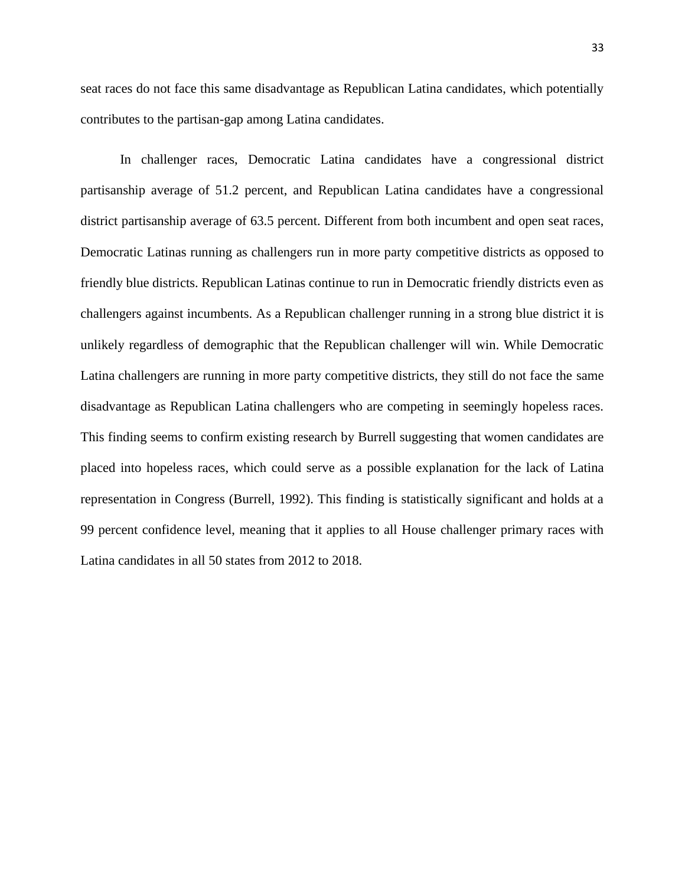seat races do not face this same disadvantage as Republican Latina candidates, which potentially contributes to the partisan-gap among Latina candidates.

In challenger races, Democratic Latina candidates have a congressional district partisanship average of 51.2 percent, and Republican Latina candidates have a congressional district partisanship average of 63.5 percent. Different from both incumbent and open seat races, Democratic Latinas running as challengers run in more party competitive districts as opposed to friendly blue districts. Republican Latinas continue to run in Democratic friendly districts even as challengers against incumbents. As a Republican challenger running in a strong blue district it is unlikely regardless of demographic that the Republican challenger will win. While Democratic Latina challengers are running in more party competitive districts, they still do not face the same disadvantage as Republican Latina challengers who are competing in seemingly hopeless races. This finding seems to confirm existing research by Burrell suggesting that women candidates are placed into hopeless races, which could serve as a possible explanation for the lack of Latina representation in Congress (Burrell, 1992). This finding is statistically significant and holds at a 99 percent confidence level, meaning that it applies to all House challenger primary races with Latina candidates in all 50 states from 2012 to 2018.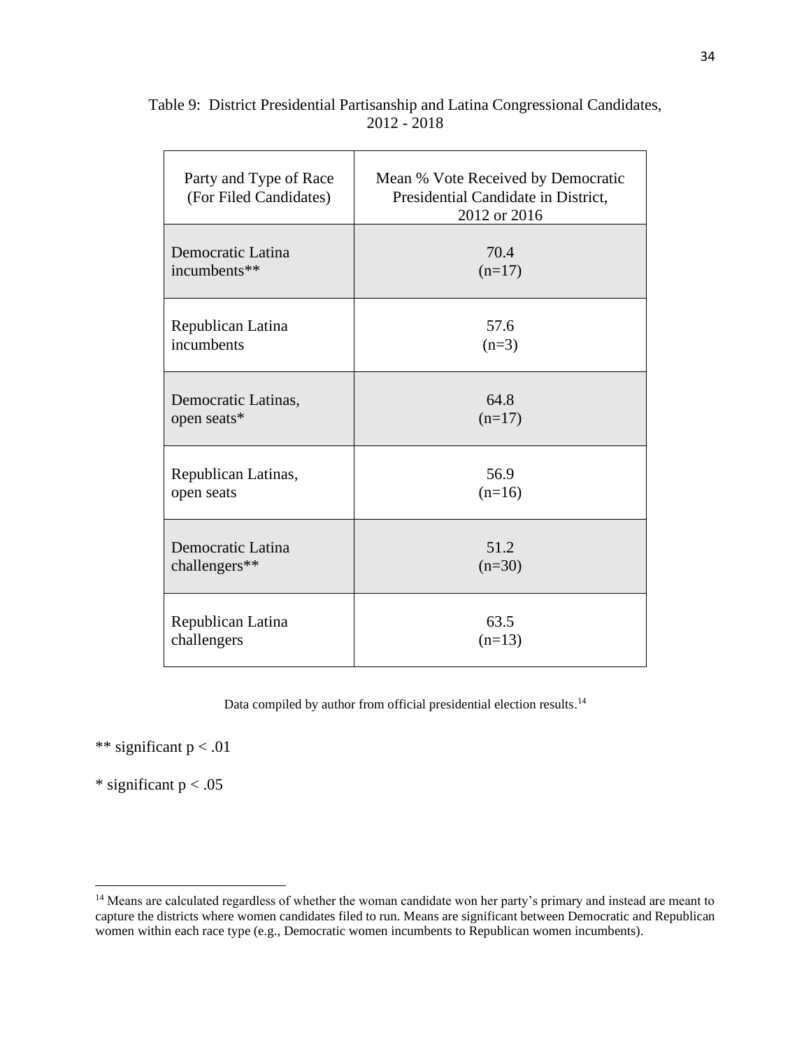Table 9: District Presidential Partisanship and Latina Congressional Candidates, 2012 - 2018

| Party and Type of Race (For Filed Candidates) | Mean % Vote Received by Democratic Presidential Candidate in District, 2012 or 2016 |
|---|---|
| Democratic Latina incumbents** | 70.4 (n=17) |
| Republican Latina incumbents | 57.6 (n=3) |
| Democratic Latinas, open seats* | 64.8 (n=17) |
| Republican Latinas, open seats | 56.9 (n=16) |
| Democratic Latina challengers** | 51.2 (n=30) |
| Republican Latina challengers | 63.5 (n=13) |

Data compiled by author from official presidential election results.[14]

** significant $p < .01$

* significant $p < .05$

[14] Means are calculated regardless of whether the woman candidate won her party's primary and instead are meant to capture the districts where women candidates filed to run. Means are significant between Democratic and Republican women within each race type (e.g., Democratic women incumbents to Republican women incumbents).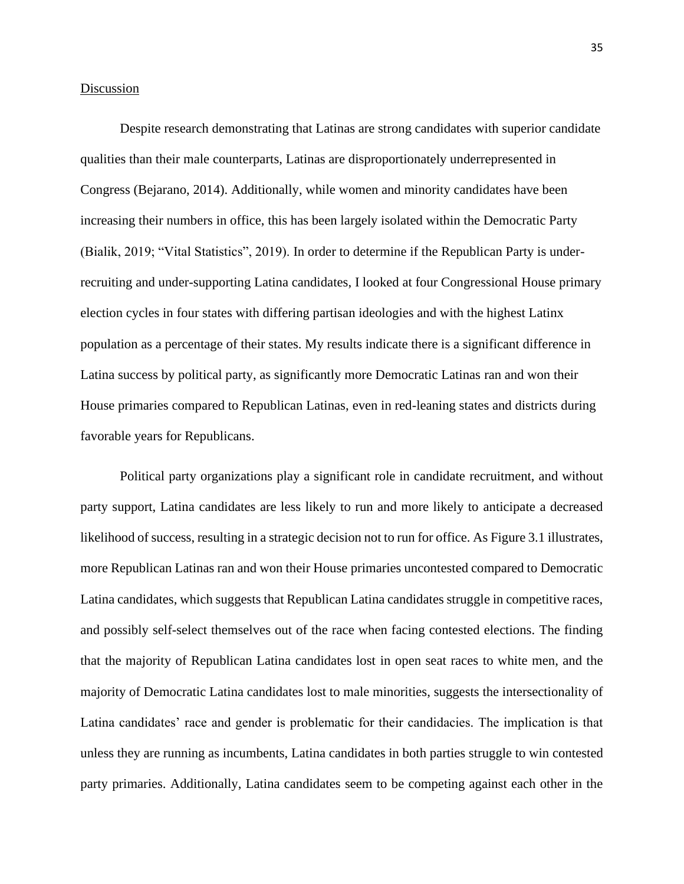Discussion

Despite research demonstrating that Latinas are strong candidates with superior candidate qualities than their male counterparts, Latinas are disproportionately underrepresented in Congress (Bejarano, 2014). Additionally, while women and minority candidates have been increasing their numbers in office, this has been largely isolated within the Democratic Party (Bialik, 2019; "Vital Statistics", 2019). In order to determine if the Republican Party is under-recruiting and under-supporting Latina candidates, I looked at four Congressional House primary election cycles in four states with differing partisan ideologies and with the highest Latinx population as a percentage of their states. My results indicate there is a significant difference in Latina success by political party, as significantly more Democratic Latinas ran and won their House primaries compared to Republican Latinas, even in red-leaning states and districts during favorable years for Republicans.

Political party organizations play a significant role in candidate recruitment, and without party support, Latina candidates are less likely to run and more likely to anticipate a decreased likelihood of success, resulting in a strategic decision not to run for office. As Figure 3.1 illustrates, more Republican Latinas ran and won their House primaries uncontested compared to Democratic Latina candidates, which suggests that Republican Latina candidates struggle in competitive races, and possibly self-select themselves out of the race when facing contested elections. The finding that the majority of Republican Latina candidates lost in open seat races to white men, and the majority of Democratic Latina candidates lost to male minorities, suggests the intersectionality of Latina candidates' race and gender is problematic for their candidacies. The implication is that unless they are running as incumbents, Latina candidates in both parties struggle to win contested party primaries. Additionally, Latina candidates seem to be competing against each other in the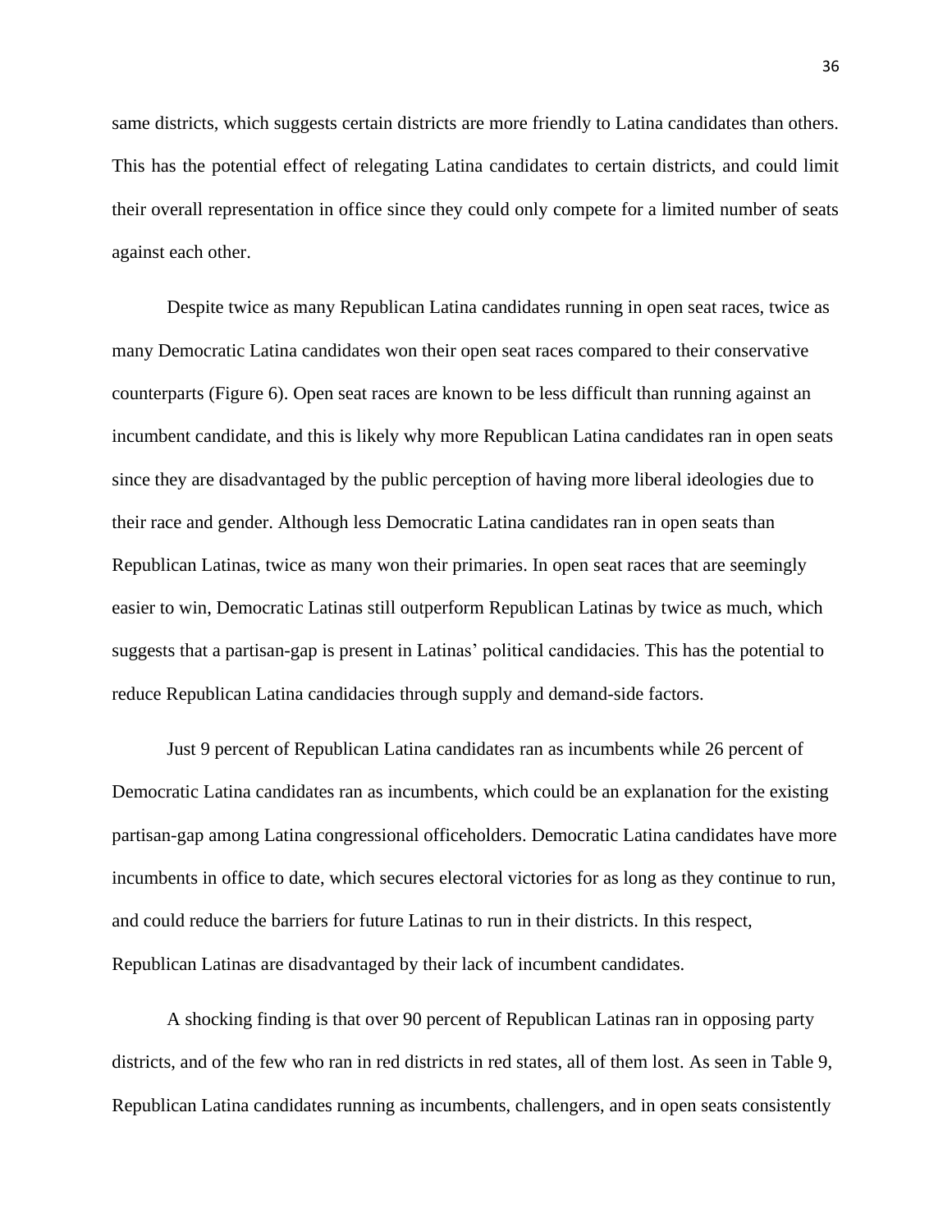same districts, which suggests certain districts are more friendly to Latina candidates than others. This has the potential effect of relegating Latina candidates to certain districts, and could limit their overall representation in office since they could only compete for a limited number of seats against each other.

Despite twice as many Republican Latina candidates running in open seat races, twice as many Democratic Latina candidates won their open seat races compared to their conservative counterparts (Figure 6). Open seat races are known to be less difficult than running against an incumbent candidate, and this is likely why more Republican Latina candidates ran in open seats since they are disadvantaged by the public perception of having more liberal ideologies due to their race and gender. Although less Democratic Latina candidates ran in open seats than Republican Latinas, twice as many won their primaries. In open seat races that are seemingly easier to win, Democratic Latinas still outperform Republican Latinas by twice as much, which suggests that a partisan-gap is present in Latinas' political candidacies. This has the potential to reduce Republican Latina candidacies through supply and demand-side factors.

Just 9 percent of Republican Latina candidates ran as incumbents while 26 percent of Democratic Latina candidates ran as incumbents, which could be an explanation for the existing partisan-gap among Latina congressional officeholders. Democratic Latina candidates have more incumbents in office to date, which secures electoral victories for as long as they continue to run, and could reduce the barriers for future Latinas to run in their districts. In this respect, Republican Latinas are disadvantaged by their lack of incumbent candidates.

A shocking finding is that over 90 percent of Republican Latinas ran in opposing party districts, and of the few who ran in red districts in red states, all of them lost. As seen in Table 9, Republican Latina candidates running as incumbents, challengers, and in open seats consistently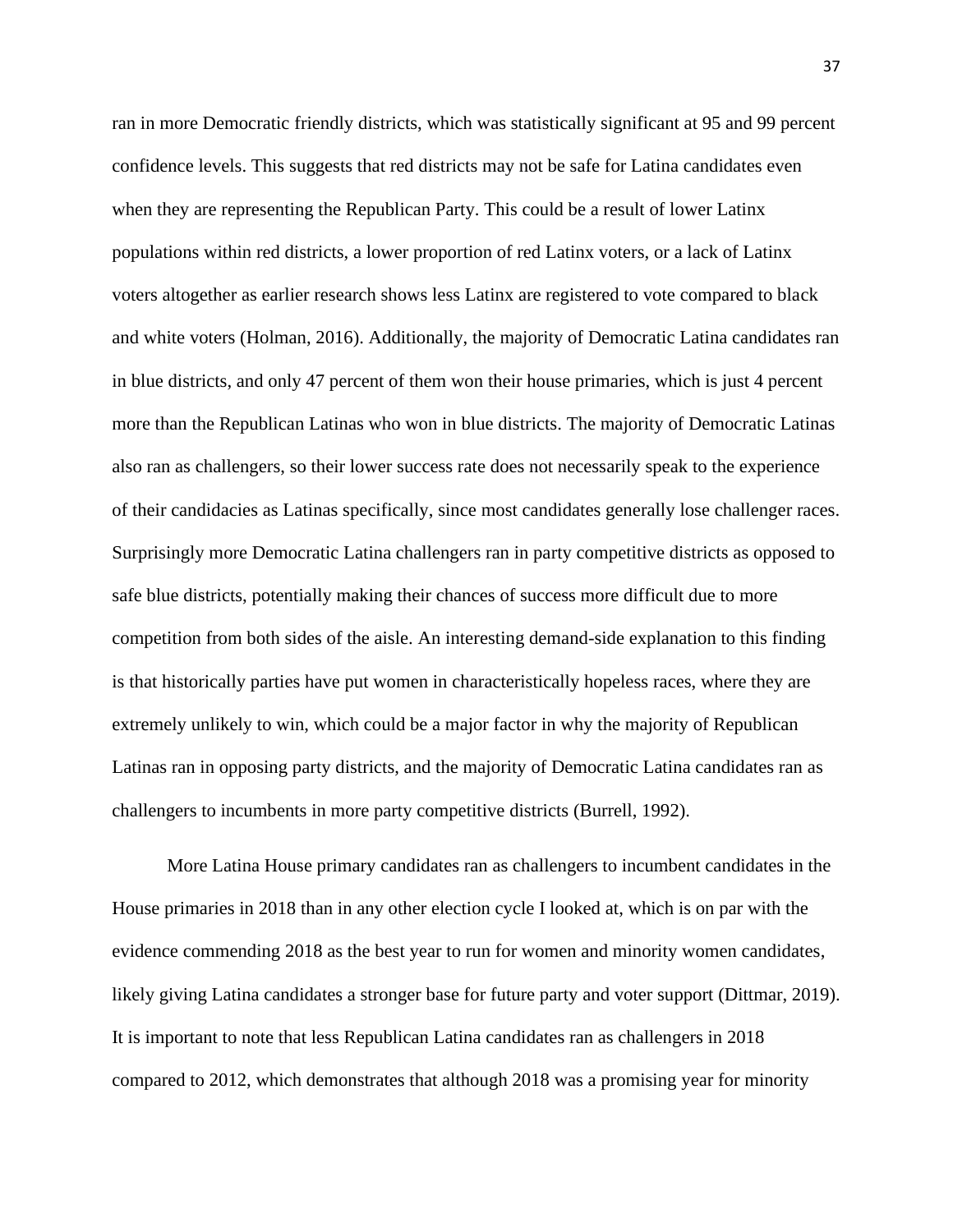ran in more Democratic friendly districts, which was statistically significant at 95 and 99 percent confidence levels. This suggests that red districts may not be safe for Latina candidates even when they are representing the Republican Party. This could be a result of lower Latinx populations within red districts, a lower proportion of red Latinx voters, or a lack of Latinx voters altogether as earlier research shows less Latinx are registered to vote compared to black and white voters (Holman, 2016). Additionally, the majority of Democratic Latina candidates ran in blue districts, and only 47 percent of them won their house primaries, which is just 4 percent more than the Republican Latinas who won in blue districts. The majority of Democratic Latinas also ran as challengers, so their lower success rate does not necessarily speak to the experience of their candidacies as Latinas specifically, since most candidates generally lose challenger races. Surprisingly more Democratic Latina challengers ran in party competitive districts as opposed to safe blue districts, potentially making their chances of success more difficult due to more competition from both sides of the aisle. An interesting demand-side explanation to this finding is that historically parties have put women in characteristically hopeless races, where they are extremely unlikely to win, which could be a major factor in why the majority of Republican Latinas ran in opposing party districts, and the majority of Democratic Latina candidates ran as challengers to incumbents in more party competitive districts (Burrell, 1992).

More Latina House primary candidates ran as challengers to incumbent candidates in the House primaries in 2018 than in any other election cycle I looked at, which is on par with the evidence commending 2018 as the best year to run for women and minority women candidates, likely giving Latina candidates a stronger base for future party and voter support (Dittmar, 2019). It is important to note that less Republican Latina candidates ran as challengers in 2018 compared to 2012, which demonstrates that although 2018 was a promising year for minority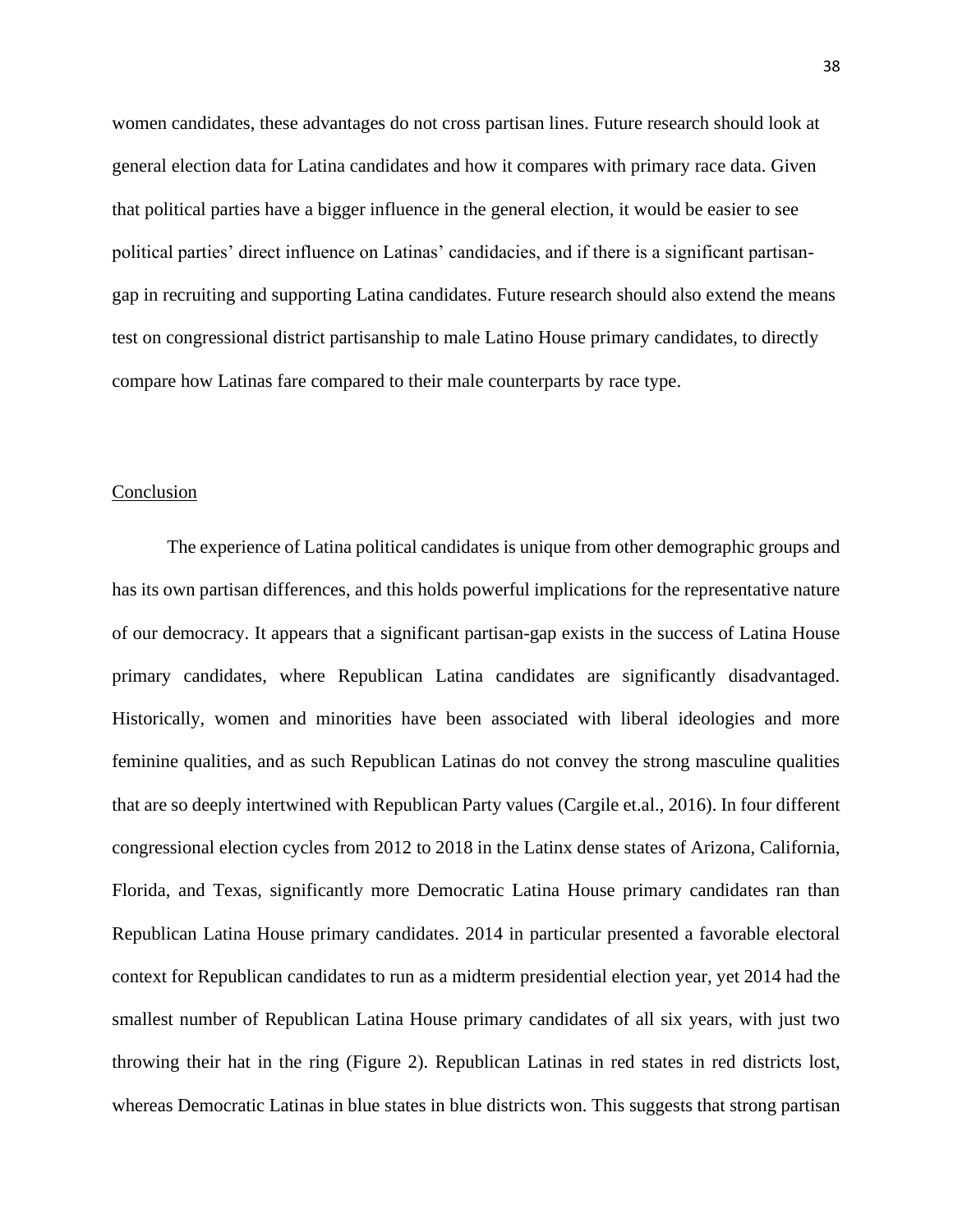women candidates, these advantages do not cross partisan lines. Future research should look at general election data for Latina candidates and how it compares with primary race data. Given that political parties have a bigger influence in the general election, it would be easier to see political parties' direct influence on Latinas' candidacies, and if there is a significant partisan-gap in recruiting and supporting Latina candidates. Future research should also extend the means test on congressional district partisanship to male Latino House primary candidates, to directly compare how Latinas fare compared to their male counterparts by race type.

## Conclusion

The experience of Latina political candidates is unique from other demographic groups and has its own partisan differences, and this holds powerful implications for the representative nature of our democracy. It appears that a significant partisan-gap exists in the success of Latina House primary candidates, where Republican Latina candidates are significantly disadvantaged. Historically, women and minorities have been associated with liberal ideologies and more feminine qualities, and as such Republican Latinas do not convey the strong masculine qualities that are so deeply intertwined with Republican Party values (Cargile et.al., 2016). In four different congressional election cycles from 2012 to 2018 in the Latinx dense states of Arizona, California, Florida, and Texas, significantly more Democratic Latina House primary candidates ran than Republican Latina House primary candidates. 2014 in particular presented a favorable electoral context for Republican candidates to run as a midterm presidential election year, yet 2014 had the smallest number of Republican Latina House primary candidates of all six years, with just two throwing their hat in the ring (Figure 2). Republican Latinas in red states in red districts lost, whereas Democratic Latinas in blue states in blue districts won. This suggests that strong partisan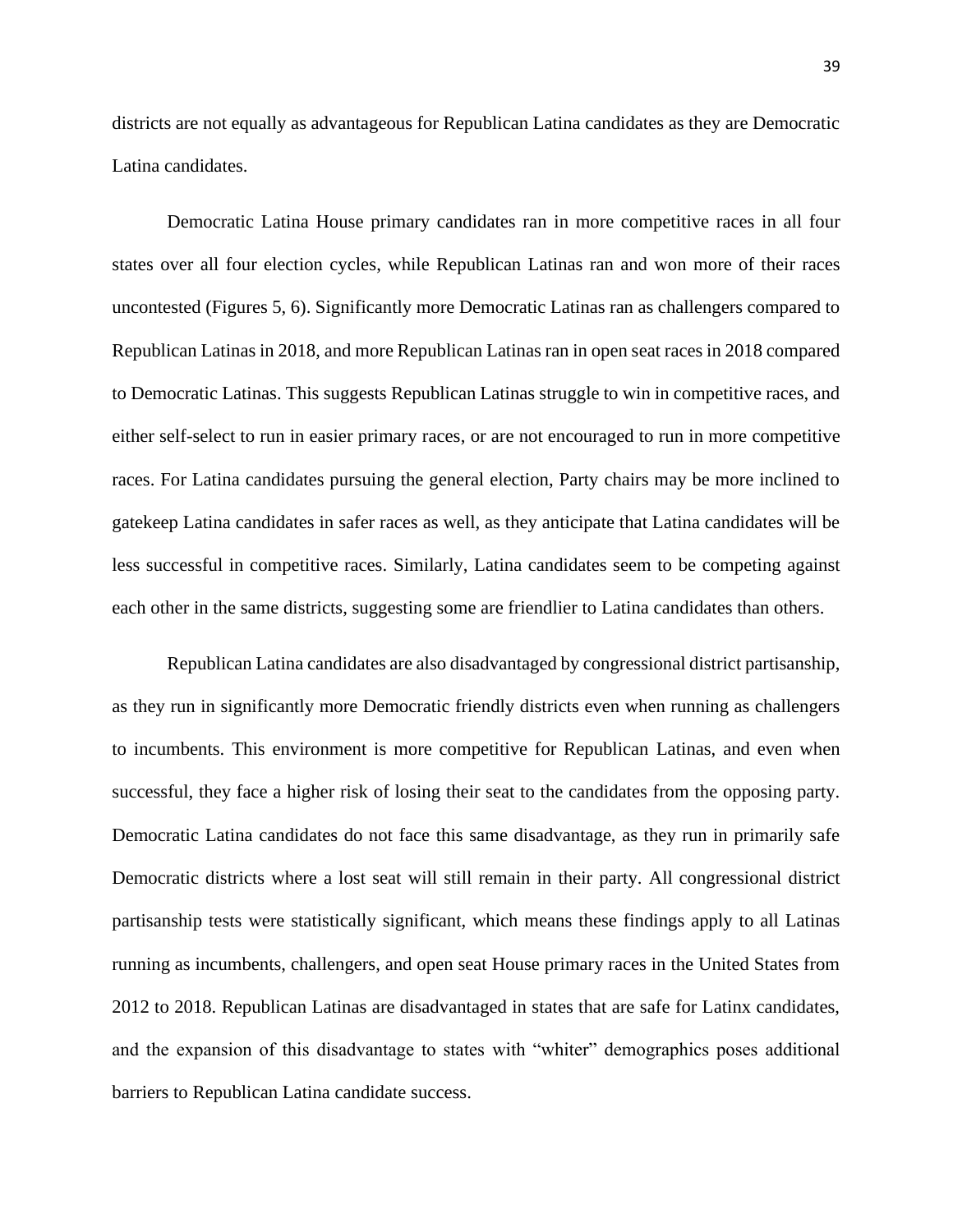districts are not equally as advantageous for Republican Latina candidates as they are Democratic Latina candidates.

Democratic Latina House primary candidates ran in more competitive races in all four states over all four election cycles, while Republican Latinas ran and won more of their races uncontested (Figures 5, 6). Significantly more Democratic Latinas ran as challengers compared to Republican Latinas in 2018, and more Republican Latinas ran in open seat races in 2018 compared to Democratic Latinas. This suggests Republican Latinas struggle to win in competitive races, and either self-select to run in easier primary races, or are not encouraged to run in more competitive races. For Latina candidates pursuing the general election, Party chairs may be more inclined to gatekeep Latina candidates in safer races as well, as they anticipate that Latina candidates will be less successful in competitive races. Similarly, Latina candidates seem to be competing against each other in the same districts, suggesting some are friendlier to Latina candidates than others.

Republican Latina candidates are also disadvantaged by congressional district partisanship, as they run in significantly more Democratic friendly districts even when running as challengers to incumbents. This environment is more competitive for Republican Latinas, and even when successful, they face a higher risk of losing their seat to the candidates from the opposing party. Democratic Latina candidates do not face this same disadvantage, as they run in primarily safe Democratic districts where a lost seat will still remain in their party. All congressional district partisanship tests were statistically significant, which means these findings apply to all Latinas running as incumbents, challengers, and open seat House primary races in the United States from 2012 to 2018. Republican Latinas are disadvantaged in states that are safe for Latinx candidates, and the expansion of this disadvantage to states with "whiter" demographics poses additional barriers to Republican Latina candidate success.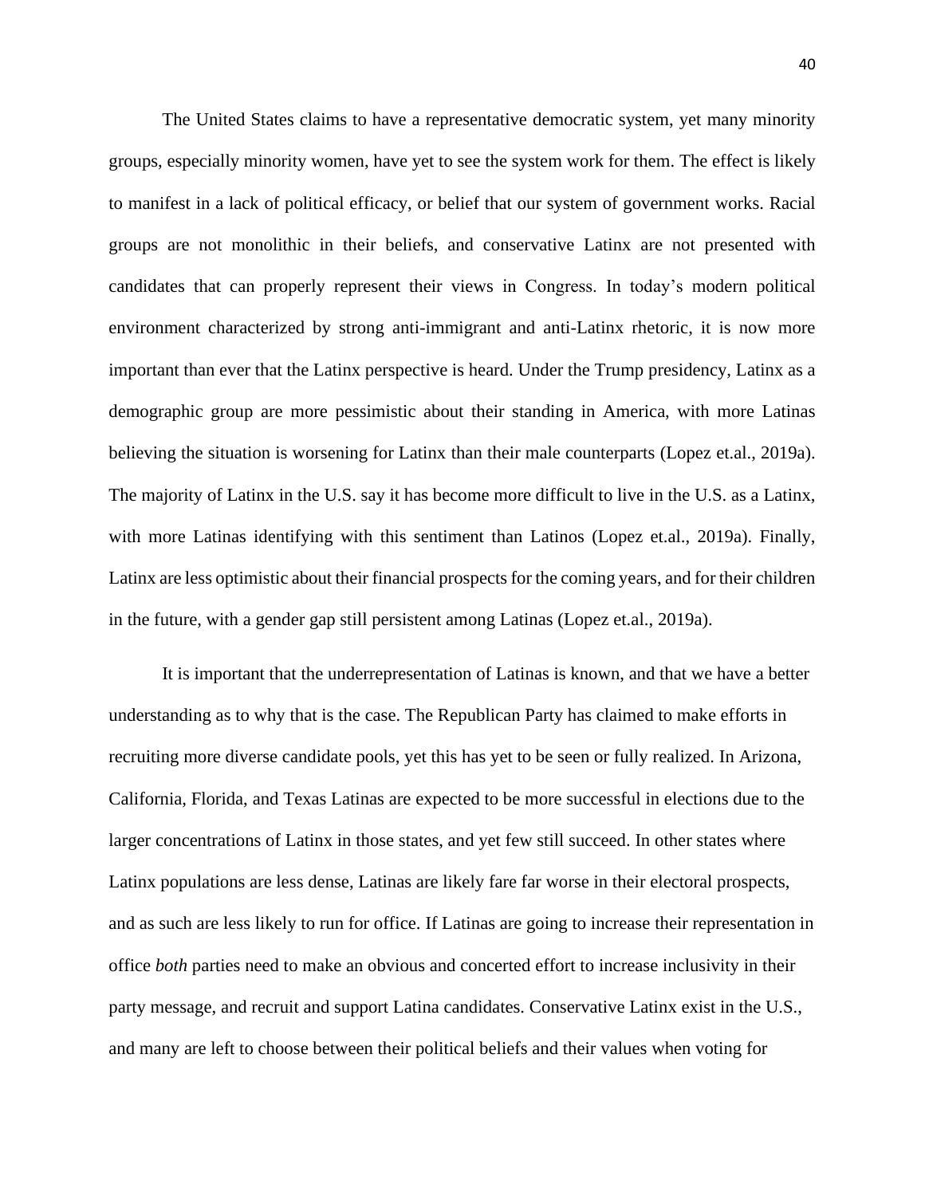The United States claims to have a representative democratic system, yet many minority groups, especially minority women, have yet to see the system work for them. The effect is likely to manifest in a lack of political efficacy, or belief that our system of government works. Racial groups are not monolithic in their beliefs, and conservative Latinx are not presented with candidates that can properly represent their views in Congress. In today's modern political environment characterized by strong anti-immigrant and anti-Latinx rhetoric, it is now more important than ever that the Latinx perspective is heard. Under the Trump presidency, Latinx as a demographic group are more pessimistic about their standing in America, with more Latinas believing the situation is worsening for Latinx than their male counterparts (Lopez et.al., 2019a). The majority of Latinx in the U.S. say it has become more difficult to live in the U.S. as a Latinx, with more Latinas identifying with this sentiment than Latinos (Lopez et.al., 2019a). Finally, Latinx are less optimistic about their financial prospects for the coming years, and for their children in the future, with a gender gap still persistent among Latinas (Lopez et.al., 2019a).

It is important that the underrepresentation of Latinas is known, and that we have a better understanding as to why that is the case. The Republican Party has claimed to make efforts in recruiting more diverse candidate pools, yet this has yet to be seen or fully realized. In Arizona, California, Florida, and Texas Latinas are expected to be more successful in elections due to the larger concentrations of Latinx in those states, and yet few still succeed. In other states where Latinx populations are less dense, Latinas are likely fare far worse in their electoral prospects, and as such are less likely to run for office. If Latinas are going to increase their representation in office *both* parties need to make an obvious and concerted effort to increase inclusivity in their party message, and recruit and support Latina candidates. Conservative Latinx exist in the U.S., and many are left to choose between their political beliefs and their values when voting for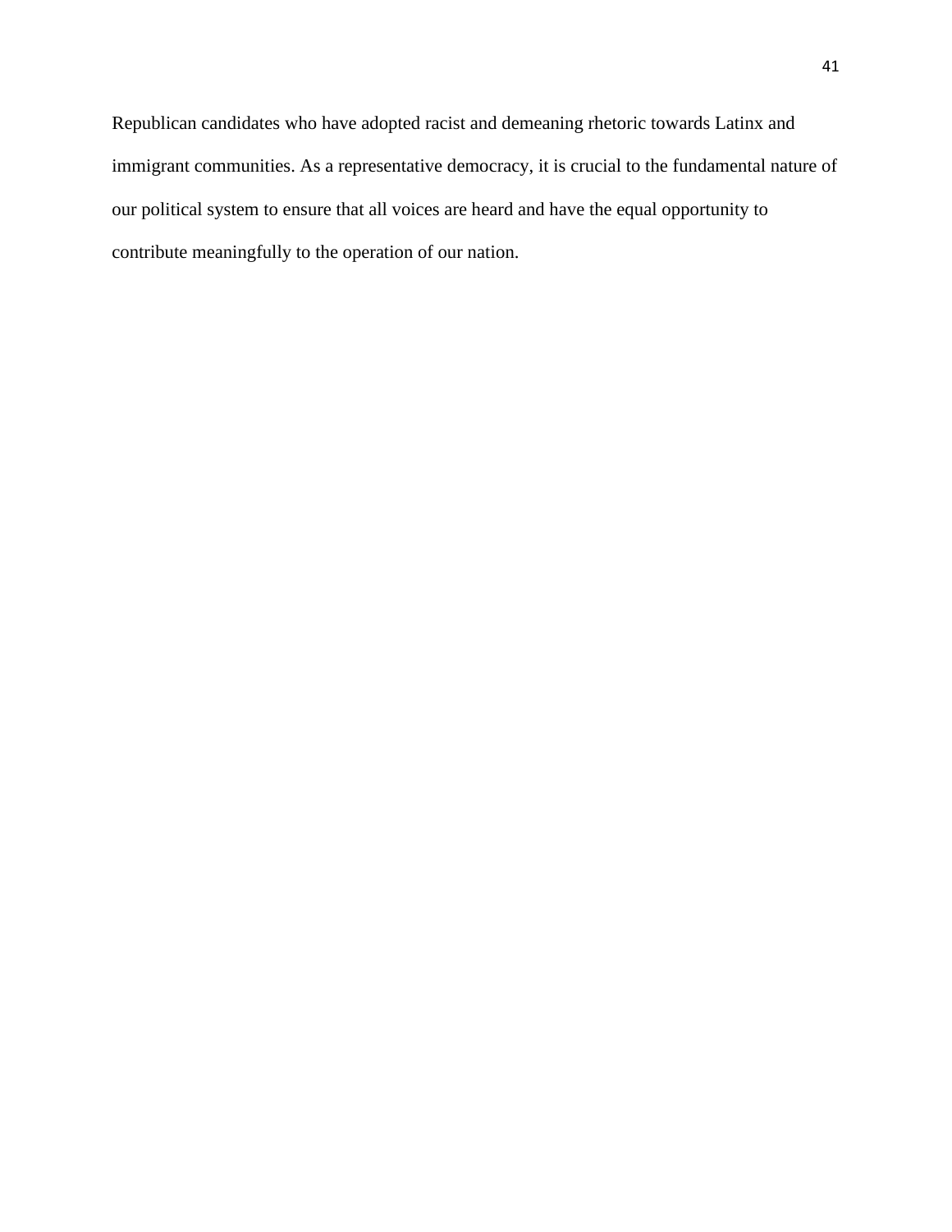Republican candidates who have adopted racist and demeaning rhetoric towards Latinx and immigrant communities. As a representative democracy, it is crucial to the fundamental nature of our political system to ensure that all voices are heard and have the equal opportunity to contribute meaningfully to the operation of our nation.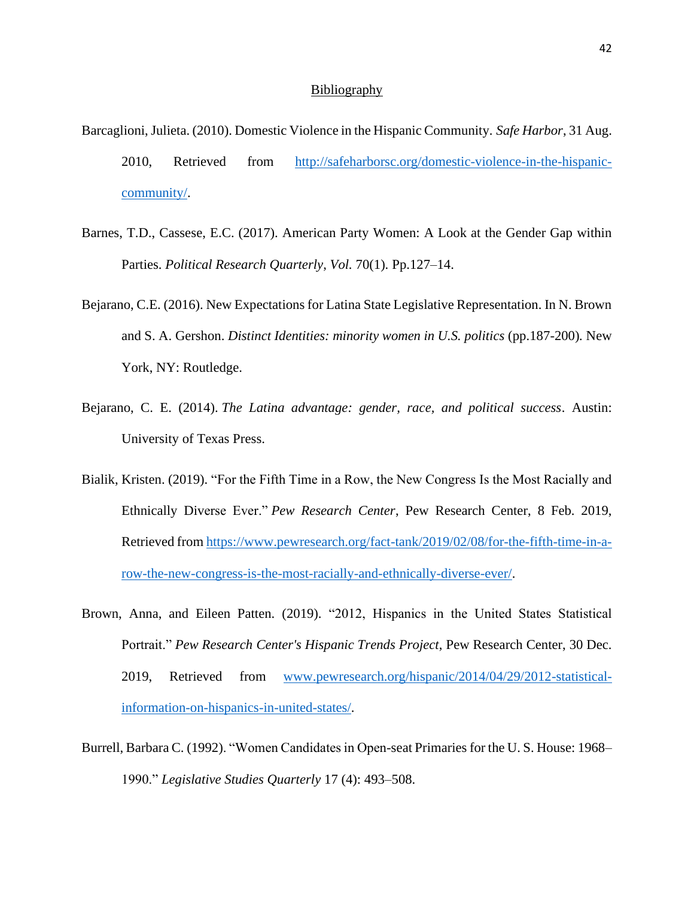## Bibliography

Barcaglioni, Julieta. (2010). Domestic Violence in the Hispanic Community. *Safe Harbor*, 31 Aug. 2010, Retrieved from http://safeharborsc.org/domestic-violence-in-the-hispanic-community/.

Barnes, T.D., Cassese, E.C. (2017). American Party Women: A Look at the Gender Gap within Parties. *Political Research Quarterly*, *Vol.* 70(1). Pp.127–14.

Bejarano, C.E. (2016). New Expectations for Latina State Legislative Representation. In N. Brown and S. A. Gershon. *Distinct Identities: minority women in U.S. politics* (pp.187-200). New York, NY: Routledge.

Bejarano, C. E. (2014). *The Latina advantage: gender, race, and political success*. Austin: University of Texas Press.

Bialik, Kristen. (2019). "For the Fifth Time in a Row, the New Congress Is the Most Racially and Ethnically Diverse Ever." *Pew Research Center*, Pew Research Center, 8 Feb. 2019, Retrieved from https://www.pewresearch.org/fact-tank/2019/02/08/for-the-fifth-time-in-a-row-the-new-congress-is-the-most-racially-and-ethnically-diverse-ever/.

Brown, Anna, and Eileen Patten. (2019). "2012, Hispanics in the United States Statistical Portrait." *Pew Research Center's Hispanic Trends Project*, Pew Research Center, 30 Dec. 2019, Retrieved from www.pewresearch.org/hispanic/2014/04/29/2012-statistical-information-on-hispanics-in-united-states/.

Burrell, Barbara C. (1992). "Women Candidates in Open-seat Primaries for the U. S. House: 1968–1990." *Legislative Studies Quarterly* 17 (4): 493–508.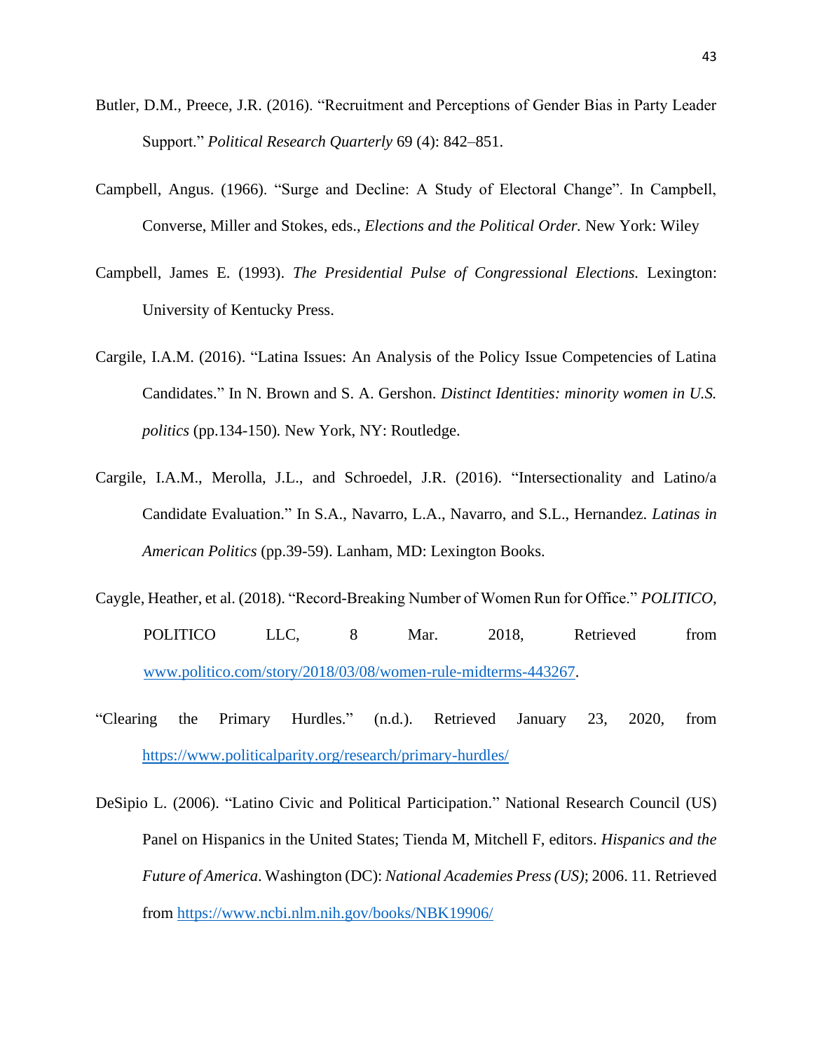Butler, D.M., Preece, J.R. (2016). "Recruitment and Perceptions of Gender Bias in Party Leader Support." *Political Research Quarterly* 69 (4): 842–851.

Campbell, Angus. (1966). "Surge and Decline: A Study of Electoral Change". In Campbell, Converse, Miller and Stokes, eds., *Elections and the Political Order.* New York: Wiley

Campbell, James E. (1993). *The Presidential Pulse of Congressional Elections.* Lexington: University of Kentucky Press.

Cargile, I.A.M. (2016). "Latina Issues: An Analysis of the Policy Issue Competencies of Latina Candidates." In N. Brown and S. A. Gershon. *Distinct Identities: minority women in U.S. politics* (pp.134-150)*.* New York, NY: Routledge.

Cargile, I.A.M., Merolla, J.L., and Schroedel, J.R. (2016). "Intersectionality and Latino/a Candidate Evaluation." In S.A., Navarro, L.A., Navarro, and S.L., Hernandez. *Latinas in American Politics* (pp.39-59). Lanham, MD: Lexington Books.

Caygle, Heather, et al. (2018). "Record-Breaking Number of Women Run for Office." *POLITICO*, POLITICO LLC, 8 Mar. 2018, Retrieved from www.politico.com/story/2018/03/08/women-rule-midterms-443267.

"Clearing the Primary Hurdles." (n.d.). Retrieved January 23, 2020, from https://www.politicalparity.org/research/primary-hurdles/

DeSipio L. (2006). "Latino Civic and Political Participation." National Research Council (US) Panel on Hispanics in the United States; Tienda M, Mitchell F, editors. *Hispanics and the Future of America*. Washington (DC): *National Academies Press (US)*; 2006. 11. Retrieved from https://www.ncbi.nlm.nih.gov/books/NBK19906/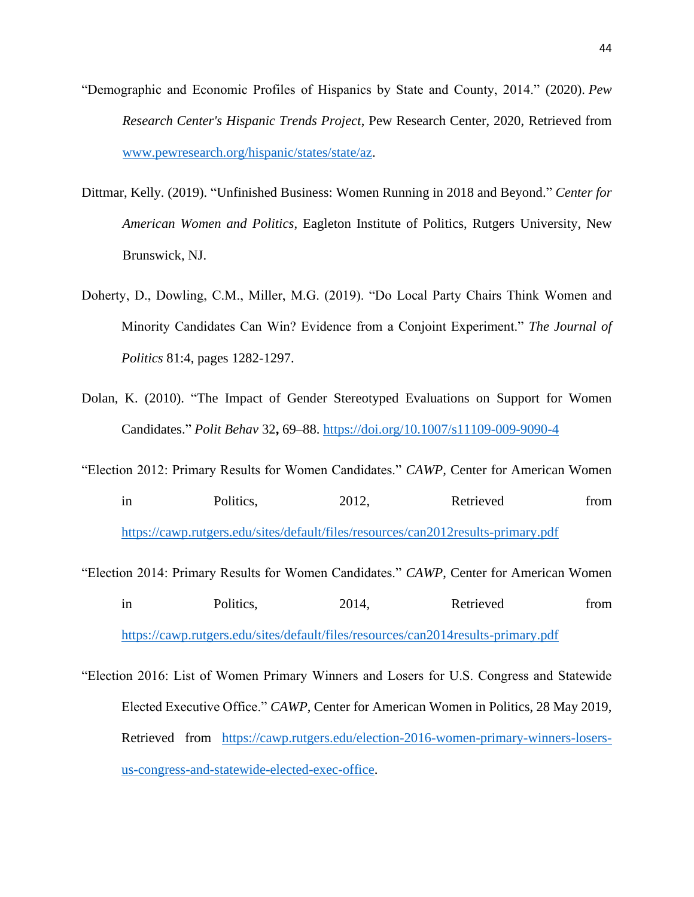"Demographic and Economic Profiles of Hispanics by State and County, 2014." (2020). *Pew Research Center's Hispanic Trends Project*, Pew Research Center, 2020, Retrieved from www.pewresearch.org/hispanic/states/state/az.

Dittmar, Kelly. (2019). "Unfinished Business: Women Running in 2018 and Beyond." *Center for American Women and Politics*, Eagleton Institute of Politics, Rutgers University, New Brunswick, NJ.

Doherty, D., Dowling, C.M., Miller, M.G. (2019). "Do Local Party Chairs Think Women and Minority Candidates Can Win? Evidence from a Conjoint Experiment." *The Journal of Politics* 81:4, pages 1282-1297.

Dolan, K. (2010). "The Impact of Gender Stereotyped Evaluations on Support for Women Candidates." *Polit Behav* 32**,** 69–88. https://doi.org/10.1007/s11109-009-9090-4

"Election 2012: Primary Results for Women Candidates." *CAWP*, Center for American Women in Politics, 2012, Retrieved from https://cawp.rutgers.edu/sites/default/files/resources/can2012results-primary.pdf

"Election 2014: Primary Results for Women Candidates." *CAWP*, Center for American Women in Politics, 2014, Retrieved from https://cawp.rutgers.edu/sites/default/files/resources/can2014results-primary.pdf

"Election 2016: List of Women Primary Winners and Losers for U.S. Congress and Statewide Elected Executive Office." *CAWP*, Center for American Women in Politics, 28 May 2019, Retrieved from https://cawp.rutgers.edu/election-2016-women-primary-winners-losers-us-congress-and-statewide-elected-exec-office.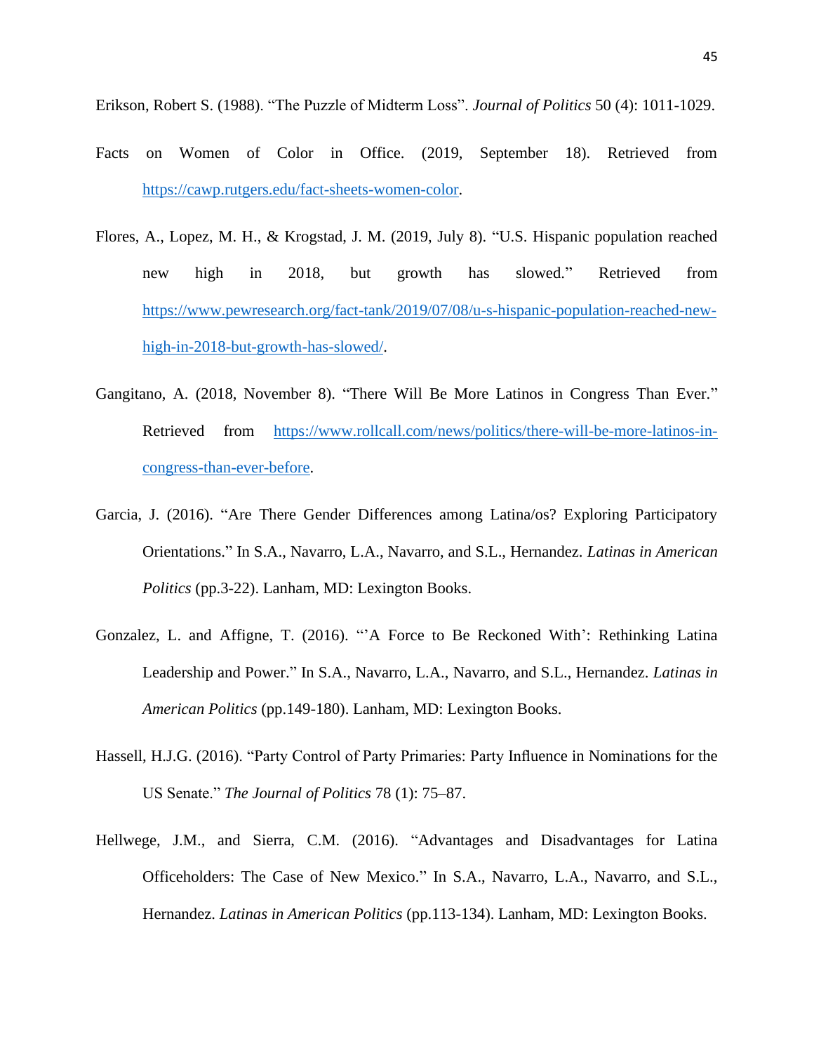Erikson, Robert S. (1988). “The Puzzle of Midterm Loss”. *Journal of Politics* 50 (4): 1011-1029.

Facts on Women of Color in Office. (2019, September 18). Retrieved from https://cawp.rutgers.edu/fact-sheets-women-color.

Flores, A., Lopez, M. H., & Krogstad, J. M. (2019, July 8). “U.S. Hispanic population reached new high in 2018, but growth has slowed.” Retrieved from https://www.pewresearch.org/fact-tank/2019/07/08/u-s-hispanic-population-reached-new-high-in-2018-but-growth-has-slowed/.

Gangitano, A. (2018, November 8). “There Will Be More Latinos in Congress Than Ever.” Retrieved from https://www.rollcall.com/news/politics/there-will-be-more-latinos-in-congress-than-ever-before.

Garcia, J. (2016). “Are There Gender Differences among Latina/os? Exploring Participatory Orientations.” In S.A., Navarro, L.A., Navarro, and S.L., Hernandez. *Latinas in American Politics* (pp.3-22). Lanham, MD: Lexington Books.

Gonzalez, L. and Affigne, T. (2016). “'A Force to Be Reckoned With': Rethinking Latina Leadership and Power.” In S.A., Navarro, L.A., Navarro, and S.L., Hernandez. *Latinas in American Politics* (pp.149-180). Lanham, MD: Lexington Books.

Hassell, H.J.G. (2016). “Party Control of Party Primaries: Party Influence in Nominations for the US Senate.” *The Journal of Politics* 78 (1): 75–87.

Hellwege, J.M., and Sierra, C.M. (2016). “Advantages and Disadvantages for Latina Officeholders: The Case of New Mexico.” In S.A., Navarro, L.A., Navarro, and S.L., Hernandez. *Latinas in American Politics* (pp.113-134). Lanham, MD: Lexington Books.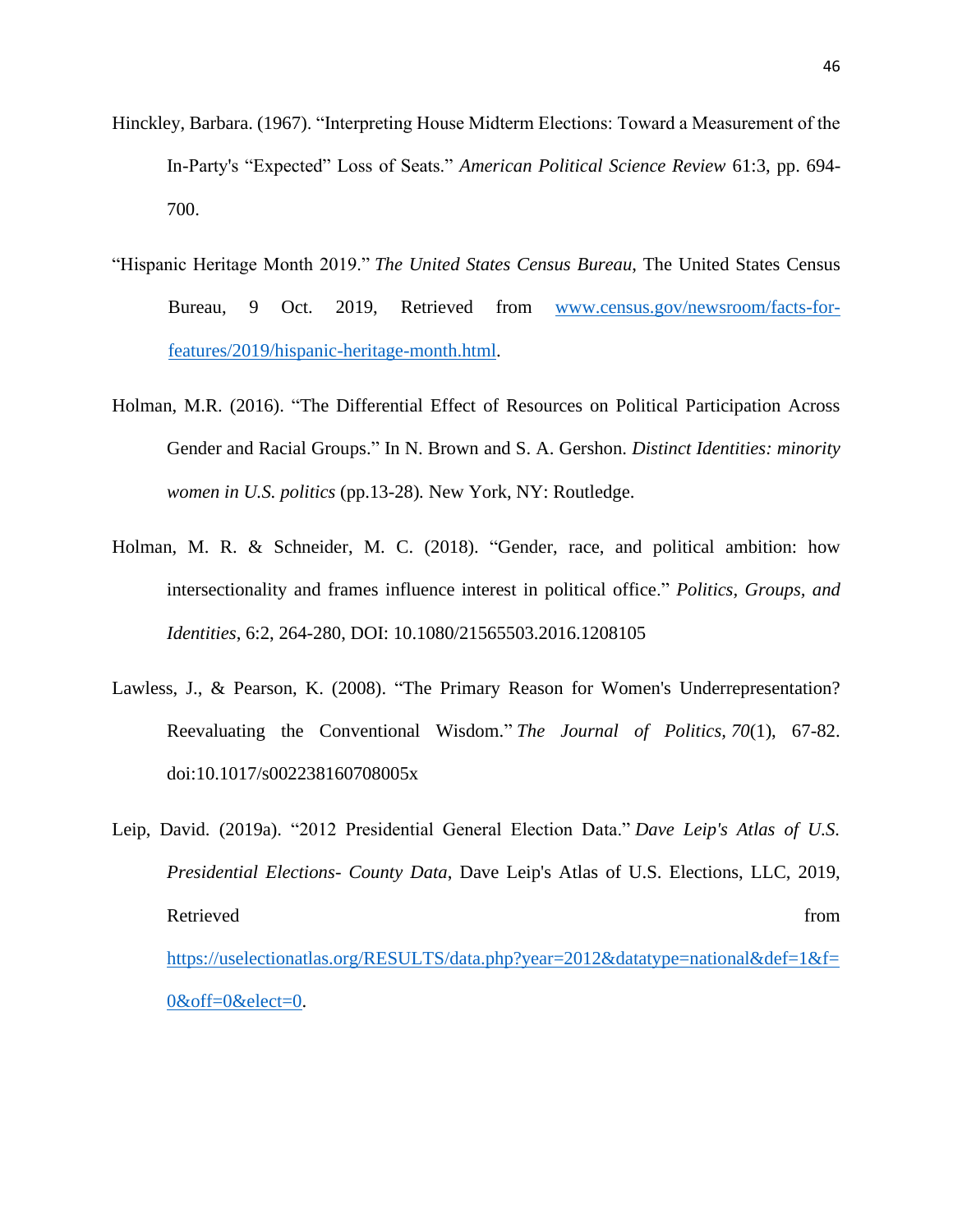Hinckley, Barbara. (1967). “Interpreting House Midterm Elections: Toward a Measurement of the In-Party's “Expected” Loss of Seats.” *American Political Science Review* 61:3, pp. 694-700.

“Hispanic Heritage Month 2019.” *The United States Census Bureau*, The United States Census Bureau, 9 Oct. 2019, Retrieved from [www.census.gov/newsroom/facts-for-features/2019/hispanic-heritage-month.html](www.census.gov/newsroom/facts-for-features/2019/hispanic-heritage-month.html).

Holman, M.R. (2016). “The Differential Effect of Resources on Political Participation Across Gender and Racial Groups.” In N. Brown and S. A. Gershon. *Distinct Identities: minority women in U.S. politics* (pp.13-28). New York, NY: Routledge.

Holman, M. R. & Schneider, M. C. (2018). “Gender, race, and political ambition: how intersectionality and frames influence interest in political office.” *Politics, Groups, and Identities*, 6:2, 264-280, DOI: 10.1080/21565503.2016.1208105

Lawless, J., & Pearson, K. (2008). “The Primary Reason for Women's Underrepresentation? Reevaluating the Conventional Wisdom.” *The Journal of Politics*, *70*(1), 67-82. doi:10.1017/s002238160708005x

Leip, David. (2019a). “2012 Presidential General Election Data.” *Dave Leip's Atlas of U.S. Presidential Elections- County Data*, Dave Leip's Atlas of U.S. Elections, LLC, 2019, Retrieved from [https://uselectionatlas.org/RESULTS/data.php?year=2012&datatype=national&def=1&f=0&off=0&elect=0](https://uselectionatlas.org/RESULTS/data.php?year=2012&datatype=national&def=1&f=0&off=0&elect=0).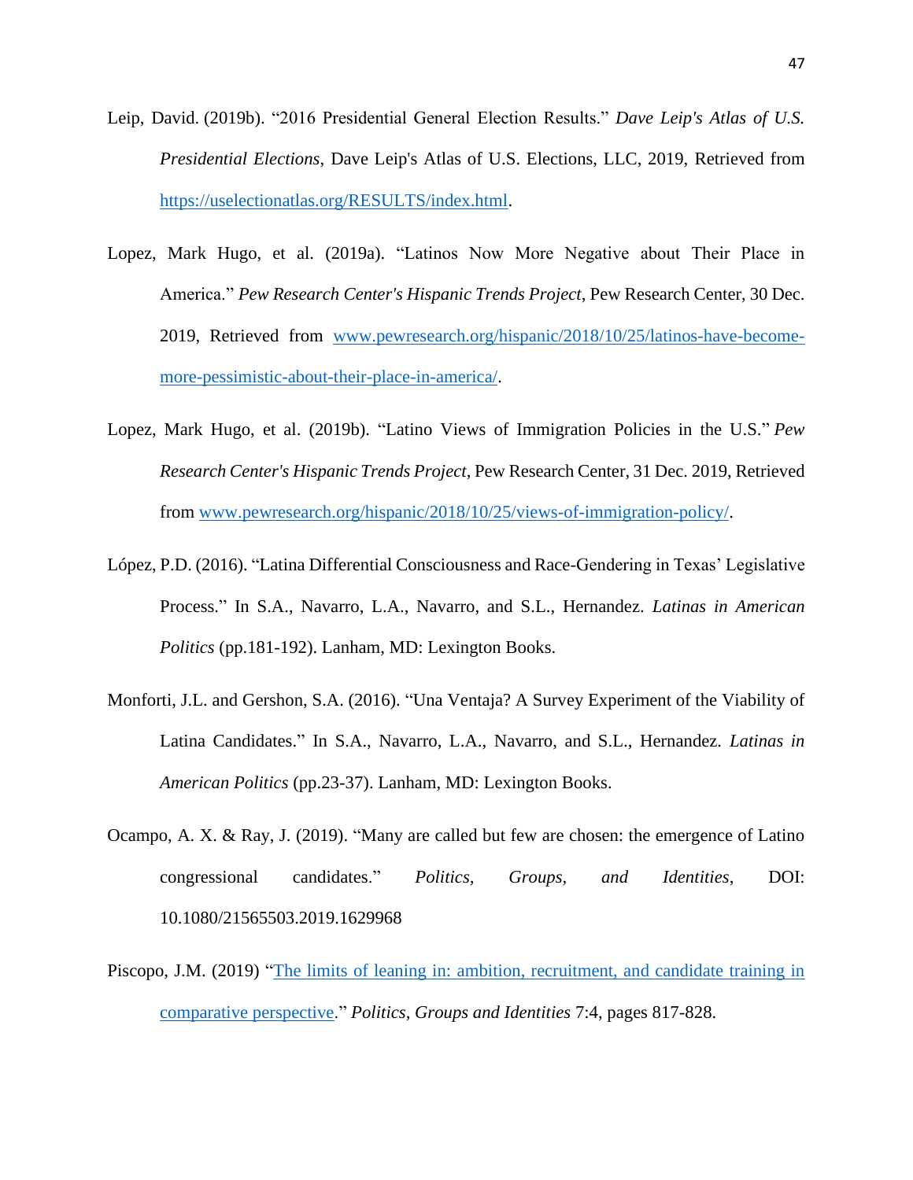Leip, David. (2019b). "2016 Presidential General Election Results." *Dave Leip's Atlas of U.S. Presidential Elections*, Dave Leip's Atlas of U.S. Elections, LLC, 2019, Retrieved from [https://uselectionatlas.org/RESULTS/index.html](https://uselectionatlas.org/RESULTS/index.html).

Lopez, Mark Hugo, et al. (2019a). "Latinos Now More Negative about Their Place in America." *Pew Research Center's Hispanic Trends Project*, Pew Research Center, 30 Dec. 2019, Retrieved from [www.pewresearch.org/hispanic/2018/10/25/latinos-have-become-more-pessimistic-about-their-place-in-america/](www.pewresearch.org/hispanic/2018/10/25/latinos-have-become-more-pessimistic-about-their-place-in-america/).

Lopez, Mark Hugo, et al. (2019b). "Latino Views of Immigration Policies in the U.S." *Pew Research Center's Hispanic Trends Project*, Pew Research Center, 31 Dec. 2019, Retrieved from [www.pewresearch.org/hispanic/2018/10/25/views-of-immigration-policy/](www.pewresearch.org/hispanic/2018/10/25/views-of-immigration-policy/).

López, P.D. (2016). "Latina Differential Consciousness and Race-Gendering in Texas' Legislative Process." In S.A., Navarro, L.A., Navarro, and S.L., Hernandez. *Latinas in American Politics* (pp.181-192). Lanham, MD: Lexington Books.

Monforti, J.L. and Gershon, S.A. (2016). "Una Ventaja? A Survey Experiment of the Viability of Latina Candidates." In S.A., Navarro, L.A., Navarro, and S.L., Hernandez. *Latinas in American Politics* (pp.23-37). Lanham, MD: Lexington Books.

Ocampo, A. X. & Ray, J. (2019). "Many are called but few are chosen: the emergence of Latino congressional candidates." *Politics, Groups, and Identities*, DOI: 10.1080/21565503.2019.1629968

Piscopo, J.M. (2019) "The limits of leaning in: ambition, recruitment, and candidate training in comparative perspective." *Politics, Groups and Identities* 7:4, pages 817-828.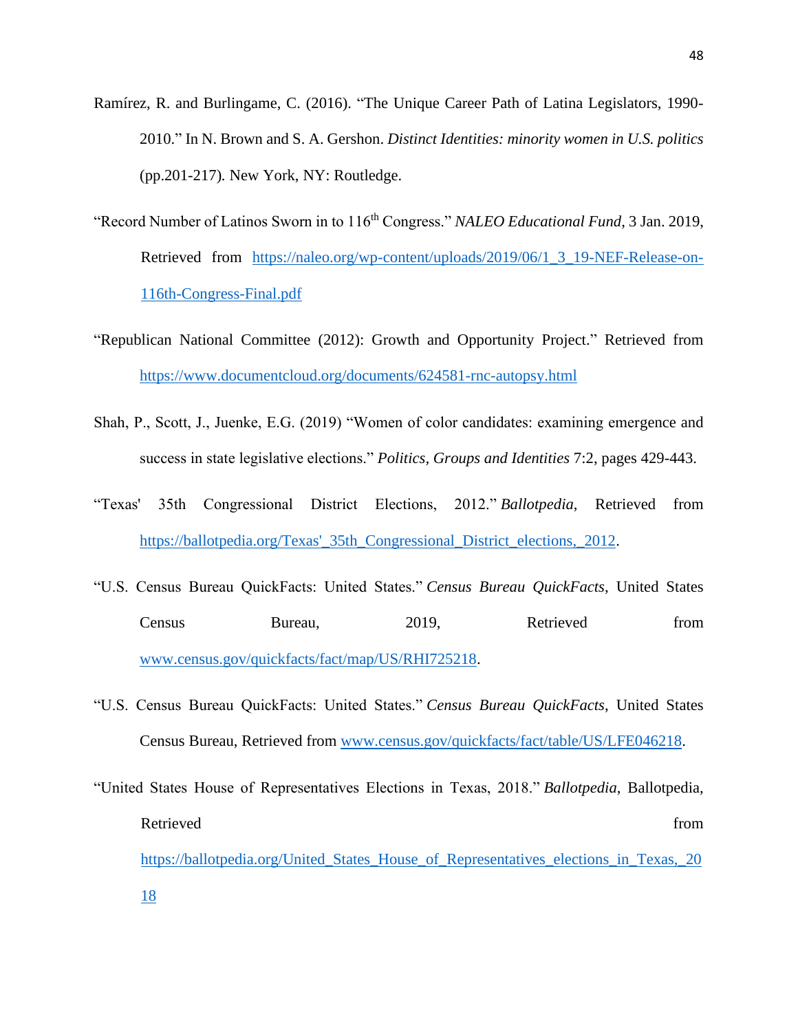Ramírez, R. and Burlingame, C. (2016). "The Unique Career Path of Latina Legislators, 1990-2010." In N. Brown and S. A. Gershon. *Distinct Identities: minority women in U.S. politics* (pp.201-217). New York, NY: Routledge.

"Record Number of Latinos Sworn in to 116th Congress." *NALEO Educational Fund*, 3 Jan. 2019, Retrieved from https://naleo.org/wp-content/uploads/2019/06/1_3_19-NEF-Release-on-116th-Congress-Final.pdf

"Republican National Committee (2012): Growth and Opportunity Project." Retrieved from https://www.documentcloud.org/documents/624581-rnc-autopsy.html

Shah, P., Scott, J., Juenke, E.G. (2019) "Women of color candidates: examining emergence and success in state legislative elections." *Politics, Groups and Identities* 7:2, pages 429-443.

"Texas' 35th Congressional District Elections, 2012." *Ballotpedia*, Retrieved from https://ballotpedia.org/Texas'_35th_Congressional_District_elections,_2012.

"U.S. Census Bureau QuickFacts: United States." *Census Bureau QuickFacts*, United States Census Bureau, 2019, Retrieved from www.census.gov/quickfacts/fact/map/US/RHI725218.

"U.S. Census Bureau QuickFacts: United States." *Census Bureau QuickFacts*, United States Census Bureau, Retrieved from www.census.gov/quickfacts/fact/table/US/LFE046218.

"United States House of Representatives Elections in Texas, 2018." *Ballotpedia*, Ballotpedia, Retrieved from https://ballotpedia.org/United_States_House_of_Representatives_elections_in_Texas,_2018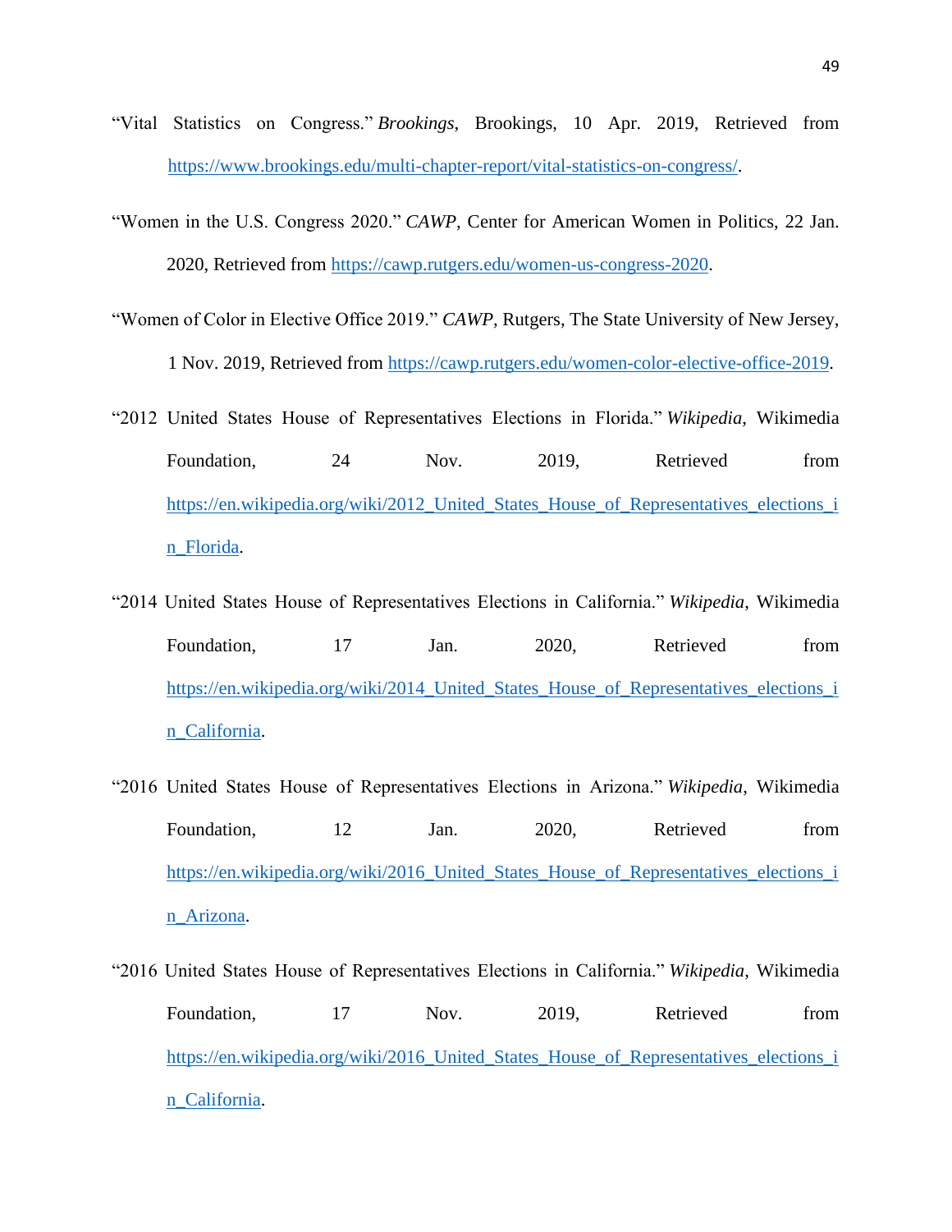“Vital Statistics on Congress.” *Brookings*, Brookings, 10 Apr. 2019, Retrieved from https://www.brookings.edu/multi-chapter-report/vital-statistics-on-congress/.

“Women in the U.S. Congress 2020.” *CAWP*, Center for American Women in Politics, 22 Jan. 2020, Retrieved from https://cawp.rutgers.edu/women-us-congress-2020.

“Women of Color in Elective Office 2019.” *CAWP*, Rutgers, The State University of New Jersey, 1 Nov. 2019, Retrieved from https://cawp.rutgers.edu/women-color-elective-office-2019.

“2012 United States House of Representatives Elections in Florida.” *Wikipedia*, Wikimedia Foundation, 24 Nov. 2019, Retrieved from https://en.wikipedia.org/wiki/2012_United_States_House_of_Representatives_elections_in_Florida.

“2014 United States House of Representatives Elections in California.” *Wikipedia*, Wikimedia Foundation, 17 Jan. 2020, Retrieved from https://en.wikipedia.org/wiki/2014_United_States_House_of_Representatives_elections_in_California.

“2016 United States House of Representatives Elections in Arizona.” *Wikipedia*, Wikimedia Foundation, 12 Jan. 2020, Retrieved from https://en.wikipedia.org/wiki/2016_United_States_House_of_Representatives_elections_in_Arizona.

“2016 United States House of Representatives Elections in California.” *Wikipedia*, Wikimedia Foundation, 17 Nov. 2019, Retrieved from https://en.wikipedia.org/wiki/2016_United_States_House_of_Representatives_elections_in_California.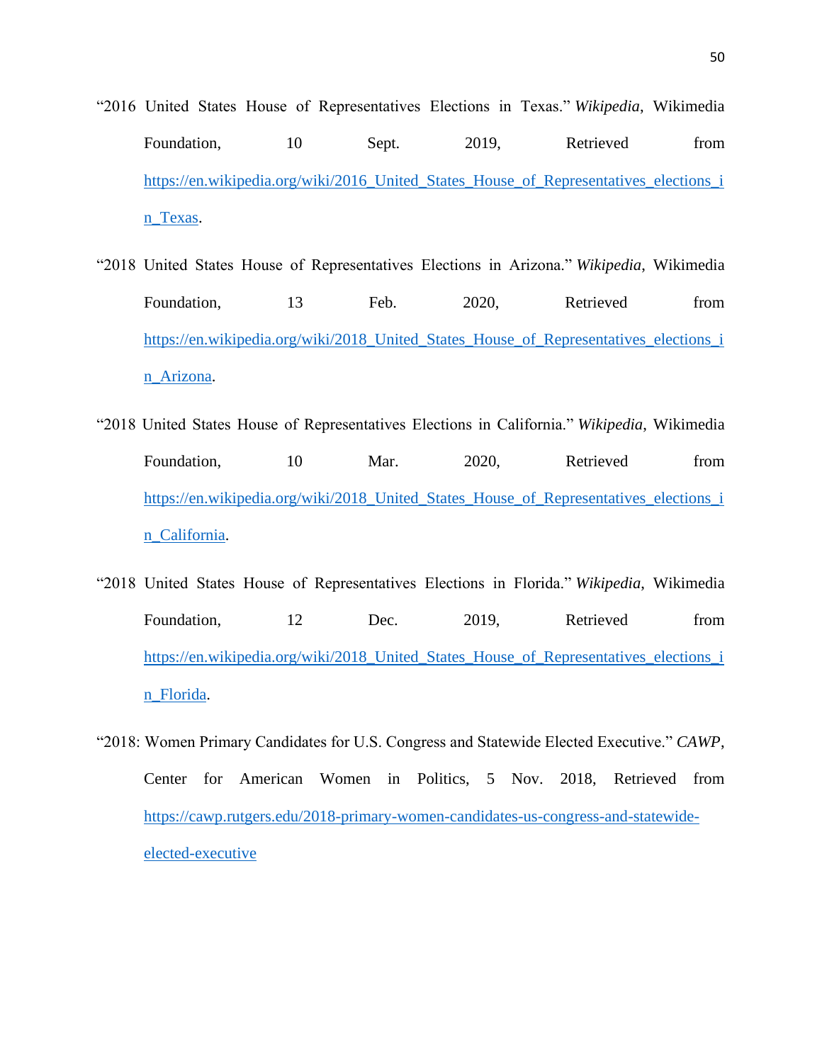"2016 United States House of Representatives Elections in Texas." *Wikipedia*, Wikimedia Foundation, 10 Sept. 2019, Retrieved from https://en.wikipedia.org/wiki/2016_United_States_House_of_Representatives_elections_in_Texas.

"2018 United States House of Representatives Elections in Arizona." *Wikipedia*, Wikimedia Foundation, 13 Feb. 2020, Retrieved from https://en.wikipedia.org/wiki/2018_United_States_House_of_Representatives_elections_in_Arizona.

"2018 United States House of Representatives Elections in California." *Wikipedia*, Wikimedia Foundation, 10 Mar. 2020, Retrieved from https://en.wikipedia.org/wiki/2018_United_States_House_of_Representatives_elections_in_California.

"2018 United States House of Representatives Elections in Florida." *Wikipedia*, Wikimedia Foundation, 12 Dec. 2019, Retrieved from https://en.wikipedia.org/wiki/2018_United_States_House_of_Representatives_elections_in_Florida.

"2018: Women Primary Candidates for U.S. Congress and Statewide Elected Executive." *CAWP*, Center for American Women in Politics, 5 Nov. 2018, Retrieved from https://cawp.rutgers.edu/2018-primary-women-candidates-us-congress-and-statewide-elected-executive